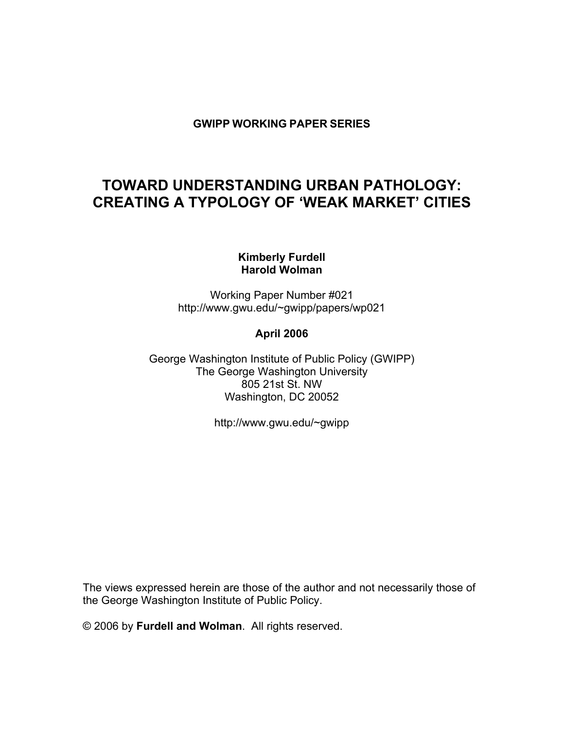**GWIPP WORKING PAPER SERIES**

# TOWARD UNDERSTANDING URBAN PATHOLOGY: CREATING A TYPOLOGY OF 'WEAK MARKET' CITIES

**Kimberly Furdell**
**Harold Wolman**

Working Paper Number #021
http://www.gwu.edu/~gwipp/papers/wp021

**April 2006**

George Washington Institute of Public Policy (GWIPP)
The George Washington University
805 21st St. NW
Washington, DC 20052

http://www.gwu.edu/~gwipp

The views expressed herein are those of the author and not necessarily those of the George Washington Institute of Public Policy.

© 2006 by **Furdell and Wolman**. All rights reserved.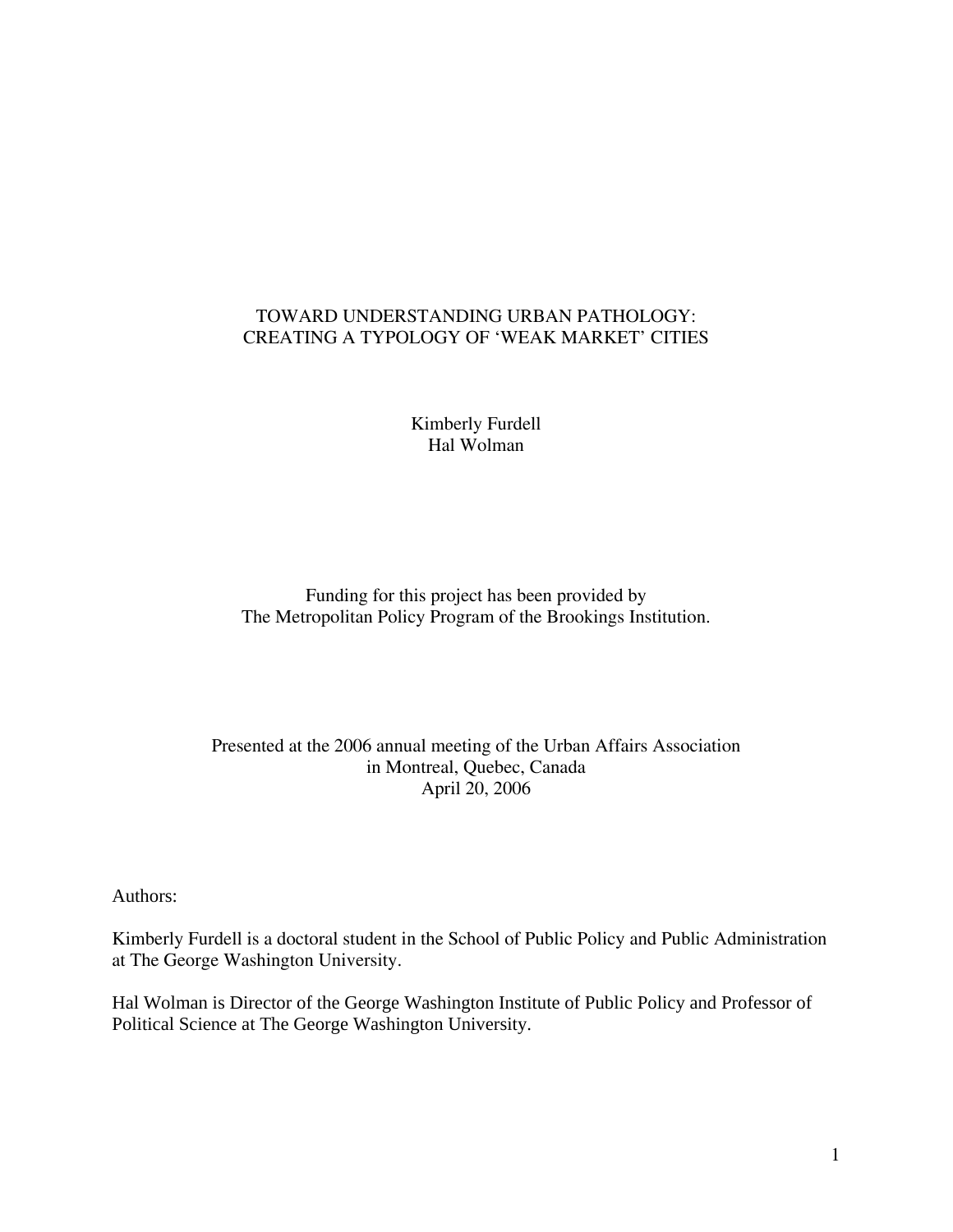# TOWARD UNDERSTANDING URBAN PATHOLOGY: CREATING A TYPOLOGY OF 'WEAK MARKET' CITIES

Kimberly Furdell
Hal Wolman

Funding for this project has been provided by
The Metropolitan Policy Program of the Brookings Institution.

Presented at the 2006 annual meeting of the Urban Affairs Association
in Montreal, Quebec, Canada
April 20, 2006

Authors:

Kimberly Furdell is a doctoral student in the School of Public Policy and Public Administration at The George Washington University.

Hal Wolman is Director of the George Washington Institute of Public Policy and Professor of Political Science at The George Washington University.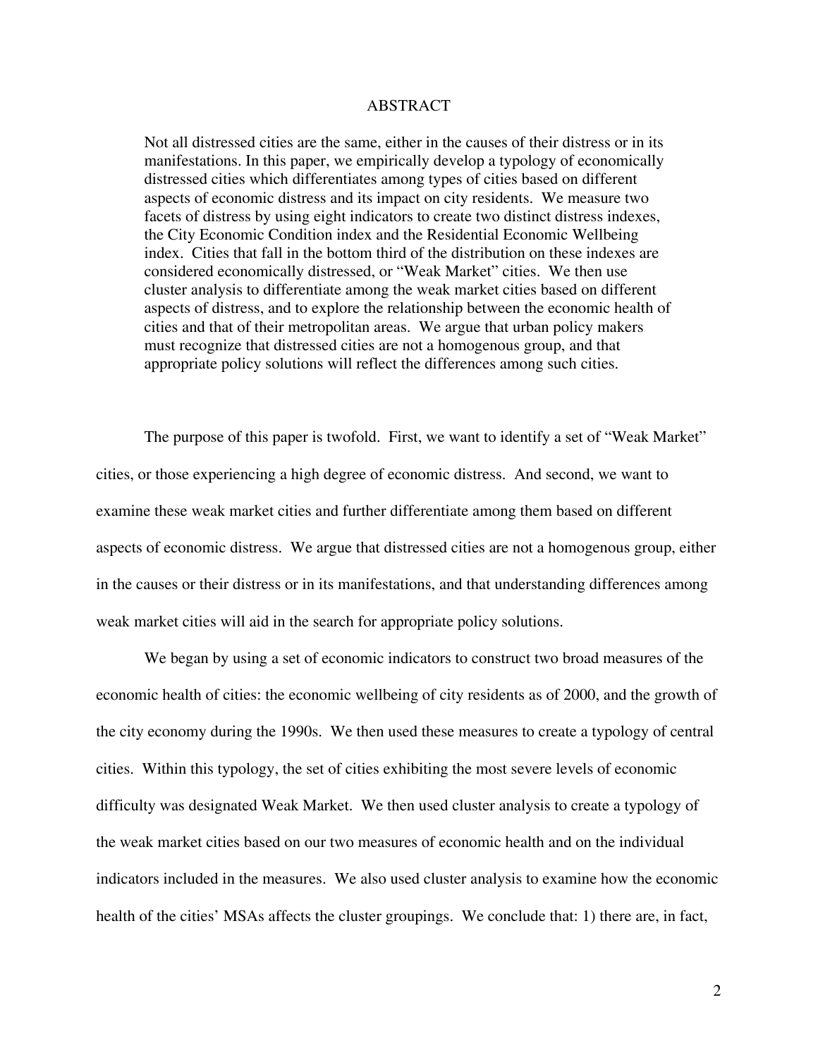## ABSTRACT

Not all distressed cities are the same, either in the causes of their distress or in its manifestations. In this paper, we empirically develop a typology of economically distressed cities which differentiates among types of cities based on different aspects of economic distress and its impact on city residents. We measure two facets of distress by using eight indicators to create two distinct distress indexes, the City Economic Condition index and the Residential Economic Wellbeing index. Cities that fall in the bottom third of the distribution on these indexes are considered economically distressed, or "Weak Market" cities. We then use cluster analysis to differentiate among the weak market cities based on different aspects of distress, and to explore the relationship between the economic health of cities and that of their metropolitan areas. We argue that urban policy makers must recognize that distressed cities are not a homogenous group, and that appropriate policy solutions will reflect the differences among such cities.

The purpose of this paper is twofold. First, we want to identify a set of "Weak Market" cities, or those experiencing a high degree of economic distress. And second, we want to examine these weak market cities and further differentiate among them based on different aspects of economic distress. We argue that distressed cities are not a homogenous group, either in the causes or their distress or in its manifestations, and that understanding differences among weak market cities will aid in the search for appropriate policy solutions.

We began by using a set of economic indicators to construct two broad measures of the economic health of cities: the economic wellbeing of city residents as of 2000, and the growth of the city economy during the 1990s. We then used these measures to create a typology of central cities. Within this typology, the set of cities exhibiting the most severe levels of economic difficulty was designated Weak Market. We then used cluster analysis to create a typology of the weak market cities based on our two measures of economic health and on the individual indicators included in the measures. We also used cluster analysis to examine how the economic health of the cities' MSAs affects the cluster groupings. We conclude that: 1) there are, in fact,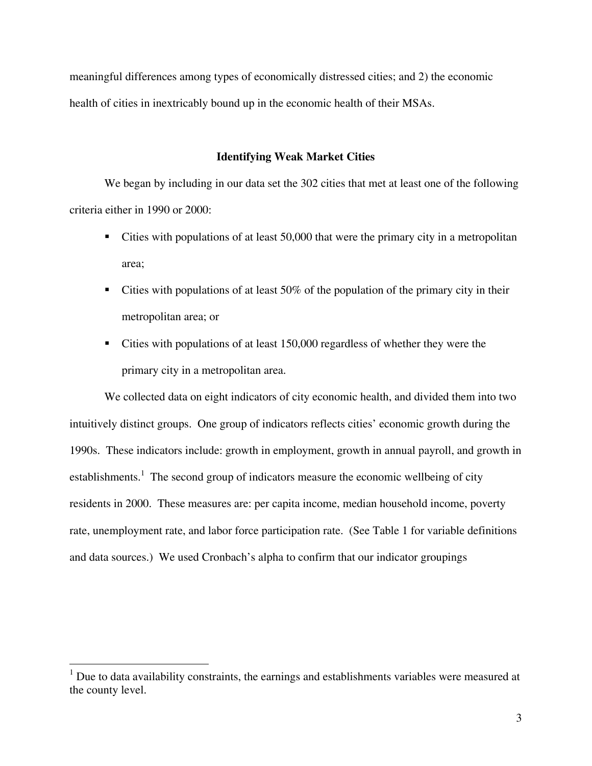meaningful differences among types of economically distressed cities; and 2) the economic health of cities in inextricably bound up in the economic health of their MSAs.

## Identifying Weak Market Cities

We began by including in our data set the 302 cities that met at least one of the following criteria either in 1990 or 2000:

- Cities with populations of at least 50,000 that were the primary city in a metropolitan area;
- Cities with populations of at least 50% of the population of the primary city in their metropolitan area; or
- Cities with populations of at least 150,000 regardless of whether they were the primary city in a metropolitan area.

We collected data on eight indicators of city economic health, and divided them into two intuitively distinct groups. One group of indicators reflects cities' economic growth during the 1990s. These indicators include: growth in employment, growth in annual payroll, and growth in establishments.[1] The second group of indicators measure the economic wellbeing of city residents in 2000. These measures are: per capita income, median household income, poverty rate, unemployment rate, and labor force participation rate. (See Table 1 for variable definitions and data sources.) We used Cronbach's alpha to confirm that our indicator groupings

[1] Due to data availability constraints, the earnings and establishments variables were measured at the county level.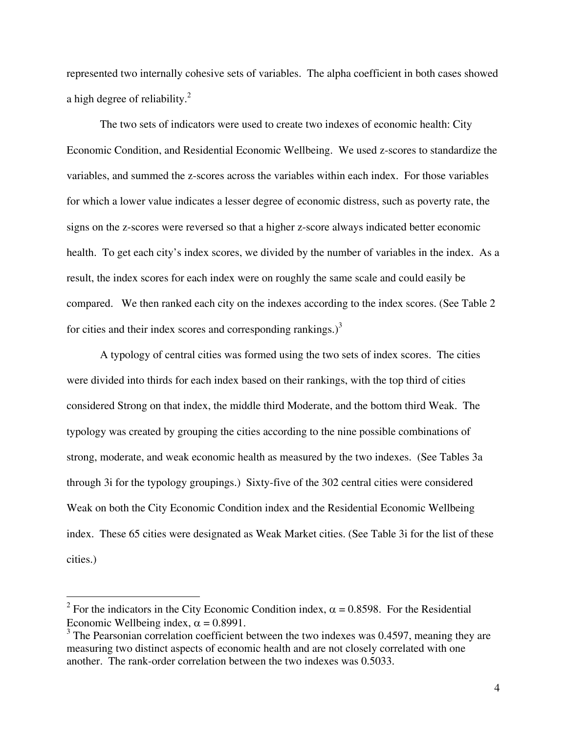represented two internally cohesive sets of variables. The alpha coefficient in both cases showed a high degree of reliability.[2]

The two sets of indicators were used to create two indexes of economic health: City Economic Condition, and Residential Economic Wellbeing. We used z-scores to standardize the variables, and summed the z-scores across the variables within each index. For those variables for which a lower value indicates a lesser degree of economic distress, such as poverty rate, the signs on the z-scores were reversed so that a higher z-score always indicated better economic health. To get each city's index scores, we divided by the number of variables in the index. As a result, the index scores for each index were on roughly the same scale and could easily be compared. We then ranked each city on the indexes according to the index scores. (See Table 2 for cities and their index scores and corresponding rankings.)[3]

A typology of central cities was formed using the two sets of index scores. The cities were divided into thirds for each index based on their rankings, with the top third of cities considered Strong on that index, the middle third Moderate, and the bottom third Weak. The typology was created by grouping the cities according to the nine possible combinations of strong, moderate, and weak economic health as measured by the two indexes. (See Tables 3a through 3i for the typology groupings.) Sixty-five of the 302 central cities were considered Weak on both the City Economic Condition index and the Residential Economic Wellbeing index. These 65 cities were designated as Weak Market cities. (See Table 3i for the list of these cities.)

---

[2] For the indicators in the City Economic Condition index, $\alpha = 0.8598$. For the Residential Economic Wellbeing index, $\alpha = 0.8991$.

[3] The Pearsonian correlation coefficient between the two indexes was 0.4597, meaning they are measuring two distinct aspects of economic health and are not closely correlated with one another. The rank-order correlation between the two indexes was 0.5033.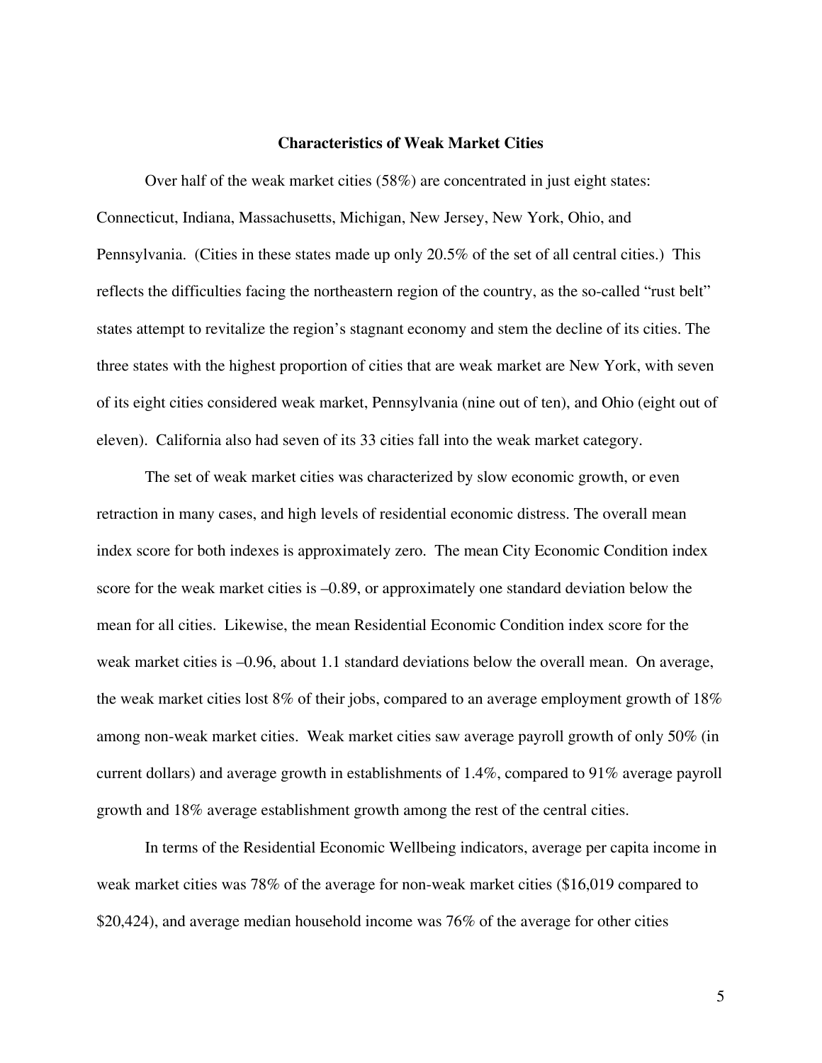## Characteristics of Weak Market Cities

Over half of the weak market cities (58%) are concentrated in just eight states: Connecticut, Indiana, Massachusetts, Michigan, New Jersey, New York, Ohio, and Pennsylvania. (Cities in these states made up only 20.5% of the set of all central cities.) This reflects the difficulties facing the northeastern region of the country, as the so-called "rust belt" states attempt to revitalize the region's stagnant economy and stem the decline of its cities. The three states with the highest proportion of cities that are weak market are New York, with seven of its eight cities considered weak market, Pennsylvania (nine out of ten), and Ohio (eight out of eleven). California also had seven of its 33 cities fall into the weak market category.

The set of weak market cities was characterized by slow economic growth, or even retraction in many cases, and high levels of residential economic distress. The overall mean index score for both indexes is approximately zero. The mean City Economic Condition index score for the weak market cities is –0.89, or approximately one standard deviation below the mean for all cities. Likewise, the mean Residential Economic Condition index score for the weak market cities is –0.96, about 1.1 standard deviations below the overall mean. On average, the weak market cities lost 8% of their jobs, compared to an average employment growth of 18% among non-weak market cities. Weak market cities saw average payroll growth of only 50% (in current dollars) and average growth in establishments of 1.4%, compared to 91% average payroll growth and 18% average establishment growth among the rest of the central cities.

In terms of the Residential Economic Wellbeing indicators, average per capita income in weak market cities was 78% of the average for non-weak market cities ($16,019 compared to $20,424), and average median household income was 76% of the average for other cities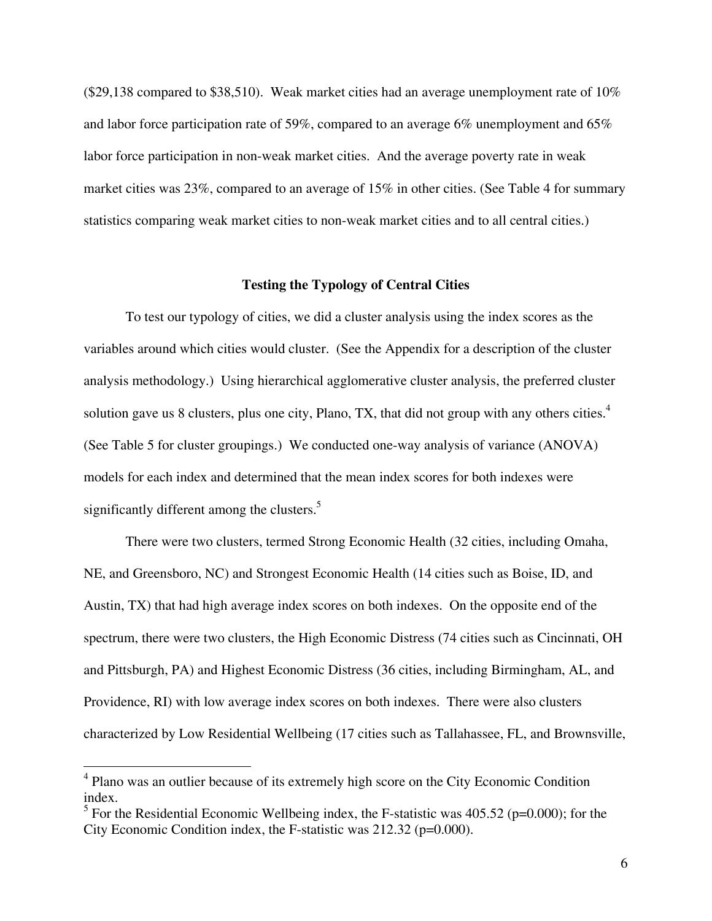($29,138 compared to $38,510). Weak market cities had an average unemployment rate of 10% and labor force participation rate of 59%, compared to an average 6% unemployment and 65% labor force participation in non-weak market cities. And the average poverty rate in weak market cities was 23%, compared to an average of 15% in other cities. (See Table 4 for summary statistics comparing weak market cities to non-weak market cities and to all central cities.)

**Testing the Typology of Central Cities**

To test our typology of cities, we did a cluster analysis using the index scores as the variables around which cities would cluster. (See the Appendix for a description of the cluster analysis methodology.) Using hierarchical agglomerative cluster analysis, the preferred cluster solution gave us 8 clusters, plus one city, Plano, TX, that did not group with any others cities.[4] (See Table 5 for cluster groupings.) We conducted one-way analysis of variance (ANOVA) models for each index and determined that the mean index scores for both indexes were significantly different among the clusters.[5]

There were two clusters, termed Strong Economic Health (32 cities, including Omaha, NE, and Greensboro, NC) and Strongest Economic Health (14 cities such as Boise, ID, and Austin, TX) that had high average index scores on both indexes. On the opposite end of the spectrum, there were two clusters, the High Economic Distress (74 cities such as Cincinnati, OH and Pittsburgh, PA) and Highest Economic Distress (36 cities, including Birmingham, AL, and Providence, RI) with low average index scores on both indexes. There were also clusters characterized by Low Residential Wellbeing (17 cities such as Tallahassee, FL, and Brownsville,

---

[4] Plano was an outlier because of its extremely high score on the City Economic Condition index.

[5] For the Residential Economic Wellbeing index, the F-statistic was 405.52 ($p$=0.000); for the City Economic Condition index, the F-statistic was 212.32 ($p$=0.000).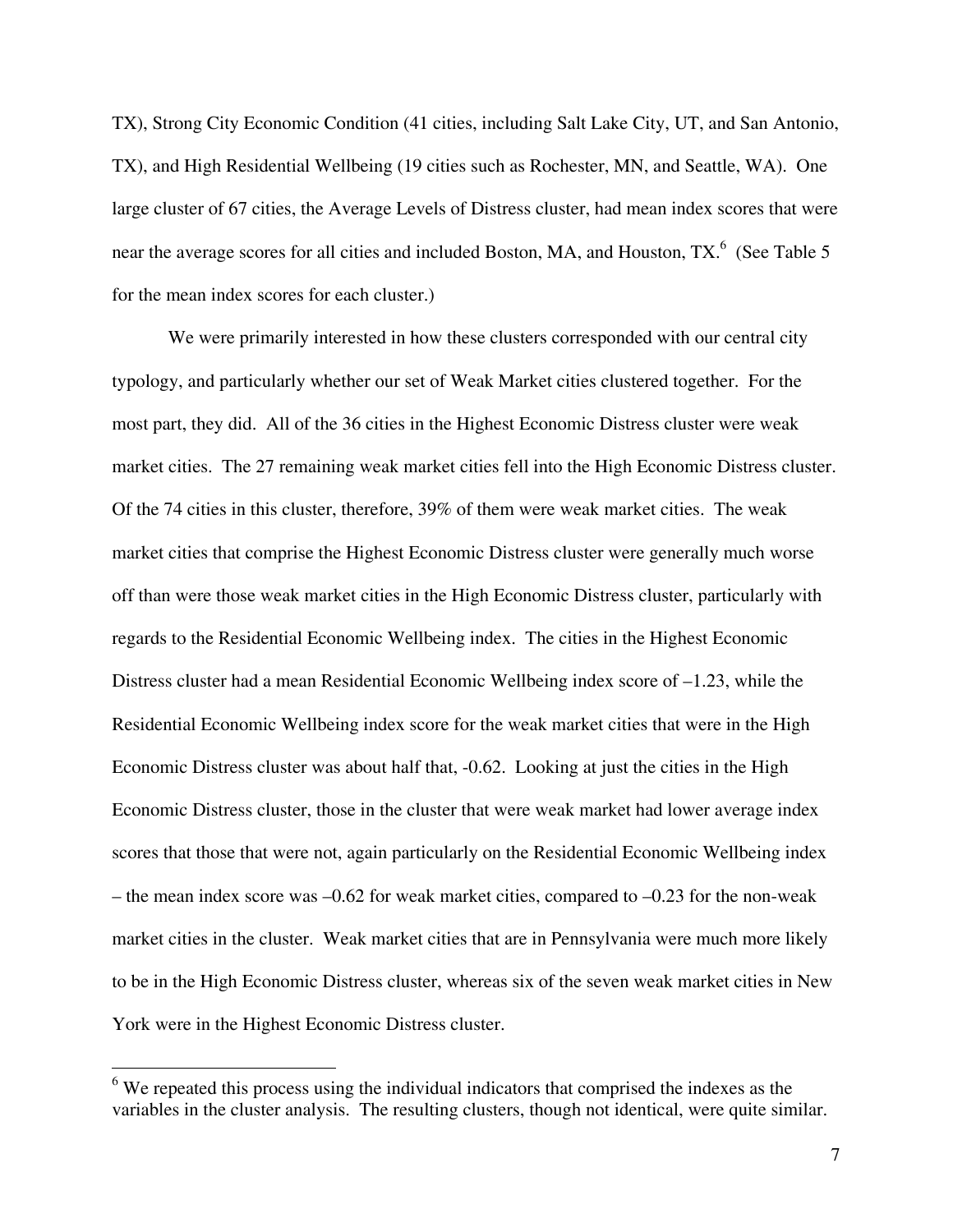TX), Strong City Economic Condition (41 cities, including Salt Lake City, UT, and San Antonio, TX), and High Residential Wellbeing (19 cities such as Rochester, MN, and Seattle, WA). One large cluster of 67 cities, the Average Levels of Distress cluster, had mean index scores that were near the average scores for all cities and included Boston, MA, and Houston, TX.[6] (See Table 5 for the mean index scores for each cluster.)

We were primarily interested in how these clusters corresponded with our central city typology, and particularly whether our set of Weak Market cities clustered together. For the most part, they did. All of the 36 cities in the Highest Economic Distress cluster were weak market cities. The 27 remaining weak market cities fell into the High Economic Distress cluster. Of the 74 cities in this cluster, therefore, 39% of them were weak market cities. The weak market cities that comprise the Highest Economic Distress cluster were generally much worse off than were those weak market cities in the High Economic Distress cluster, particularly with regards to the Residential Economic Wellbeing index. The cities in the Highest Economic Distress cluster had a mean Residential Economic Wellbeing index score of –1.23, while the Residential Economic Wellbeing index score for the weak market cities that were in the High Economic Distress cluster was about half that, -0.62. Looking at just the cities in the High Economic Distress cluster, those in the cluster that were weak market had lower average index scores that those that were not, again particularly on the Residential Economic Wellbeing index – the mean index score was –0.62 for weak market cities, compared to –0.23 for the non-weak market cities in the cluster. Weak market cities that are in Pennsylvania were much more likely to be in the High Economic Distress cluster, whereas six of the seven weak market cities in New York were in the Highest Economic Distress cluster.

---

[6] We repeated this process using the individual indicators that comprised the indexes as the variables in the cluster analysis. The resulting clusters, though not identical, were quite similar.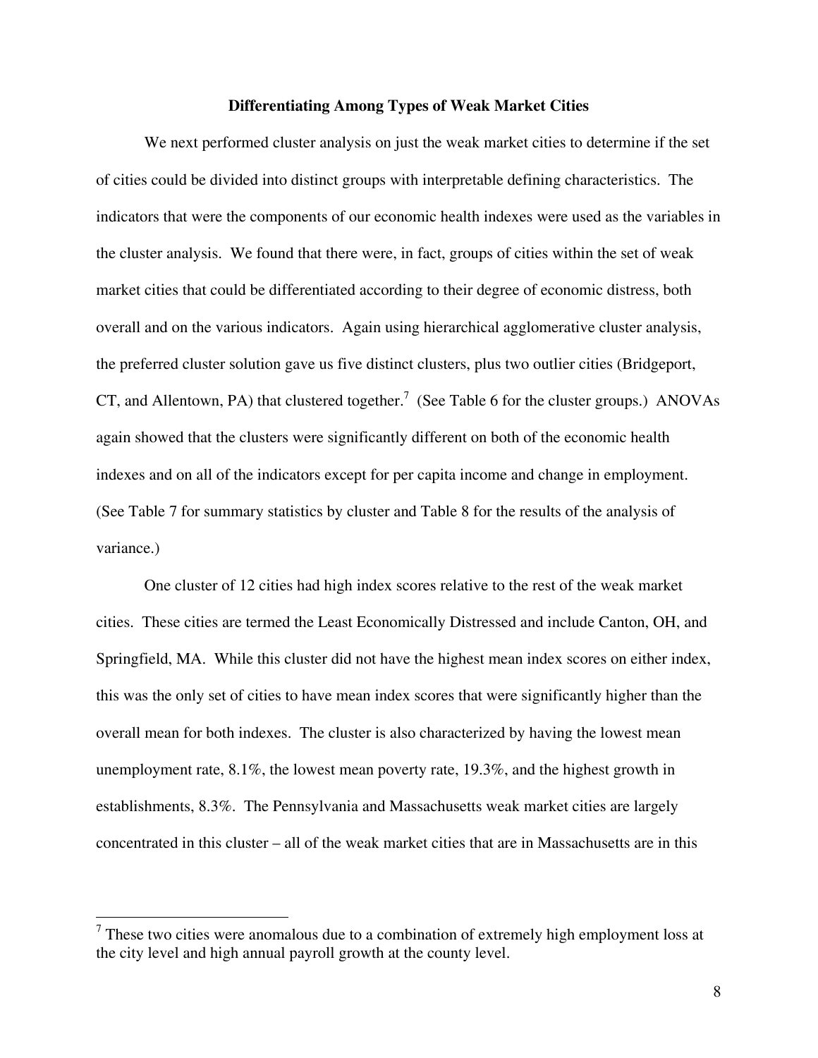## Differentiating Among Types of Weak Market Cities

We next performed cluster analysis on just the weak market cities to determine if the set of cities could be divided into distinct groups with interpretable defining characteristics. The indicators that were the components of our economic health indexes were used as the variables in the cluster analysis. We found that there were, in fact, groups of cities within the set of weak market cities that could be differentiated according to their degree of economic distress, both overall and on the various indicators. Again using hierarchical agglomerative cluster analysis, the preferred cluster solution gave us five distinct clusters, plus two outlier cities (Bridgeport, CT, and Allentown, PA) that clustered together.[7] (See Table 6 for the cluster groups.) ANOVAs again showed that the clusters were significantly different on both of the economic health indexes and on all of the indicators except for per capita income and change in employment. (See Table 7 for summary statistics by cluster and Table 8 for the results of the analysis of variance.)

One cluster of 12 cities had high index scores relative to the rest of the weak market cities. These cities are termed the Least Economically Distressed and include Canton, OH, and Springfield, MA. While this cluster did not have the highest mean index scores on either index, this was the only set of cities to have mean index scores that were significantly higher than the overall mean for both indexes. The cluster is also characterized by having the lowest mean unemployment rate, 8.1%, the lowest mean poverty rate, 19.3%, and the highest growth in establishments, 8.3%. The Pennsylvania and Massachusetts weak market cities are largely concentrated in this cluster – all of the weak market cities that are in Massachusetts are in this

[7] These two cities were anomalous due to a combination of extremely high employment loss at the city level and high annual payroll growth at the county level.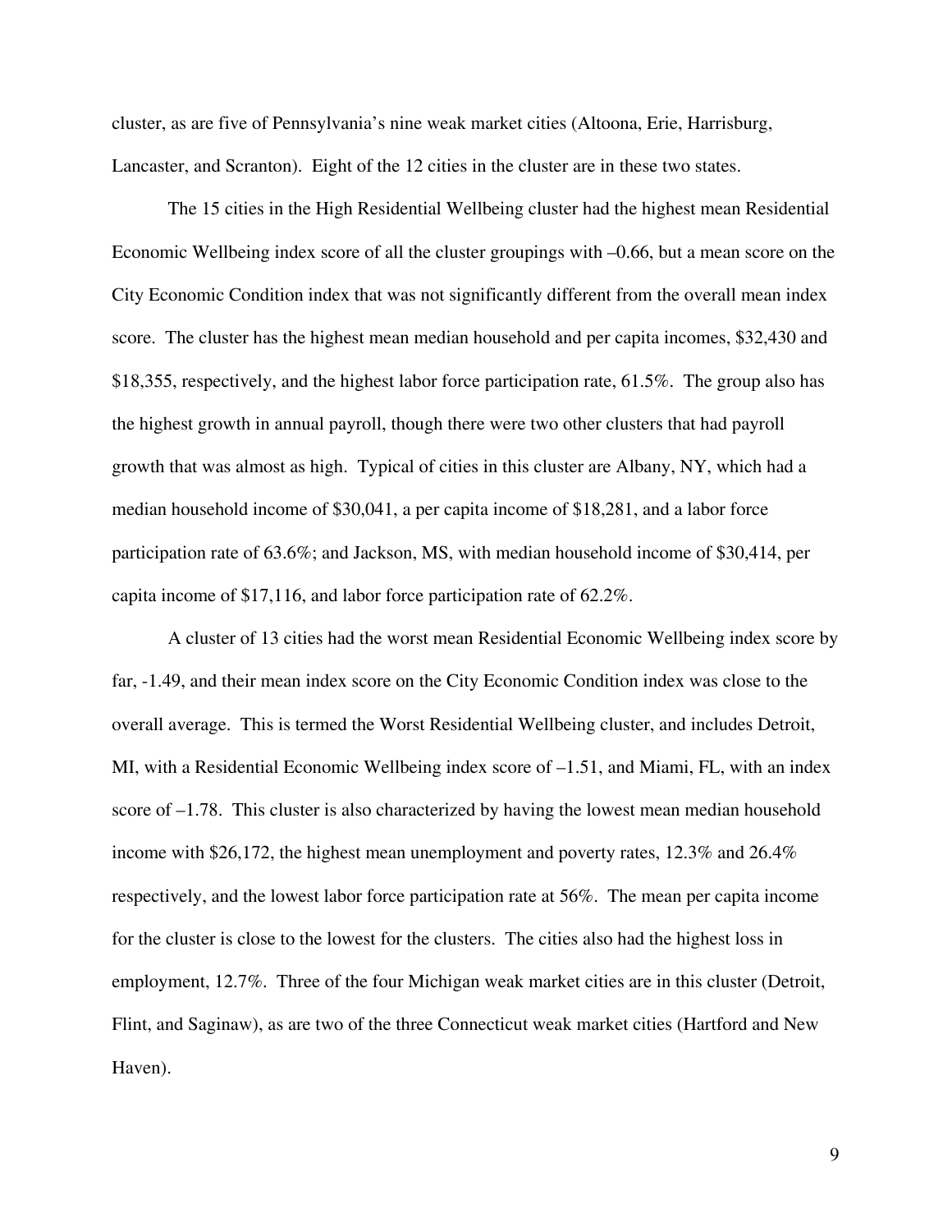cluster, as are five of Pennsylvania's nine weak market cities (Altoona, Erie, Harrisburg, Lancaster, and Scranton). Eight of the 12 cities in the cluster are in these two states.

The 15 cities in the High Residential Wellbeing cluster had the highest mean Residential Economic Wellbeing index score of all the cluster groupings with –0.66, but a mean score on the City Economic Condition index that was not significantly different from the overall mean index score. The cluster has the highest mean median household and per capita incomes, $32,430 and $18,355, respectively, and the highest labor force participation rate, 61.5%. The group also has the highest growth in annual payroll, though there were two other clusters that had payroll growth that was almost as high. Typical of cities in this cluster are Albany, NY, which had a median household income of $30,041, a per capita income of $18,281, and a labor force participation rate of 63.6%; and Jackson, MS, with median household income of $30,414, per capita income of $17,116, and labor force participation rate of 62.2%.

A cluster of 13 cities had the worst mean Residential Economic Wellbeing index score by far, -1.49, and their mean index score on the City Economic Condition index was close to the overall average. This is termed the Worst Residential Wellbeing cluster, and includes Detroit, MI, with a Residential Economic Wellbeing index score of –1.51, and Miami, FL, with an index score of –1.78. This cluster is also characterized by having the lowest mean median household income with $26,172, the highest mean unemployment and poverty rates, 12.3% and 26.4% respectively, and the lowest labor force participation rate at 56%. The mean per capita income for the cluster is close to the lowest for the clusters. The cities also had the highest loss in employment, 12.7%. Three of the four Michigan weak market cities are in this cluster (Detroit, Flint, and Saginaw), as are two of the three Connecticut weak market cities (Hartford and New Haven).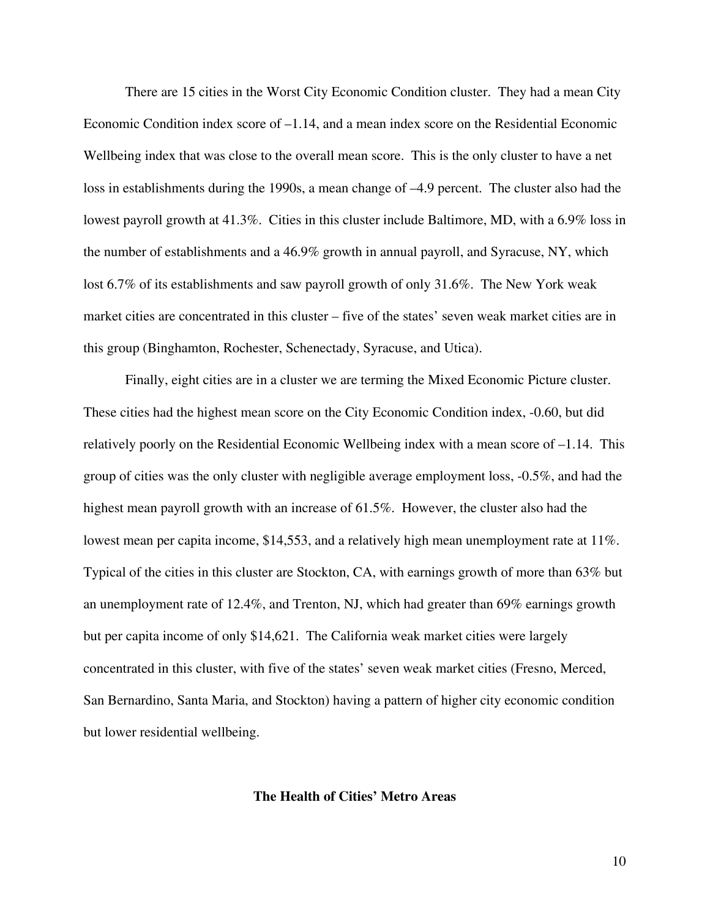There are 15 cities in the Worst City Economic Condition cluster. They had a mean City Economic Condition index score of –1.14, and a mean index score on the Residential Economic Wellbeing index that was close to the overall mean score. This is the only cluster to have a net loss in establishments during the 1990s, a mean change of –4.9 percent. The cluster also had the lowest payroll growth at 41.3%. Cities in this cluster include Baltimore, MD, with a 6.9% loss in the number of establishments and a 46.9% growth in annual payroll, and Syracuse, NY, which lost 6.7% of its establishments and saw payroll growth of only 31.6%. The New York weak market cities are concentrated in this cluster – five of the states' seven weak market cities are in this group (Binghamton, Rochester, Schenectady, Syracuse, and Utica).

Finally, eight cities are in a cluster we are terming the Mixed Economic Picture cluster. These cities had the highest mean score on the City Economic Condition index, -0.60, but did relatively poorly on the Residential Economic Wellbeing index with a mean score of –1.14. This group of cities was the only cluster with negligible average employment loss, -0.5%, and had the highest mean payroll growth with an increase of 61.5%. However, the cluster also had the lowest mean per capita income, $14,553, and a relatively high mean unemployment rate at 11%. Typical of the cities in this cluster are Stockton, CA, with earnings growth of more than 63% but an unemployment rate of 12.4%, and Trenton, NJ, which had greater than 69% earnings growth but per capita income of only $14,621. The California weak market cities were largely concentrated in this cluster, with five of the states' seven weak market cities (Fresno, Merced, San Bernardino, Santa Maria, and Stockton) having a pattern of higher city economic condition but lower residential wellbeing.

## The Health of Cities' Metro Areas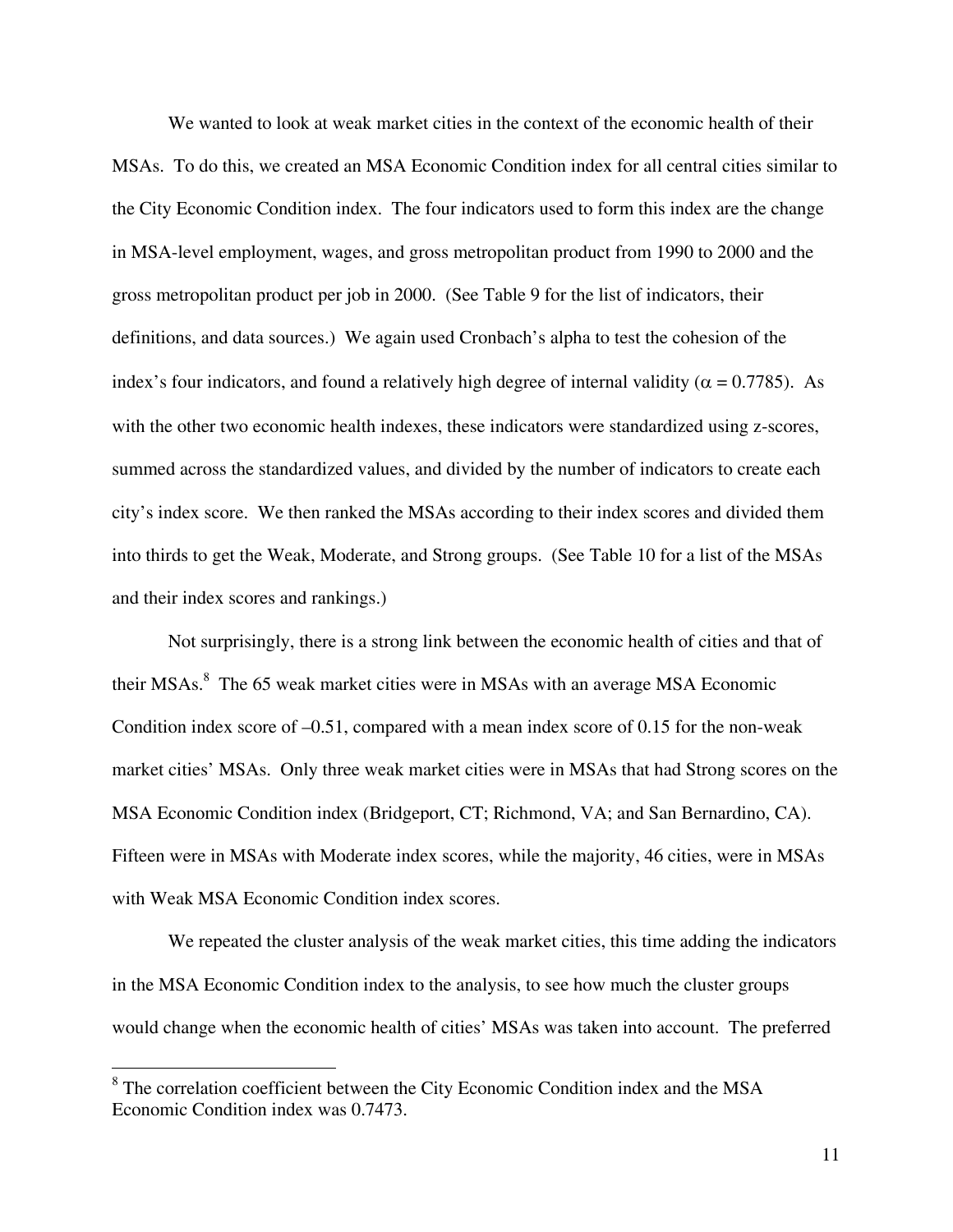We wanted to look at weak market cities in the context of the economic health of their MSAs. To do this, we created an MSA Economic Condition index for all central cities similar to the City Economic Condition index. The four indicators used to form this index are the change in MSA-level employment, wages, and gross metropolitan product from 1990 to 2000 and the gross metropolitan product per job in 2000. (See Table 9 for the list of indicators, their definitions, and data sources.) We again used Cronbach's alpha to test the cohesion of the index's four indicators, and found a relatively high degree of internal validity ($\alpha = 0.7785$). As with the other two economic health indexes, these indicators were standardized using z-scores, summed across the standardized values, and divided by the number of indicators to create each city's index score. We then ranked the MSAs according to their index scores and divided them into thirds to get the Weak, Moderate, and Strong groups. (See Table 10 for a list of the MSAs and their index scores and rankings.)

Not surprisingly, there is a strong link between the economic health of cities and that of their MSAs.[8] The 65 weak market cities were in MSAs with an average MSA Economic Condition index score of –0.51, compared with a mean index score of 0.15 for the non-weak market cities' MSAs. Only three weak market cities were in MSAs that had Strong scores on the MSA Economic Condition index (Bridgeport, CT; Richmond, VA; and San Bernardino, CA). Fifteen were in MSAs with Moderate index scores, while the majority, 46 cities, were in MSAs with Weak MSA Economic Condition index scores.

We repeated the cluster analysis of the weak market cities, this time adding the indicators in the MSA Economic Condition index to the analysis, to see how much the cluster groups would change when the economic health of cities' MSAs was taken into account. The preferred

[8] The correlation coefficient between the City Economic Condition index and the MSA Economic Condition index was 0.7473.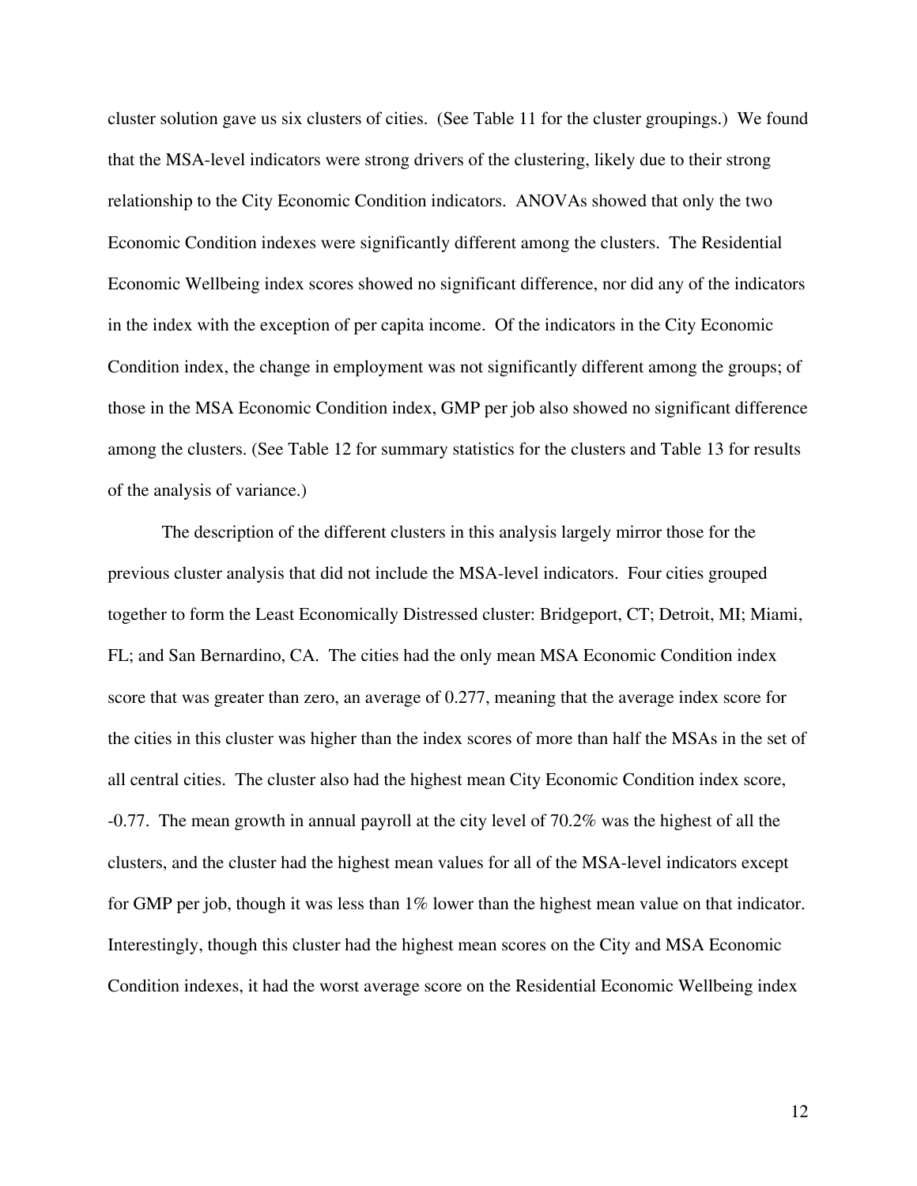cluster solution gave us six clusters of cities. (See Table 11 for the cluster groupings.) We found that the MSA-level indicators were strong drivers of the clustering, likely due to their strong relationship to the City Economic Condition indicators. ANOVAs showed that only the two Economic Condition indexes were significantly different among the clusters. The Residential Economic Wellbeing index scores showed no significant difference, nor did any of the indicators in the index with the exception of per capita income. Of the indicators in the City Economic Condition index, the change in employment was not significantly different among the groups; of those in the MSA Economic Condition index, GMP per job also showed no significant difference among the clusters. (See Table 12 for summary statistics for the clusters and Table 13 for results of the analysis of variance.)

The description of the different clusters in this analysis largely mirror those for the previous cluster analysis that did not include the MSA-level indicators. Four cities grouped together to form the Least Economically Distressed cluster: Bridgeport, CT; Detroit, MI; Miami, FL; and San Bernardino, CA. The cities had the only mean MSA Economic Condition index score that was greater than zero, an average of 0.277, meaning that the average index score for the cities in this cluster was higher than the index scores of more than half the MSAs in the set of all central cities. The cluster also had the highest mean City Economic Condition index score, -0.77. The mean growth in annual payroll at the city level of 70.2% was the highest of all the clusters, and the cluster had the highest mean values for all of the MSA-level indicators except for GMP per job, though it was less than 1% lower than the highest mean value on that indicator. Interestingly, though this cluster had the highest mean scores on the City and MSA Economic Condition indexes, it had the worst average score on the Residential Economic Wellbeing index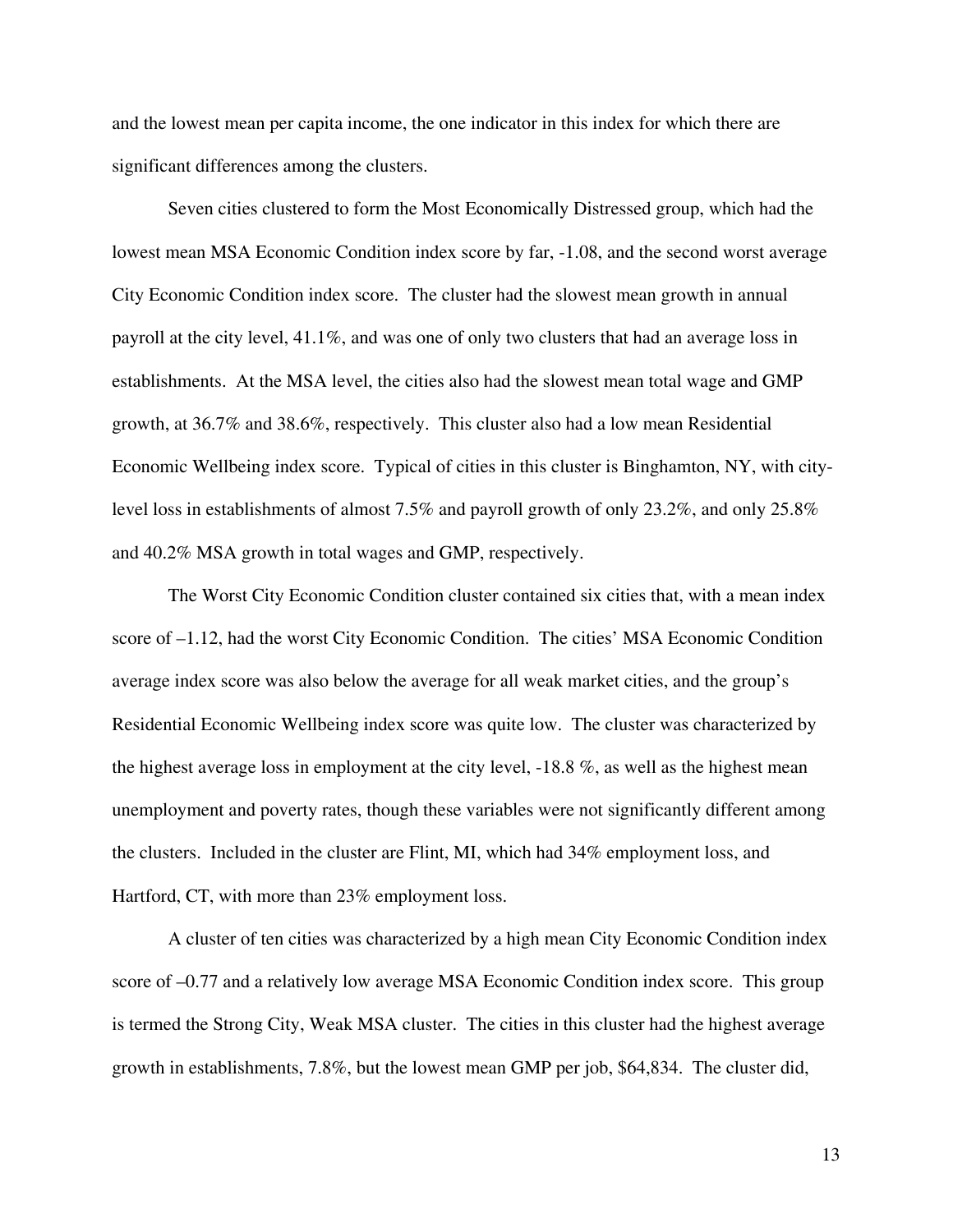and the lowest mean per capita income, the one indicator in this index for which there are significant differences among the clusters.

Seven cities clustered to form the Most Economically Distressed group, which had the lowest mean MSA Economic Condition index score by far, -1.08, and the second worst average City Economic Condition index score. The cluster had the slowest mean growth in annual payroll at the city level, 41.1%, and was one of only two clusters that had an average loss in establishments. At the MSA level, the cities also had the slowest mean total wage and GMP growth, at 36.7% and 38.6%, respectively. This cluster also had a low mean Residential Economic Wellbeing index score. Typical of cities in this cluster is Binghamton, NY, with city-level loss in establishments of almost 7.5% and payroll growth of only 23.2%, and only 25.8% and 40.2% MSA growth in total wages and GMP, respectively.

The Worst City Economic Condition cluster contained six cities that, with a mean index score of –1.12, had the worst City Economic Condition. The cities' MSA Economic Condition average index score was also below the average for all weak market cities, and the group's Residential Economic Wellbeing index score was quite low. The cluster was characterized by the highest average loss in employment at the city level, -18.8 %, as well as the highest mean unemployment and poverty rates, though these variables were not significantly different among the clusters. Included in the cluster are Flint, MI, which had 34% employment loss, and Hartford, CT, with more than 23% employment loss.

A cluster of ten cities was characterized by a high mean City Economic Condition index score of –0.77 and a relatively low average MSA Economic Condition index score. This group is termed the Strong City, Weak MSA cluster. The cities in this cluster had the highest average growth in establishments, 7.8%, but the lowest mean GMP per job, $64,834. The cluster did,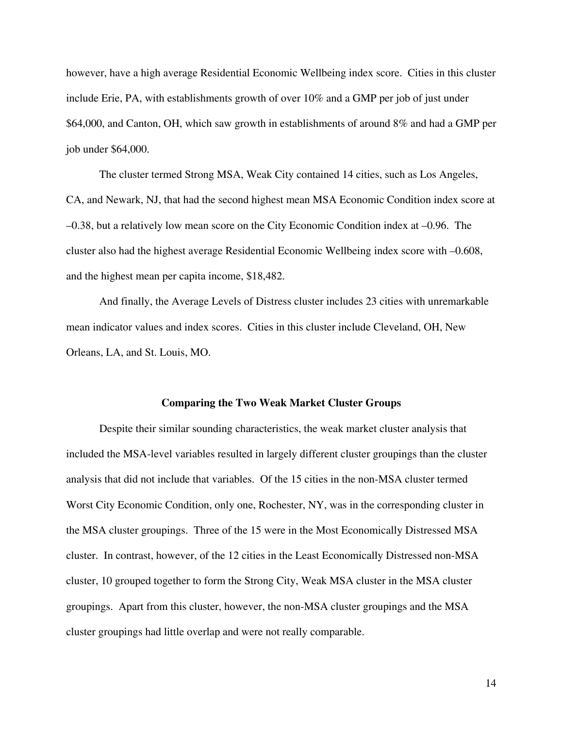however, have a high average Residential Economic Wellbeing index score. Cities in this cluster include Erie, PA, with establishments growth of over 10% and a GMP per job of just under $64,000, and Canton, OH, which saw growth in establishments of around 8% and had a GMP per job under $64,000.

The cluster termed Strong MSA, Weak City contained 14 cities, such as Los Angeles, CA, and Newark, NJ, that had the second highest mean MSA Economic Condition index score at –0.38, but a relatively low mean score on the City Economic Condition index at –0.96. The cluster also had the highest average Residential Economic Wellbeing index score with –0.608, and the highest mean per capita income, $18,482.

And finally, the Average Levels of Distress cluster includes 23 cities with unremarkable mean indicator values and index scores. Cities in this cluster include Cleveland, OH, New Orleans, LA, and St. Louis, MO.

## Comparing the Two Weak Market Cluster Groups

Despite their similar sounding characteristics, the weak market cluster analysis that included the MSA-level variables resulted in largely different cluster groupings than the cluster analysis that did not include that variables. Of the 15 cities in the non-MSA cluster termed Worst City Economic Condition, only one, Rochester, NY, was in the corresponding cluster in the MSA cluster groupings. Three of the 15 were in the Most Economically Distressed MSA cluster. In contrast, however, of the 12 cities in the Least Economically Distressed non-MSA cluster, 10 grouped together to form the Strong City, Weak MSA cluster in the MSA cluster groupings. Apart from this cluster, however, the non-MSA cluster groupings and the MSA cluster groupings had little overlap and were not really comparable.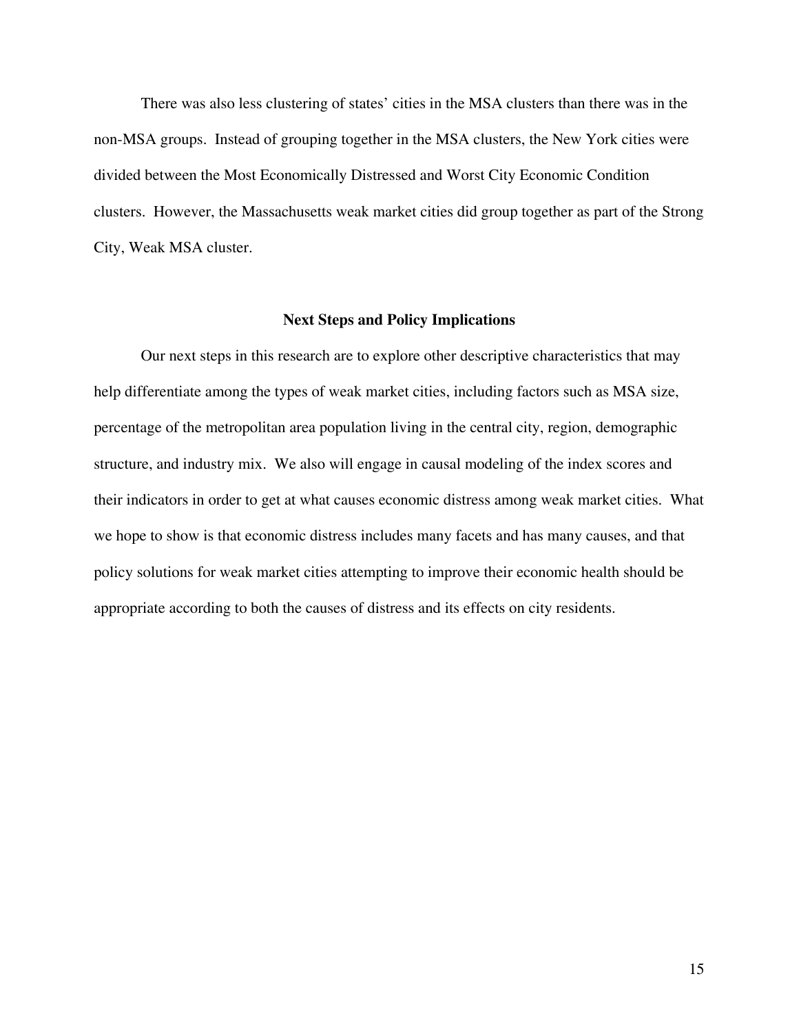There was also less clustering of states' cities in the MSA clusters than there was in the non-MSA groups. Instead of grouping together in the MSA clusters, the New York cities were divided between the Most Economically Distressed and Worst City Economic Condition clusters. However, the Massachusetts weak market cities did group together as part of the Strong City, Weak MSA cluster.

## Next Steps and Policy Implications

Our next steps in this research are to explore other descriptive characteristics that may help differentiate among the types of weak market cities, including factors such as MSA size, percentage of the metropolitan area population living in the central city, region, demographic structure, and industry mix. We also will engage in causal modeling of the index scores and their indicators in order to get at what causes economic distress among weak market cities. What we hope to show is that economic distress includes many facets and has many causes, and that policy solutions for weak market cities attempting to improve their economic health should be appropriate according to both the causes of distress and its effects on city residents.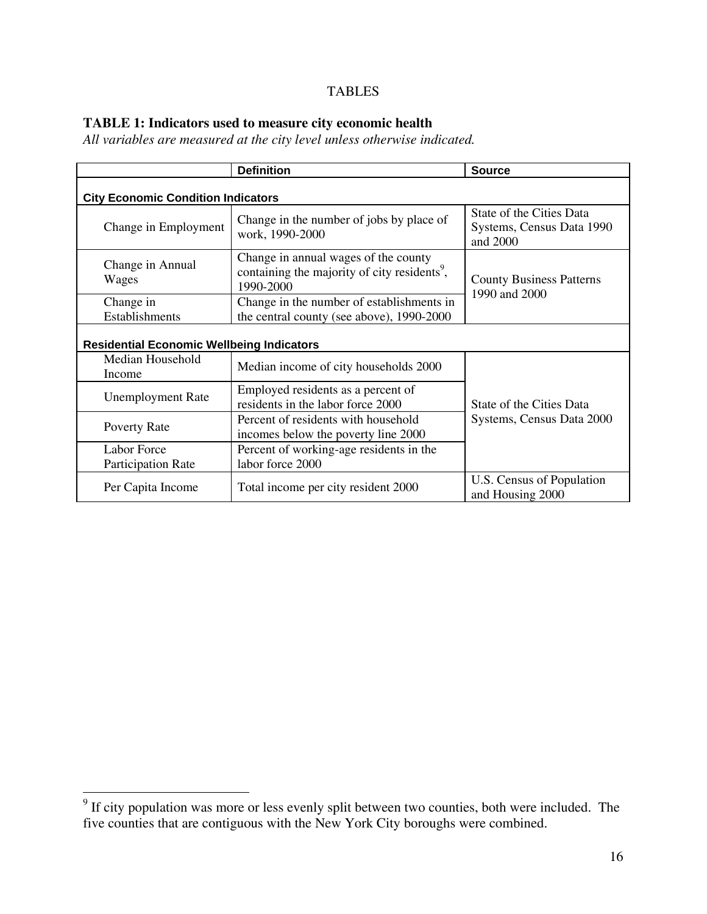TABLES

**TABLE 1: Indicators used to measure city economic health**

*All variables are measured at the city level unless otherwise indicated.*

| | Definition | Source |
|---|---|---|
| **City Economic Condition Indicators** | | |
| Change in Employment | Change in the number of jobs by place of work, 1990-2000 | State of the Cities Data Systems, Census Data 1990 and 2000 |
| Change in Annual Wages | Change in annual wages of the county containing the majority of city residents[9], 1990-2000 | County Business Patterns 1990 and 2000 |
| Change in Establishments | Change in the number of establishments in the central county (see above), 1990-2000 | |
| **Residential Economic Wellbeing Indicators** | | |
| Median Household Income | Median income of city households 2000 | State of the Cities Data Systems, Census Data 2000 |
| Unemployment Rate | Employed residents as a percent of residents in the labor force 2000 | |
| Poverty Rate | Percent of residents with household incomes below the poverty line 2000 | |
| Labor Force Participation Rate | Percent of working-age residents in the labor force 2000 | |
| Per Capita Income | Total income per city resident 2000 | U.S. Census of Population and Housing 2000 |

[9] If city population was more or less evenly split between two counties, both were included. The five counties that are contiguous with the New York City boroughs were combined.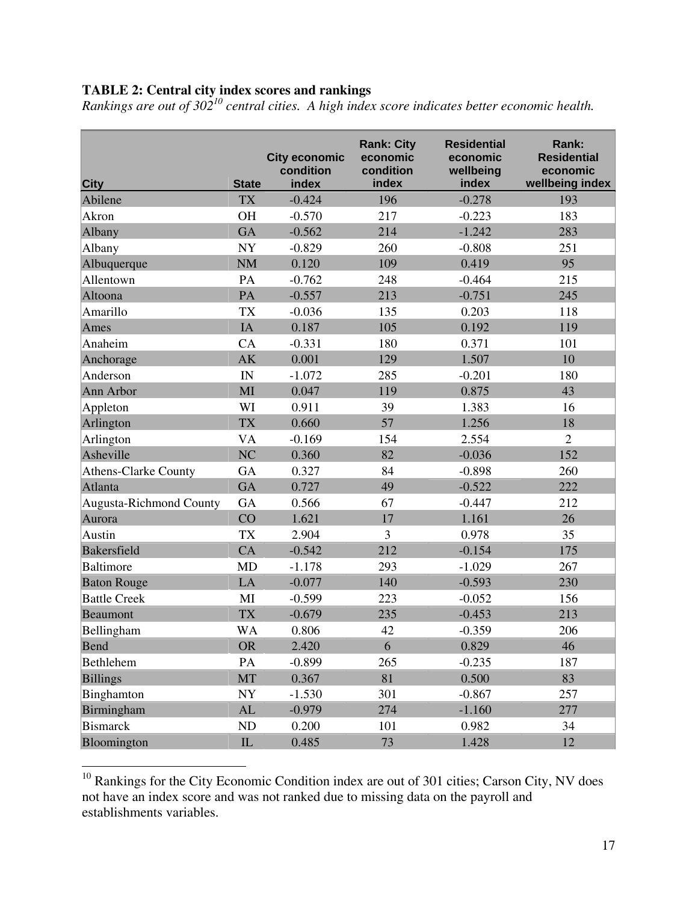**TABLE 2: Central city index scores and rankings**

*Rankings are out of 302[10] central cities. A high index score indicates better economic health.*

| City | State | City economic condition index | Rank: City economic condition index | Residential economic wellbeing index | Rank: Residential economic wellbeing index |
|---|---|---|---|---|---|
| Abilene | TX | -0.424 | 196 | -0.278 | 193 |
| Akron | OH | -0.570 | 217 | -0.223 | 183 |
| Albany | GA | -0.562 | 214 | -1.242 | 283 |
| Albany | NY | -0.829 | 260 | -0.808 | 251 |
| Albuquerque | NM | 0.120 | 109 | 0.419 | 95 |
| Allentown | PA | -0.762 | 248 | -0.464 | 215 |
| Altoona | PA | -0.557 | 213 | -0.751 | 245 |
| Amarillo | TX | -0.036 | 135 | 0.203 | 118 |
| Ames | IA | 0.187 | 105 | 0.192 | 119 |
| Anaheim | CA | -0.331 | 180 | 0.371 | 101 |
| Anchorage | AK | 0.001 | 129 | 1.507 | 10 |
| Anderson | IN | -1.072 | 285 | -0.201 | 180 |
| Ann Arbor | MI | 0.047 | 119 | 0.875 | 43 |
| Appleton | WI | 0.911 | 39 | 1.383 | 16 |
| Arlington | TX | 0.660 | 57 | 1.256 | 18 |
| Arlington | VA | -0.169 | 154 | 2.554 | 2 |
| Asheville | NC | 0.360 | 82 | -0.036 | 152 |
| Athens-Clarke County | GA | 0.327 | 84 | -0.898 | 260 |
| Atlanta | GA | 0.727 | 49 | -0.522 | 222 |
| Augusta-Richmond County | GA | 0.566 | 67 | -0.447 | 212 |
| Aurora | CO | 1.621 | 17 | 1.161 | 26 |
| Austin | TX | 2.904 | 3 | 0.978 | 35 |
| Bakersfield | CA | -0.542 | 212 | -0.154 | 175 |
| Baltimore | MD | -1.178 | 293 | -1.029 | 267 |
| Baton Rouge | LA | -0.077 | 140 | -0.593 | 230 |
| Battle Creek | MI | -0.599 | 223 | -0.052 | 156 |
| Beaumont | TX | -0.679 | 235 | -0.453 | 213 |
| Bellingham | WA | 0.806 | 42 | -0.359 | 206 |
| Bend | OR | 2.420 | 6 | 0.829 | 46 |
| Bethlehem | PA | -0.899 | 265 | -0.235 | 187 |
| Billings | MT | 0.367 | 81 | 0.500 | 83 |
| Binghamton | NY | -1.530 | 301 | -0.867 | 257 |
| Birmingham | AL | -0.979 | 274 | -1.160 | 277 |
| Bismarck | ND | 0.200 | 101 | 0.982 | 34 |
| Bloomington | IL | 0.485 | 73 | 1.428 | 12 |

[10] Rankings for the City Economic Condition index are out of 301 cities; Carson City, NV does not have an index score and was not ranked due to missing data on the payroll and establishments variables.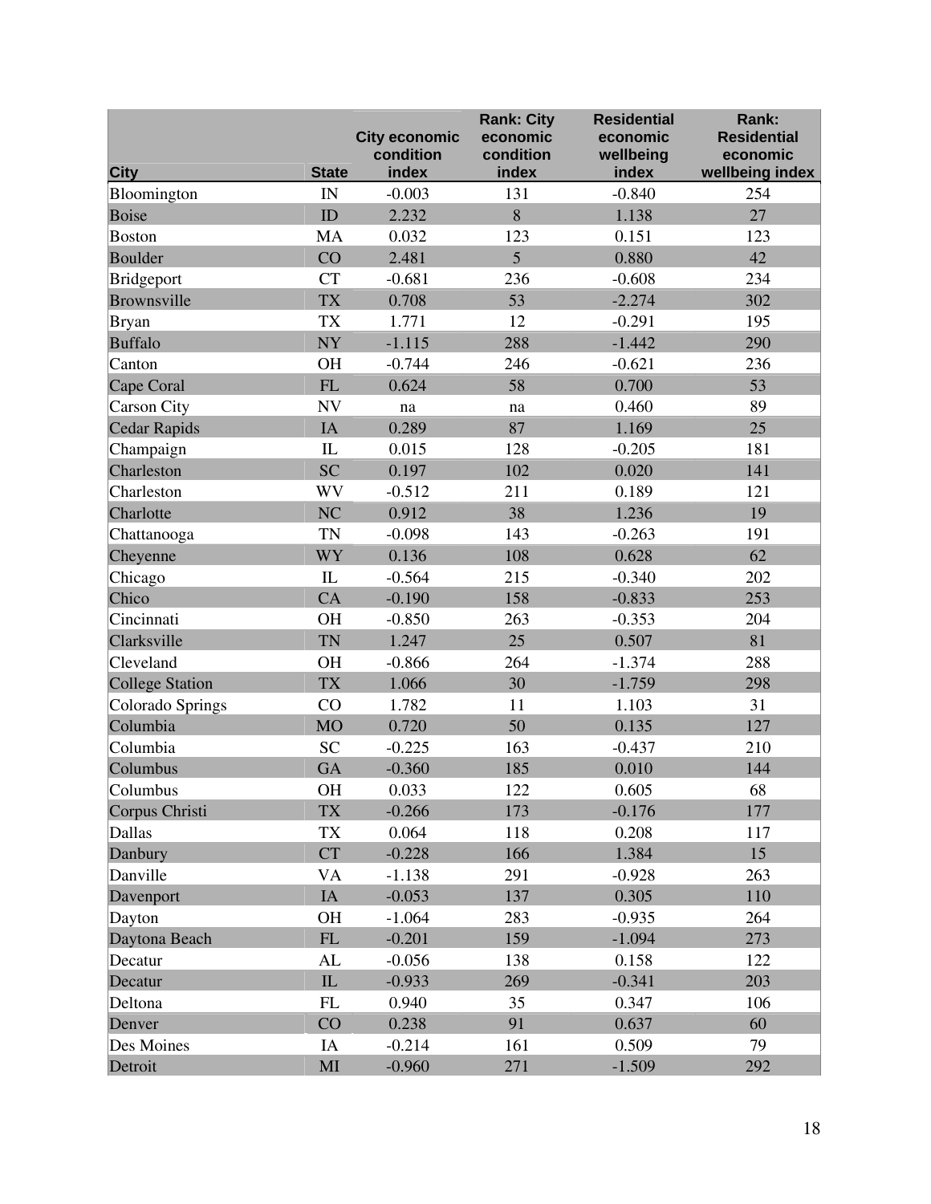| City | State | City economic condition index | Rank: City economic condition index | Residential economic wellbeing index | Rank: Residential economic wellbeing index |
|---|---|---|---|---|---|
| Bloomington | IN | -0.003 | 131 | -0.840 | 254 |
| Boise | ID | 2.232 | 8 | 1.138 | 27 |
| Boston | MA | 0.032 | 123 | 0.151 | 123 |
| Boulder | CO | 2.481 | 5 | 0.880 | 42 |
| Bridgeport | CT | -0.681 | 236 | -0.608 | 234 |
| Brownsville | TX | 0.708 | 53 | -2.274 | 302 |
| Bryan | TX | 1.771 | 12 | -0.291 | 195 |
| Buffalo | NY | -1.115 | 288 | -1.442 | 290 |
| Canton | OH | -0.744 | 246 | -0.621 | 236 |
| Cape Coral | FL | 0.624 | 58 | 0.700 | 53 |
| Carson City | NV | na | na | 0.460 | 89 |
| Cedar Rapids | IA | 0.289 | 87 | 1.169 | 25 |
| Champaign | IL | 0.015 | 128 | -0.205 | 181 |
| Charleston | SC | 0.197 | 102 | 0.020 | 141 |
| Charleston | WV | -0.512 | 211 | 0.189 | 121 |
| Charlotte | NC | 0.912 | 38 | 1.236 | 19 |
| Chattanooga | TN | -0.098 | 143 | -0.263 | 191 |
| Cheyenne | WY | 0.136 | 108 | 0.628 | 62 |
| Chicago | IL | -0.564 | 215 | -0.340 | 202 |
| Chico | CA | -0.190 | 158 | -0.833 | 253 |
| Cincinnati | OH | -0.850 | 263 | -0.353 | 204 |
| Clarksville | TN | 1.247 | 25 | 0.507 | 81 |
| Cleveland | OH | -0.866 | 264 | -1.374 | 288 |
| College Station | TX | 1.066 | 30 | -1.759 | 298 |
| Colorado Springs | CO | 1.782 | 11 | 1.103 | 31 |
| Columbia | MO | 0.720 | 50 | 0.135 | 127 |
| Columbia | SC | -0.225 | 163 | -0.437 | 210 |
| Columbus | GA | -0.360 | 185 | 0.010 | 144 |
| Columbus | OH | 0.033 | 122 | 0.605 | 68 |
| Corpus Christi | TX | -0.266 | 173 | -0.176 | 177 |
| Dallas | TX | 0.064 | 118 | 0.208 | 117 |
| Danbury | CT | -0.228 | 166 | 1.384 | 15 |
| Danville | VA | -1.138 | 291 | -0.928 | 263 |
| Davenport | IA | -0.053 | 137 | 0.305 | 110 |
| Dayton | OH | -1.064 | 283 | -0.935 | 264 |
| Daytona Beach | FL | -0.201 | 159 | -1.094 | 273 |
| Decatur | AL | -0.056 | 138 | 0.158 | 122 |
| Decatur | IL | -0.933 | 269 | -0.341 | 203 |
| Deltona | FL | 0.940 | 35 | 0.347 | 106 |
| Denver | CO | 0.238 | 91 | 0.637 | 60 |
| Des Moines | IA | -0.214 | 161 | 0.509 | 79 |
| Detroit | MI | -0.960 | 271 | -1.509 | 292 |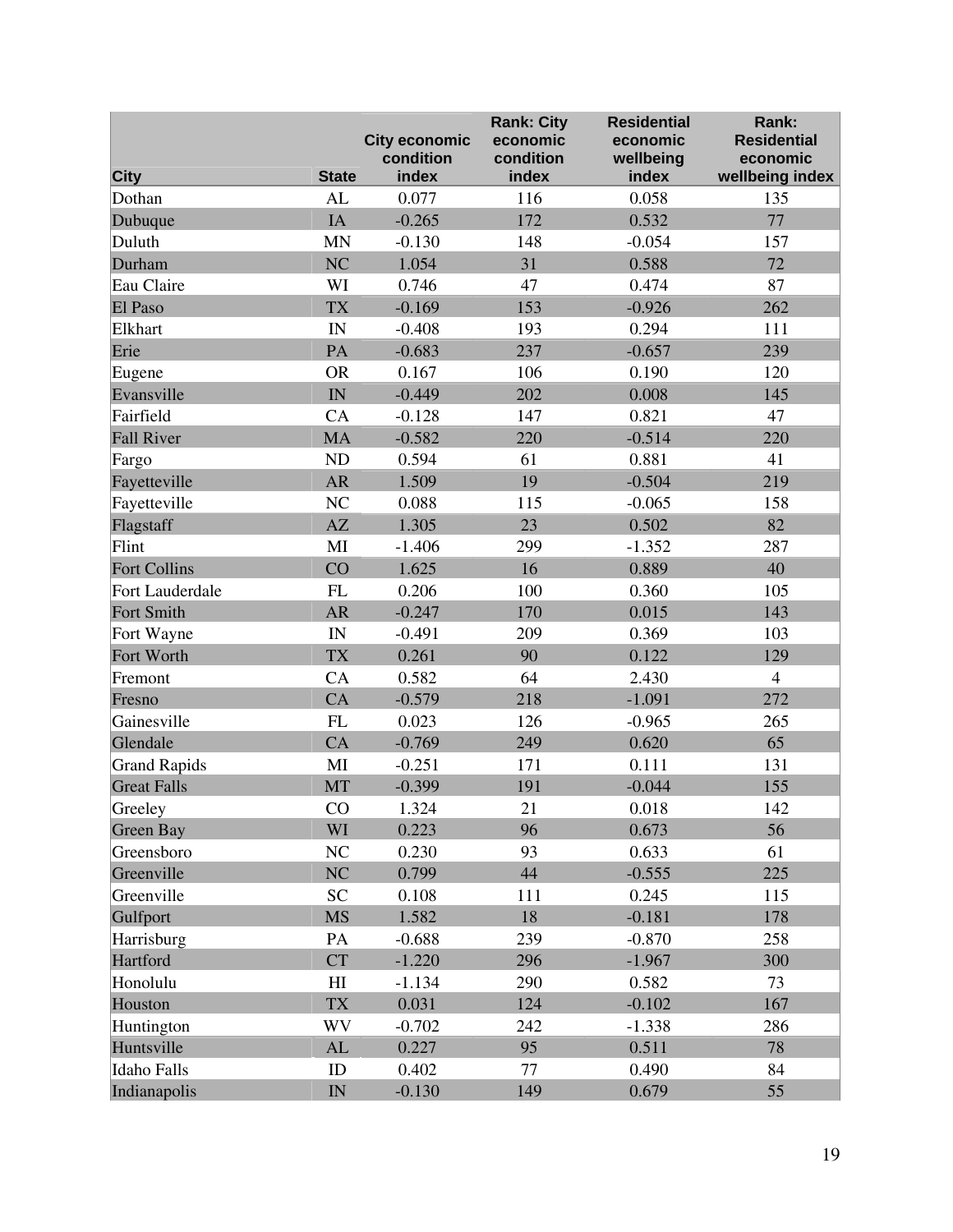| City | State | City economic condition index | Rank: City economic condition index | Residential economic wellbeing index | Rank: Residential economic wellbeing index |
|---|---|---|---|---|---|
| Dothan | AL | 0.077 | 116 | 0.058 | 135 |
| Dubuque | IA | -0.265 | 172 | 0.532 | 77 |
| Duluth | MN | -0.130 | 148 | -0.054 | 157 |
| Durham | NC | 1.054 | 31 | 0.588 | 72 |
| Eau Claire | WI | 0.746 | 47 | 0.474 | 87 |
| El Paso | TX | -0.169 | 153 | -0.926 | 262 |
| Elkhart | IN | -0.408 | 193 | 0.294 | 111 |
| Erie | PA | -0.683 | 237 | -0.657 | 239 |
| Eugene | OR | 0.167 | 106 | 0.190 | 120 |
| Evansville | IN | -0.449 | 202 | 0.008 | 145 |
| Fairfield | CA | -0.128 | 147 | 0.821 | 47 |
| Fall River | MA | -0.582 | 220 | -0.514 | 220 |
| Fargo | ND | 0.594 | 61 | 0.881 | 41 |
| Fayetteville | AR | 1.509 | 19 | -0.504 | 219 |
| Fayetteville | NC | 0.088 | 115 | -0.065 | 158 |
| Flagstaff | AZ | 1.305 | 23 | 0.502 | 82 |
| Flint | MI | -1.406 | 299 | -1.352 | 287 |
| Fort Collins | CO | 1.625 | 16 | 0.889 | 40 |
| Fort Lauderdale | FL | 0.206 | 100 | 0.360 | 105 |
| Fort Smith | AR | -0.247 | 170 | 0.015 | 143 |
| Fort Wayne | IN | -0.491 | 209 | 0.369 | 103 |
| Fort Worth | TX | 0.261 | 90 | 0.122 | 129 |
| Fremont | CA | 0.582 | 64 | 2.430 | 4 |
| Fresno | CA | -0.579 | 218 | -1.091 | 272 |
| Gainesville | FL | 0.023 | 126 | -0.965 | 265 |
| Glendale | CA | -0.769 | 249 | 0.620 | 65 |
| Grand Rapids | MI | -0.251 | 171 | 0.111 | 131 |
| Great Falls | MT | -0.399 | 191 | -0.044 | 155 |
| Greeley | CO | 1.324 | 21 | 0.018 | 142 |
| Green Bay | WI | 0.223 | 96 | 0.673 | 56 |
| Greensboro | NC | 0.230 | 93 | 0.633 | 61 |
| Greenville | NC | 0.799 | 44 | -0.555 | 225 |
| Greenville | SC | 0.108 | 111 | 0.245 | 115 |
| Gulfport | MS | 1.582 | 18 | -0.181 | 178 |
| Harrisburg | PA | -0.688 | 239 | -0.870 | 258 |
| Hartford | CT | -1.220 | 296 | -1.967 | 300 |
| Honolulu | HI | -1.134 | 290 | 0.582 | 73 |
| Houston | TX | 0.031 | 124 | -0.102 | 167 |
| Huntington | WV | -0.702 | 242 | -1.338 | 286 |
| Huntsville | AL | 0.227 | 95 | 0.511 | 78 |
| Idaho Falls | ID | 0.402 | 77 | 0.490 | 84 |
| Indianapolis | IN | -0.130 | 149 | 0.679 | 55 |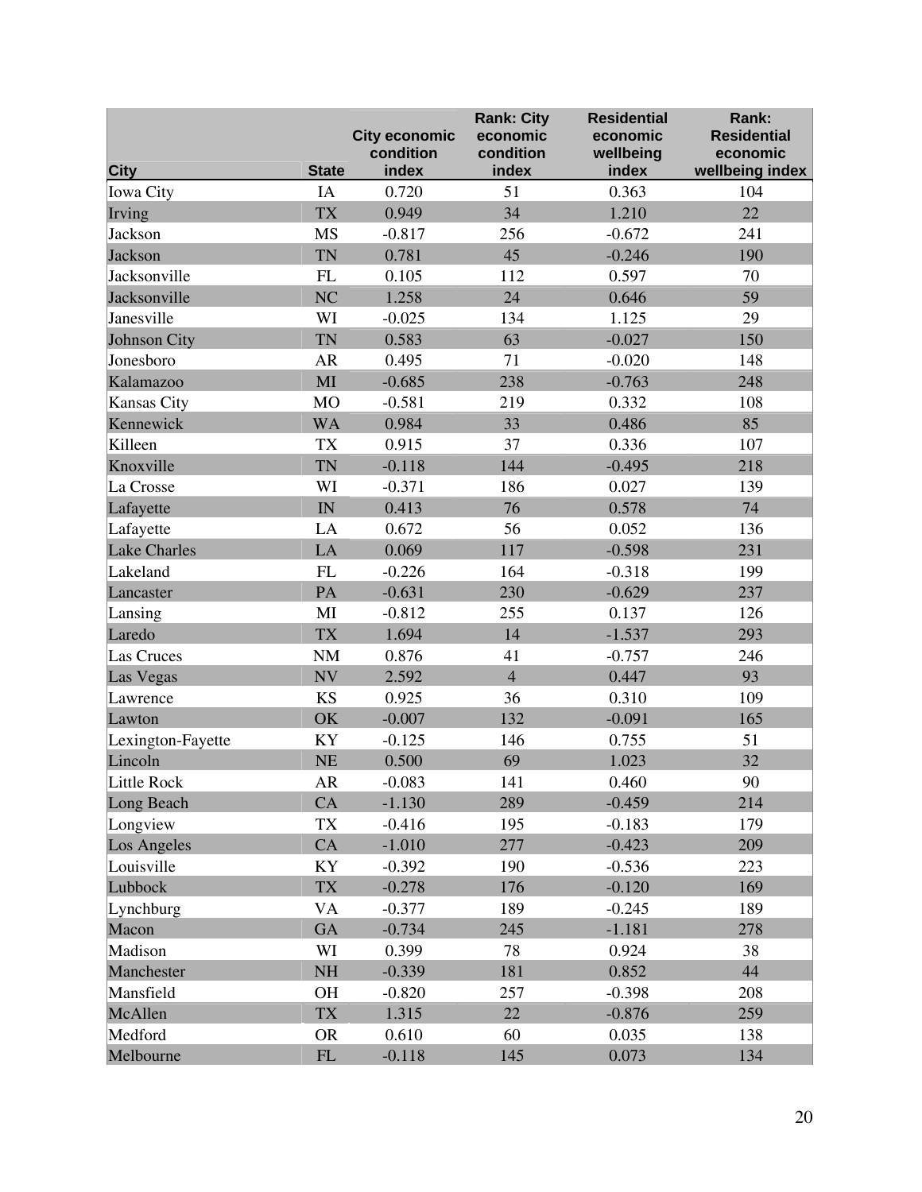| City | State | City economic condition index | Rank: City economic condition index | Residential economic wellbeing index | Rank: Residential economic wellbeing index |
|---|---|---|---|---|---|
| Iowa City | IA | 0.720 | 51 | 0.363 | 104 |
| Irving | TX | 0.949 | 34 | 1.210 | 22 |
| Jackson | MS | -0.817 | 256 | -0.672 | 241 |
| Jackson | TN | 0.781 | 45 | -0.246 | 190 |
| Jacksonville | FL | 0.105 | 112 | 0.597 | 70 |
| Jacksonville | NC | 1.258 | 24 | 0.646 | 59 |
| Janesville | WI | -0.025 | 134 | 1.125 | 29 |
| Johnson City | TN | 0.583 | 63 | -0.027 | 150 |
| Jonesboro | AR | 0.495 | 71 | -0.020 | 148 |
| Kalamazoo | MI | -0.685 | 238 | -0.763 | 248 |
| Kansas City | MO | -0.581 | 219 | 0.332 | 108 |
| Kennewick | WA | 0.984 | 33 | 0.486 | 85 |
| Killeen | TX | 0.915 | 37 | 0.336 | 107 |
| Knoxville | TN | -0.118 | 144 | -0.495 | 218 |
| La Crosse | WI | -0.371 | 186 | 0.027 | 139 |
| Lafayette | IN | 0.413 | 76 | 0.578 | 74 |
| Lafayette | LA | 0.672 | 56 | 0.052 | 136 |
| Lake Charles | LA | 0.069 | 117 | -0.598 | 231 |
| Lakeland | FL | -0.226 | 164 | -0.318 | 199 |
| Lancaster | PA | -0.631 | 230 | -0.629 | 237 |
| Lansing | MI | -0.812 | 255 | 0.137 | 126 |
| Laredo | TX | 1.694 | 14 | -1.537 | 293 |
| Las Cruces | NM | 0.876 | 41 | -0.757 | 246 |
| Las Vegas | NV | 2.592 | 4 | 0.447 | 93 |
| Lawrence | KS | 0.925 | 36 | 0.310 | 109 |
| Lawton | OK | -0.007 | 132 | -0.091 | 165 |
| Lexington-Fayette | KY | -0.125 | 146 | 0.755 | 51 |
| Lincoln | NE | 0.500 | 69 | 1.023 | 32 |
| Little Rock | AR | -0.083 | 141 | 0.460 | 90 |
| Long Beach | CA | -1.130 | 289 | -0.459 | 214 |
| Longview | TX | -0.416 | 195 | -0.183 | 179 |
| Los Angeles | CA | -1.010 | 277 | -0.423 | 209 |
| Louisville | KY | -0.392 | 190 | -0.536 | 223 |
| Lubbock | TX | -0.278 | 176 | -0.120 | 169 |
| Lynchburg | VA | -0.377 | 189 | -0.245 | 189 |
| Macon | GA | -0.734 | 245 | -1.181 | 278 |
| Madison | WI | 0.399 | 78 | 0.924 | 38 |
| Manchester | NH | -0.339 | 181 | 0.852 | 44 |
| Mansfield | OH | -0.820 | 257 | -0.398 | 208 |
| McAllen | TX | 1.315 | 22 | -0.876 | 259 |
| Medford | OR | 0.610 | 60 | 0.035 | 138 |
| Melbourne | FL | -0.118 | 145 | 0.073 | 134 |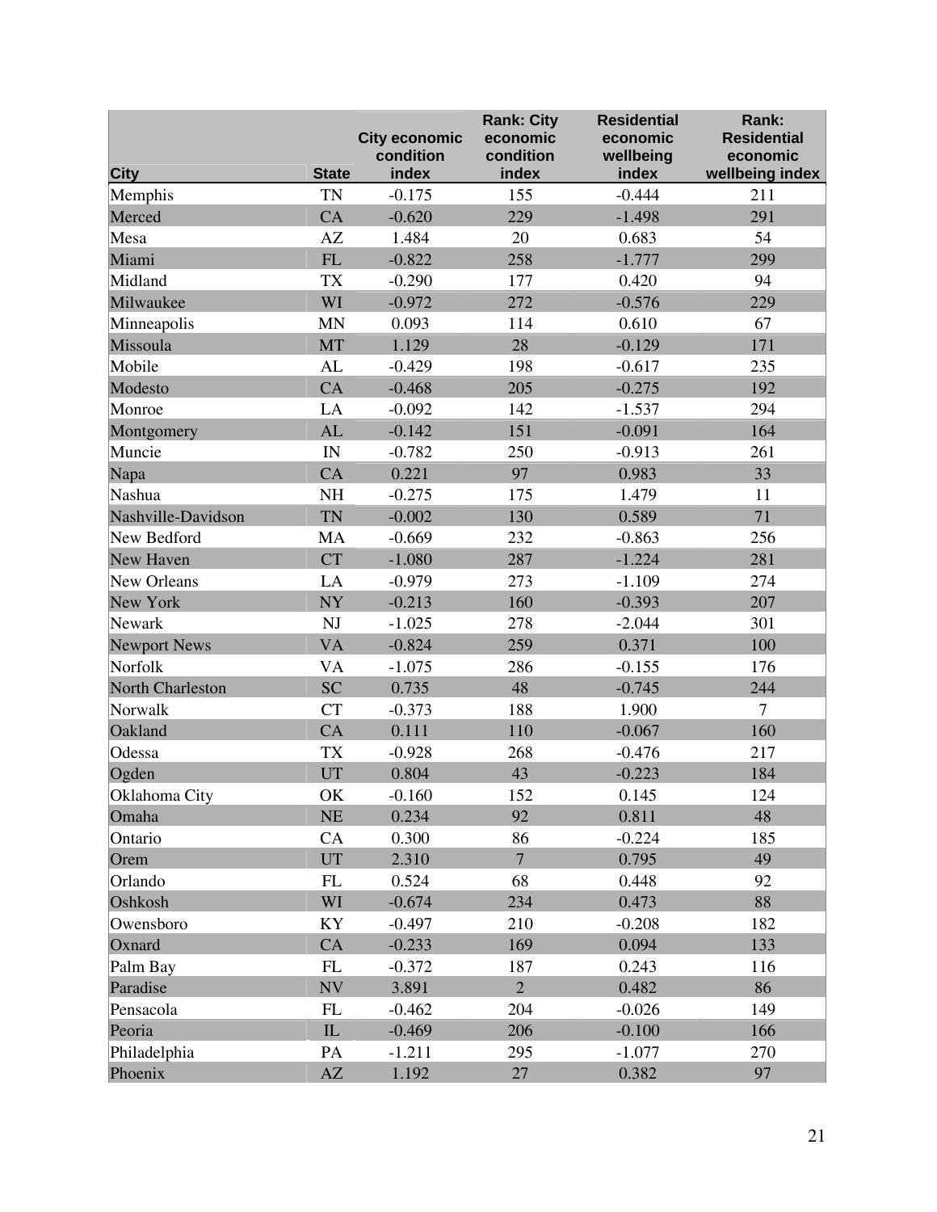| City | State | City economic condition index | Rank: City economic condition index | Residential economic wellbeing index | Rank: Residential economic wellbeing index |
|---|---|---|---|---|---|
| Memphis | TN | -0.175 | 155 | -0.444 | 211 |
| Merced | CA | -0.620 | 229 | -1.498 | 291 |
| Mesa | AZ | 1.484 | 20 | 0.683 | 54 |
| Miami | FL | -0.822 | 258 | -1.777 | 299 |
| Midland | TX | -0.290 | 177 | 0.420 | 94 |
| Milwaukee | WI | -0.972 | 272 | -0.576 | 229 |
| Minneapolis | MN | 0.093 | 114 | 0.610 | 67 |
| Missoula | MT | 1.129 | 28 | -0.129 | 171 |
| Mobile | AL | -0.429 | 198 | -0.617 | 235 |
| Modesto | CA | -0.468 | 205 | -0.275 | 192 |
| Monroe | LA | -0.092 | 142 | -1.537 | 294 |
| Montgomery | AL | -0.142 | 151 | -0.091 | 164 |
| Muncie | IN | -0.782 | 250 | -0.913 | 261 |
| Napa | CA | 0.221 | 97 | 0.983 | 33 |
| Nashua | NH | -0.275 | 175 | 1.479 | 11 |
| Nashville-Davidson | TN | -0.002 | 130 | 0.589 | 71 |
| New Bedford | MA | -0.669 | 232 | -0.863 | 256 |
| New Haven | CT | -1.080 | 287 | -1.224 | 281 |
| New Orleans | LA | -0.979 | 273 | -1.109 | 274 |
| New York | NY | -0.213 | 160 | -0.393 | 207 |
| Newark | NJ | -1.025 | 278 | -2.044 | 301 |
| Newport News | VA | -0.824 | 259 | 0.371 | 100 |
| Norfolk | VA | -1.075 | 286 | -0.155 | 176 |
| North Charleston | SC | 0.735 | 48 | -0.745 | 244 |
| Norwalk | CT | -0.373 | 188 | 1.900 | 7 |
| Oakland | CA | 0.111 | 110 | -0.067 | 160 |
| Odessa | TX | -0.928 | 268 | -0.476 | 217 |
| Ogden | UT | 0.804 | 43 | -0.223 | 184 |
| Oklahoma City | OK | -0.160 | 152 | 0.145 | 124 |
| Omaha | NE | 0.234 | 92 | 0.811 | 48 |
| Ontario | CA | 0.300 | 86 | -0.224 | 185 |
| Orem | UT | 2.310 | 7 | 0.795 | 49 |
| Orlando | FL | 0.524 | 68 | 0.448 | 92 |
| Oshkosh | WI | -0.674 | 234 | 0.473 | 88 |
| Owensboro | KY | -0.497 | 210 | -0.208 | 182 |
| Oxnard | CA | -0.233 | 169 | 0.094 | 133 |
| Palm Bay | FL | -0.372 | 187 | 0.243 | 116 |
| Paradise | NV | 3.891 | 2 | 0.482 | 86 |
| Pensacola | FL | -0.462 | 204 | -0.026 | 149 |
| Peoria | IL | -0.469 | 206 | -0.100 | 166 |
| Philadelphia | PA | -1.211 | 295 | -1.077 | 270 |
| Phoenix | AZ | 1.192 | 27 | 0.382 | 97 |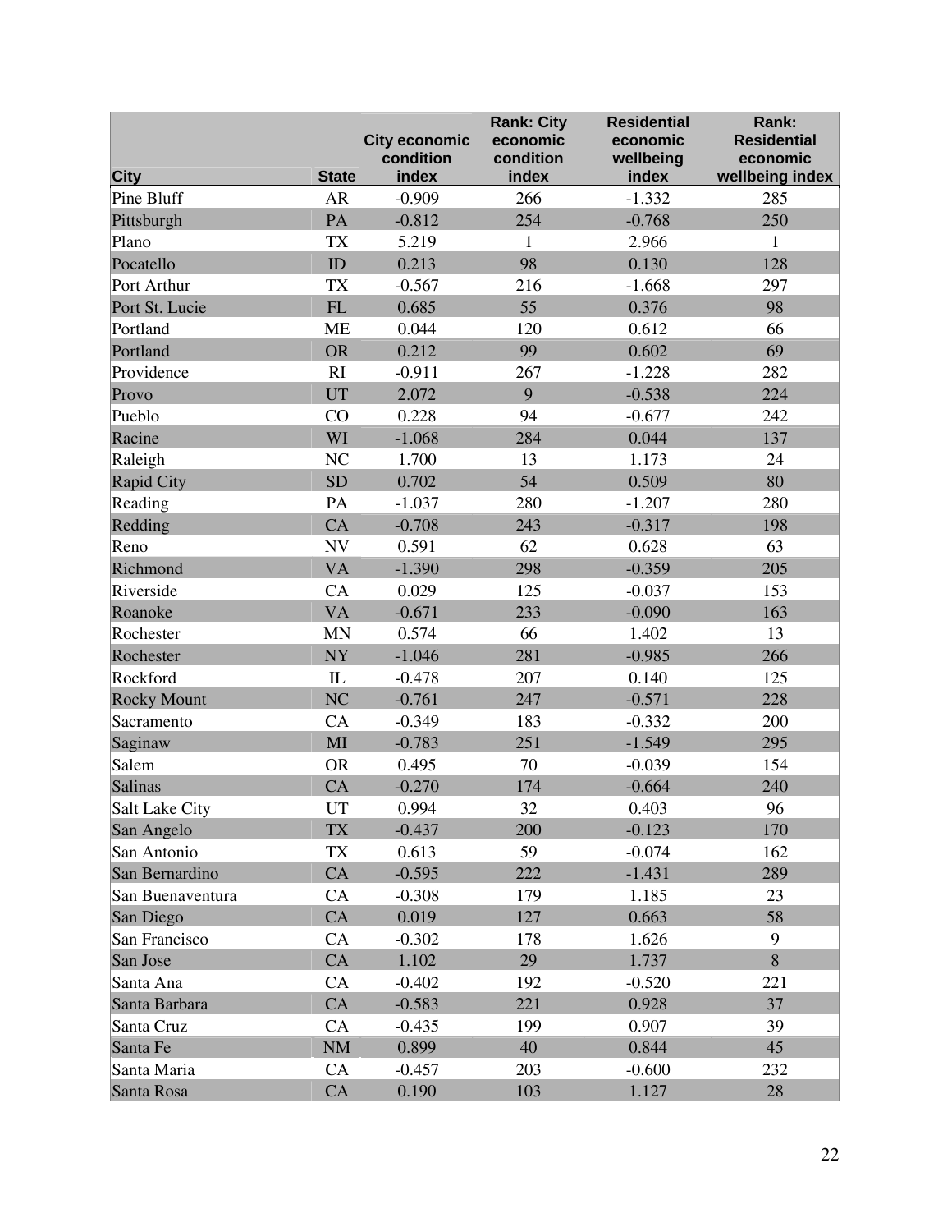| City | State | City economic condition index | Rank: City economic condition index | Residential economic wellbeing index | Rank: Residential economic wellbeing index |
|---|---|---|---|---|---|
| Pine Bluff | AR | -0.909 | 266 | -1.332 | 285 |
| Pittsburgh | PA | -0.812 | 254 | -0.768 | 250 |
| Plano | TX | 5.219 | 1 | 2.966 | 1 |
| Pocatello | ID | 0.213 | 98 | 0.130 | 128 |
| Port Arthur | TX | -0.567 | 216 | -1.668 | 297 |
| Port St. Lucie | FL | 0.685 | 55 | 0.376 | 98 |
| Portland | ME | 0.044 | 120 | 0.612 | 66 |
| Portland | OR | 0.212 | 99 | 0.602 | 69 |
| Providence | RI | -0.911 | 267 | -1.228 | 282 |
| Provo | UT | 2.072 | 9 | -0.538 | 224 |
| Pueblo | CO | 0.228 | 94 | -0.677 | 242 |
| Racine | WI | -1.068 | 284 | 0.044 | 137 |
| Raleigh | NC | 1.700 | 13 | 1.173 | 24 |
| Rapid City | SD | 0.702 | 54 | 0.509 | 80 |
| Reading | PA | -1.037 | 280 | -1.207 | 280 |
| Redding | CA | -0.708 | 243 | -0.317 | 198 |
| Reno | NV | 0.591 | 62 | 0.628 | 63 |
| Richmond | VA | -1.390 | 298 | -0.359 | 205 |
| Riverside | CA | 0.029 | 125 | -0.037 | 153 |
| Roanoke | VA | -0.671 | 233 | -0.090 | 163 |
| Rochester | MN | 0.574 | 66 | 1.402 | 13 |
| Rochester | NY | -1.046 | 281 | -0.985 | 266 |
| Rockford | IL | -0.478 | 207 | 0.140 | 125 |
| Rocky Mount | NC | -0.761 | 247 | -0.571 | 228 |
| Sacramento | CA | -0.349 | 183 | -0.332 | 200 |
| Saginaw | MI | -0.783 | 251 | -1.549 | 295 |
| Salem | OR | 0.495 | 70 | -0.039 | 154 |
| Salinas | CA | -0.270 | 174 | -0.664 | 240 |
| Salt Lake City | UT | 0.994 | 32 | 0.403 | 96 |
| San Angelo | TX | -0.437 | 200 | -0.123 | 170 |
| San Antonio | TX | 0.613 | 59 | -0.074 | 162 |
| San Bernardino | CA | -0.595 | 222 | -1.431 | 289 |
| San Buenaventura | CA | -0.308 | 179 | 1.185 | 23 |
| San Diego | CA | 0.019 | 127 | 0.663 | 58 |
| San Francisco | CA | -0.302 | 178 | 1.626 | 9 |
| San Jose | CA | 1.102 | 29 | 1.737 | 8 |
| Santa Ana | CA | -0.402 | 192 | -0.520 | 221 |
| Santa Barbara | CA | -0.583 | 221 | 0.928 | 37 |
| Santa Cruz | CA | -0.435 | 199 | 0.907 | 39 |
| Santa Fe | NM | 0.899 | 40 | 0.844 | 45 |
| Santa Maria | CA | -0.457 | 203 | -0.600 | 232 |
| Santa Rosa | CA | 0.190 | 103 | 1.127 | 28 |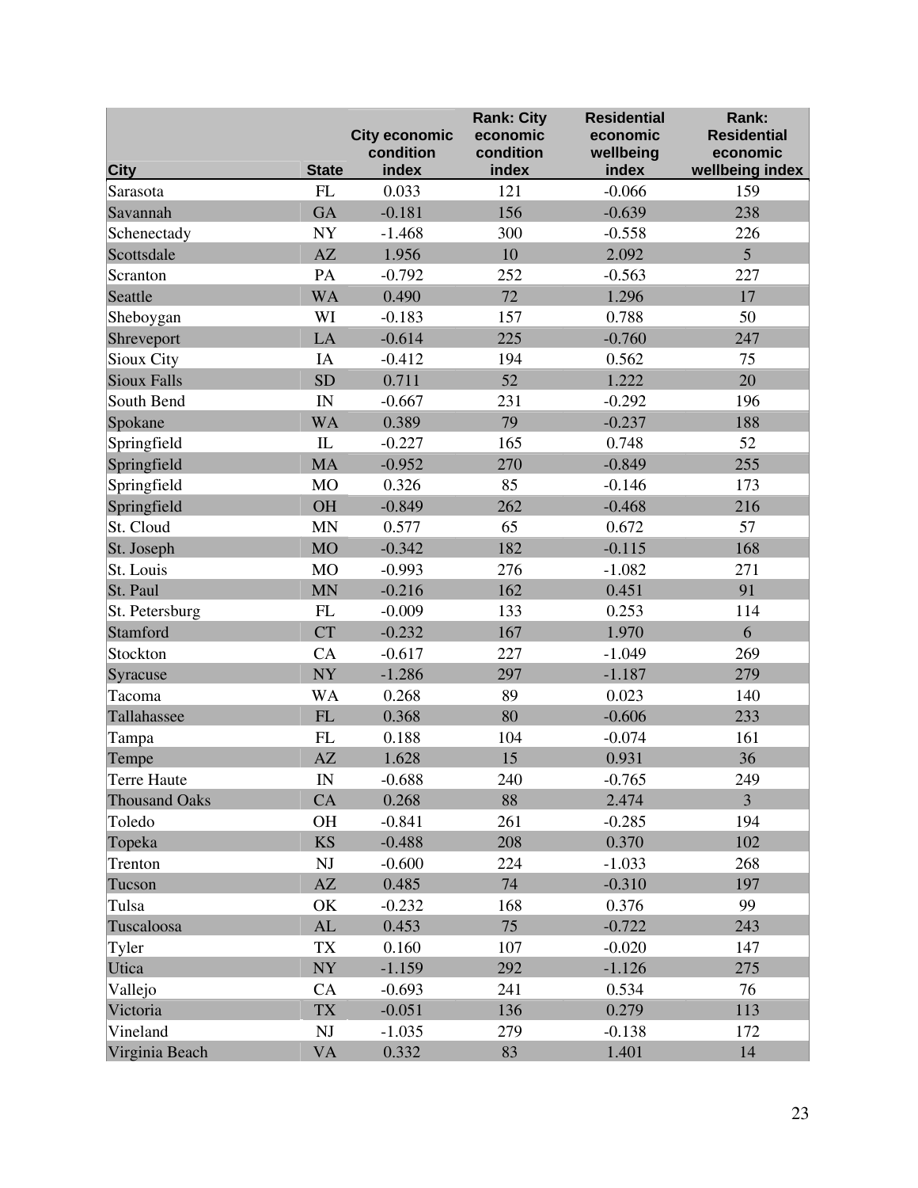| City | State | City economic condition index | Rank: City economic condition index | Residential economic wellbeing index | Rank: Residential economic wellbeing index |
|---|---|---|---|---|---|
| Sarasota | FL | 0.033 | 121 | -0.066 | 159 |
| Savannah | GA | -0.181 | 156 | -0.639 | 238 |
| Schenectady | NY | -1.468 | 300 | -0.558 | 226 |
| Scottsdale | AZ | 1.956 | 10 | 2.092 | 5 |
| Scranton | PA | -0.792 | 252 | -0.563 | 227 |
| Seattle | WA | 0.490 | 72 | 1.296 | 17 |
| Sheboygan | WI | -0.183 | 157 | 0.788 | 50 |
| Shreveport | LA | -0.614 | 225 | -0.760 | 247 |
| Sioux City | IA | -0.412 | 194 | 0.562 | 75 |
| Sioux Falls | SD | 0.711 | 52 | 1.222 | 20 |
| South Bend | IN | -0.667 | 231 | -0.292 | 196 |
| Spokane | WA | 0.389 | 79 | -0.237 | 188 |
| Springfield | IL | -0.227 | 165 | 0.748 | 52 |
| Springfield | MA | -0.952 | 270 | -0.849 | 255 |
| Springfield | MO | 0.326 | 85 | -0.146 | 173 |
| Springfield | OH | -0.849 | 262 | -0.468 | 216 |
| St. Cloud | MN | 0.577 | 65 | 0.672 | 57 |
| St. Joseph | MO | -0.342 | 182 | -0.115 | 168 |
| St. Louis | MO | -0.993 | 276 | -1.082 | 271 |
| St. Paul | MN | -0.216 | 162 | 0.451 | 91 |
| St. Petersburg | FL | -0.009 | 133 | 0.253 | 114 |
| Stamford | CT | -0.232 | 167 | 1.970 | 6 |
| Stockton | CA | -0.617 | 227 | -1.049 | 269 |
| Syracuse | NY | -1.286 | 297 | -1.187 | 279 |
| Tacoma | WA | 0.268 | 89 | 0.023 | 140 |
| Tallahassee | FL | 0.368 | 80 | -0.606 | 233 |
| Tampa | FL | 0.188 | 104 | -0.074 | 161 |
| Tempe | AZ | 1.628 | 15 | 0.931 | 36 |
| Terre Haute | IN | -0.688 | 240 | -0.765 | 249 |
| Thousand Oaks | CA | 0.268 | 88 | 2.474 | 3 |
| Toledo | OH | -0.841 | 261 | -0.285 | 194 |
| Topeka | KS | -0.488 | 208 | 0.370 | 102 |
| Trenton | NJ | -0.600 | 224 | -1.033 | 268 |
| Tucson | AZ | 0.485 | 74 | -0.310 | 197 |
| Tulsa | OK | -0.232 | 168 | 0.376 | 99 |
| Tuscaloosa | AL | 0.453 | 75 | -0.722 | 243 |
| Tyler | TX | 0.160 | 107 | -0.020 | 147 |
| Utica | NY | -1.159 | 292 | -1.126 | 275 |
| Vallejo | CA | -0.693 | 241 | 0.534 | 76 |
| Victoria | TX | -0.051 | 136 | 0.279 | 113 |
| Vineland | NJ | -1.035 | 279 | -0.138 | 172 |
| Virginia Beach | VA | 0.332 | 83 | 1.401 | 14 |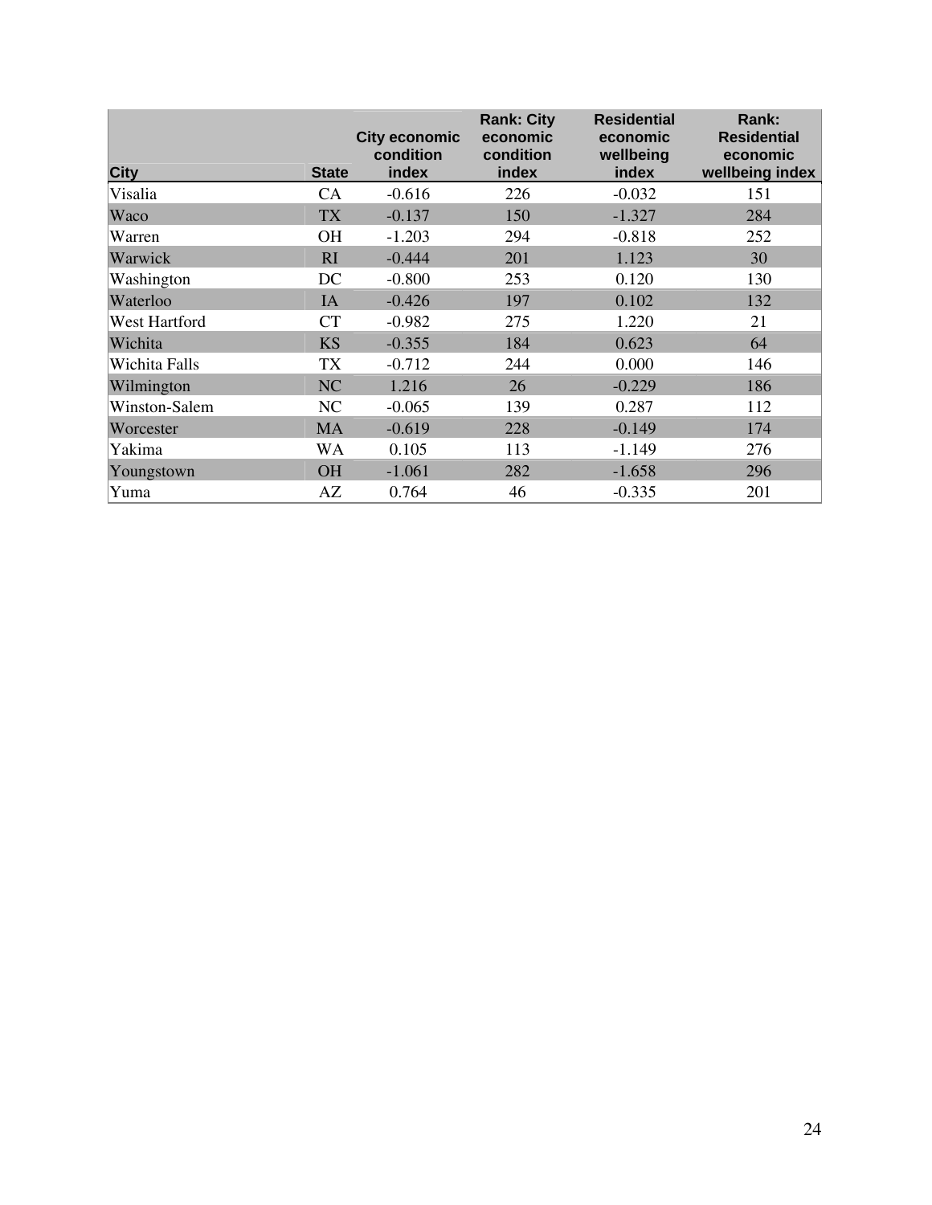| City | State | City economic condition index | Rank: City economic condition index | Residential economic wellbeing index | Rank: Residential economic wellbeing index |
|---|---|---|---|---|---|
| Visalia | CA | -0.616 | 226 | -0.032 | 151 |
| Waco | TX | -0.137 | 150 | -1.327 | 284 |
| Warren | OH | -1.203 | 294 | -0.818 | 252 |
| Warwick | RI | -0.444 | 201 | 1.123 | 30 |
| Washington | DC | -0.800 | 253 | 0.120 | 130 |
| Waterloo | IA | -0.426 | 197 | 0.102 | 132 |
| West Hartford | CT | -0.982 | 275 | 1.220 | 21 |
| Wichita | KS | -0.355 | 184 | 0.623 | 64 |
| Wichita Falls | TX | -0.712 | 244 | 0.000 | 146 |
| Wilmington | NC | 1.216 | 26 | -0.229 | 186 |
| Winston-Salem | NC | -0.065 | 139 | 0.287 | 112 |
| Worcester | MA | -0.619 | 228 | -0.149 | 174 |
| Yakima | WA | 0.105 | 113 | -1.149 | 276 |
| Youngstown | OH | -1.061 | 282 | -1.658 | 296 |
| Yuma | AZ | 0.764 | 46 | -0.335 | 201 |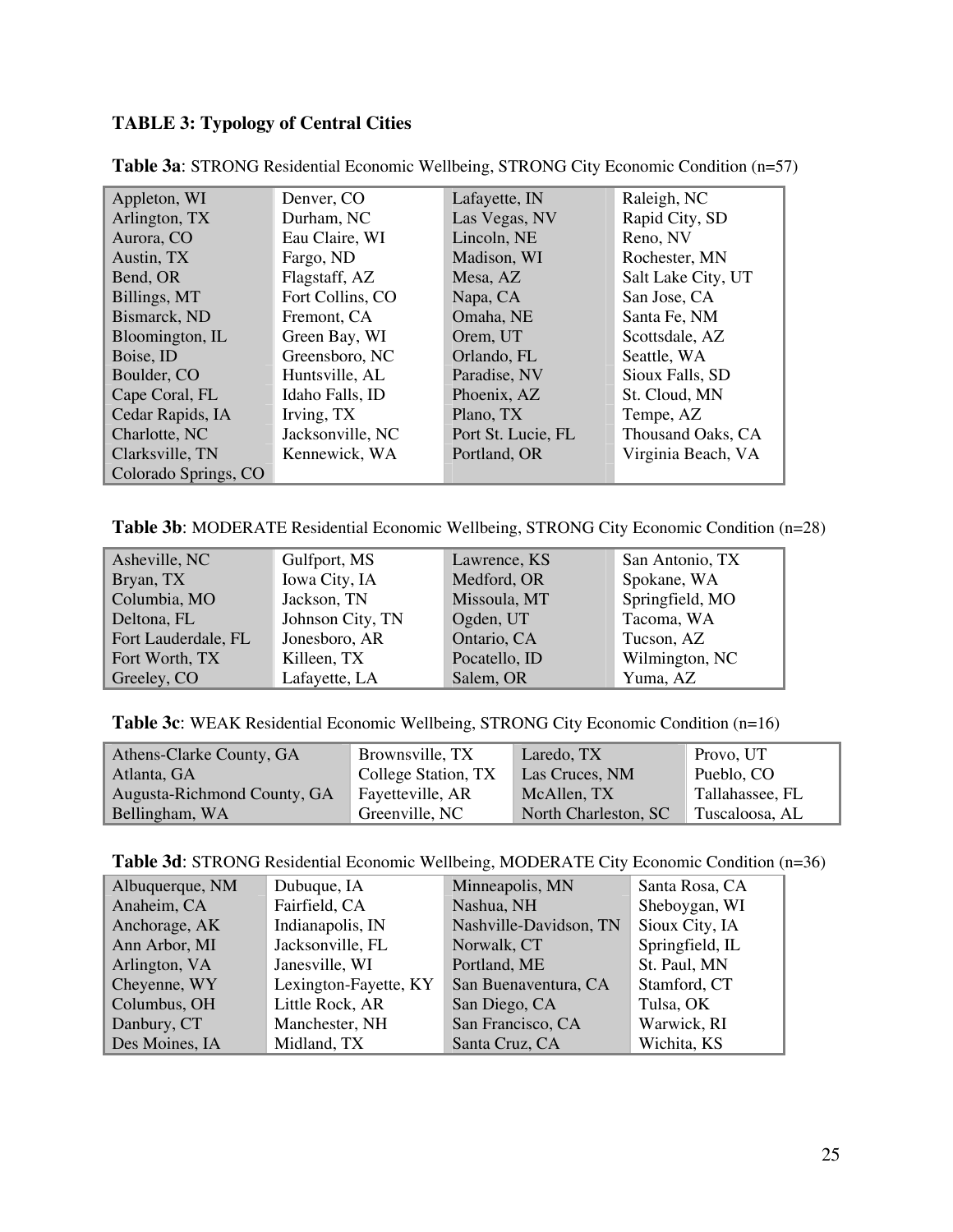### TABLE 3: Typology of Central Cities

**Table 3a**: STRONG Residential Economic Wellbeing, STRONG City Economic Condition (n=57)

| | | | |
|---|---|---|---|
| Appleton, WI | Denver, CO | Lafayette, IN | Raleigh, NC |
| Arlington, TX | Durham, NC | Las Vegas, NV | Rapid City, SD |
| Aurora, CO | Eau Claire, WI | Lincoln, NE | Reno, NV |
| Austin, TX | Fargo, ND | Madison, WI | Rochester, MN |
| Bend, OR | Flagstaff, AZ | Mesa, AZ | Salt Lake City, UT |
| Billings, MT | Fort Collins, CO | Napa, CA | San Jose, CA |
| Bismarck, ND | Fremont, CA | Omaha, NE | Santa Fe, NM |
| Bloomington, IL | Green Bay, WI | Orem, UT | Scottsdale, AZ |
| Boise, ID | Greensboro, NC | Orlando, FL | Seattle, WA |
| Boulder, CO | Huntsville, AL | Paradise, NV | Sioux Falls, SD |
| Cape Coral, FL | Idaho Falls, ID | Phoenix, AZ | St. Cloud, MN |
| Cedar Rapids, IA | Irving, TX | Plano, TX | Tempe, AZ |
| Charlotte, NC | Jacksonville, NC | Port St. Lucie, FL | Thousand Oaks, CA |
| Clarksville, TN | Kennewick, WA | Portland, OR | Virginia Beach, VA |
| Colorado Springs, CO | | | |

**Table 3b**: MODERATE Residential Economic Wellbeing, STRONG City Economic Condition (n=28)

| | | | |
|---|---|---|---|
| Asheville, NC | Gulfport, MS | Lawrence, KS | San Antonio, TX |
| Bryan, TX | Iowa City, IA | Medford, OR | Spokane, WA |
| Columbia, MO | Jackson, TN | Missoula, MT | Springfield, MO |
| Deltona, FL | Johnson City, TN | Ogden, UT | Tacoma, WA |
| Fort Lauderdale, FL | Jonesboro, AR | Ontario, CA | Tucson, AZ |
| Fort Worth, TX | Killeen, TX | Pocatello, ID | Wilmington, NC |
| Greeley, CO | Lafayette, LA | Salem, OR | Yuma, AZ |

**Table 3c**: WEAK Residential Economic Wellbeing, STRONG City Economic Condition (n=16)

| | | | |
|---|---|---|---|
| Athens-Clarke County, GA | Brownsville, TX | Laredo, TX | Provo, UT |
| Atlanta, GA | College Station, TX | Las Cruces, NM | Pueblo, CO |
| Augusta-Richmond County, GA | Fayetteville, AR | McAllen, TX | Tallahassee, FL |
| Bellingham, WA | Greenville, NC | North Charleston, SC | Tuscaloosa, AL |

**Table 3d**: STRONG Residential Economic Wellbeing, MODERATE City Economic Condition (n=36)

| | | | |
|---|---|---|---|
| Albuquerque, NM | Dubuque, IA | Minneapolis, MN | Santa Rosa, CA |
| Anaheim, CA | Fairfield, CA | Nashua, NH | Sheboygan, WI |
| Anchorage, AK | Indianapolis, IN | Nashville-Davidson, TN | Sioux City, IA |
| Ann Arbor, MI | Jacksonville, FL | Norwalk, CT | Springfield, IL |
| Arlington, VA | Janesville, WI | Portland, ME | St. Paul, MN |
| Cheyenne, WY | Lexington-Fayette, KY | San Buenaventura, CA | Stamford, CT |
| Columbus, OH | Little Rock, AR | San Diego, CA | Tulsa, OK |
| Danbury, CT | Manchester, NH | San Francisco, CA | Warwick, RI |
| Des Moines, IA | Midland, TX | Santa Cruz, CA | Wichita, KS |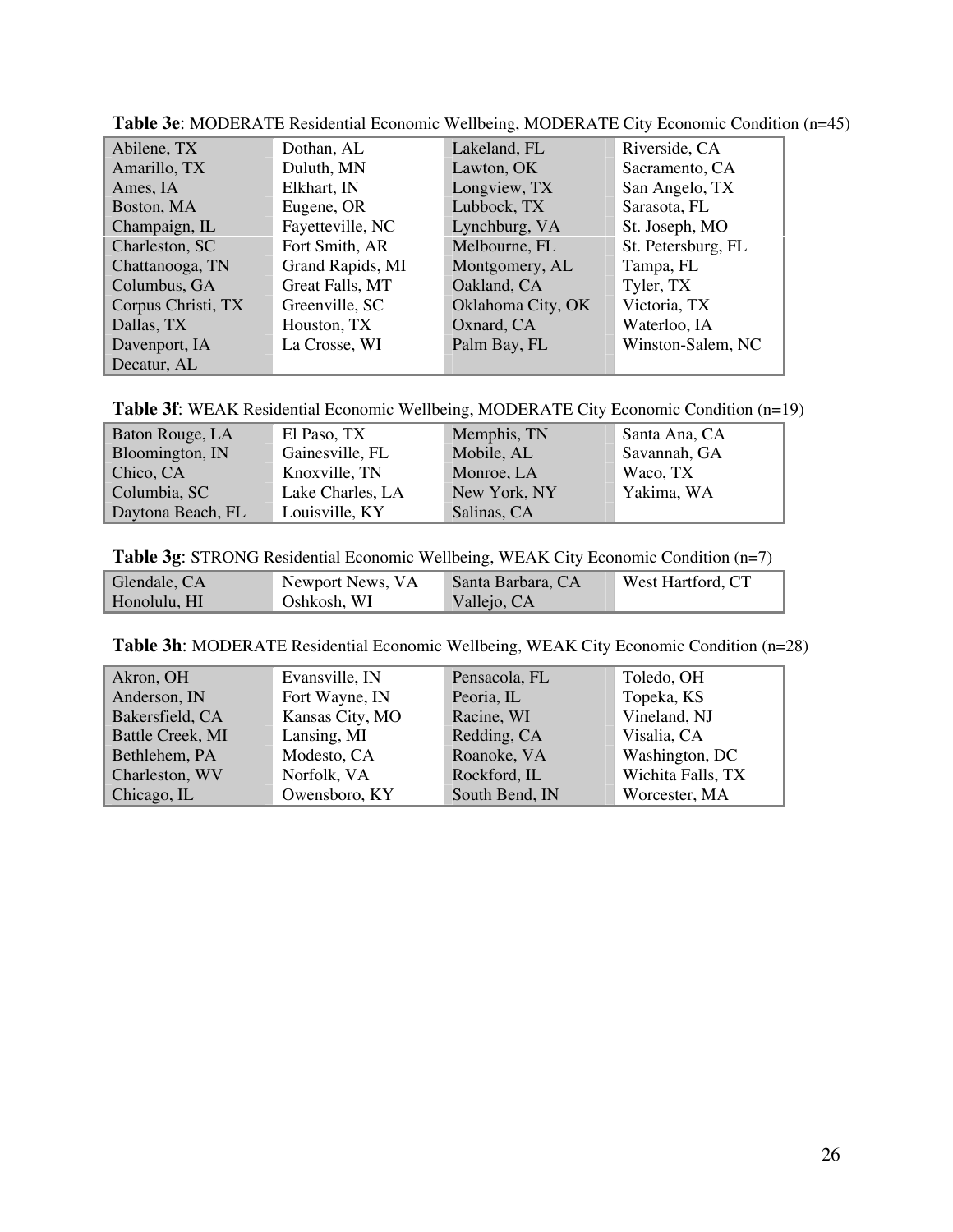**Table 3e**: MODERATE Residential Economic Wellbeing, MODERATE City Economic Condition (n=45)

| | | | |
|---|---|---|---|
| Abilene, TX | Dothan, AL | Lakeland, FL | Riverside, CA |
| Amarillo, TX | Duluth, MN | Lawton, OK | Sacramento, CA |
| Ames, IA | Elkhart, IN | Longview, TX | San Angelo, TX |
| Boston, MA | Eugene, OR | Lubbock, TX | Sarasota, FL |
| Champaign, IL | Fayetteville, NC | Lynchburg, VA | St. Joseph, MO |
| Charleston, SC | Fort Smith, AR | Melbourne, FL | St. Petersburg, FL |
| Chattanooga, TN | Grand Rapids, MI | Montgomery, AL | Tampa, FL |
| Columbus, GA | Great Falls, MT | Oakland, CA | Tyler, TX |
| Corpus Christi, TX | Greenville, SC | Oklahoma City, OK | Victoria, TX |
| Dallas, TX | Houston, TX | Oxnard, CA | Waterloo, IA |
| Davenport, IA | La Crosse, WI | Palm Bay, FL | Winston-Salem, NC |
| Decatur, AL | | | |

**Table 3f**: WEAK Residential Economic Wellbeing, MODERATE City Economic Condition (n=19)

| | | | |
|---|---|---|---|
| Baton Rouge, LA | El Paso, TX | Memphis, TN | Santa Ana, CA |
| Bloomington, IN | Gainesville, FL | Mobile, AL | Savannah, GA |
| Chico, CA | Knoxville, TN | Monroe, LA | Waco, TX |
| Columbia, SC | Lake Charles, LA | New York, NY | Yakima, WA |
| Daytona Beach, FL | Louisville, KY | Salinas, CA | |

**Table 3g**: STRONG Residential Economic Wellbeing, WEAK City Economic Condition (n=7)

| | | | |
|---|---|---|---|
| Glendale, CA | Newport News, VA | Santa Barbara, CA | West Hartford, CT |
| Honolulu, HI | Oshkosh, WI | Vallejo, CA | |

**Table 3h**: MODERATE Residential Economic Wellbeing, WEAK City Economic Condition (n=28)

| | | | |
|---|---|---|---|
| Akron, OH | Evansville, IN | Pensacola, FL | Toledo, OH |
| Anderson, IN | Fort Wayne, IN | Peoria, IL | Topeka, KS |
| Bakersfield, CA | Kansas City, MO | Racine, WI | Vineland, NJ |
| Battle Creek, MI | Lansing, MI | Redding, CA | Visalia, CA |
| Bethlehem, PA | Modesto, CA | Roanoke, VA | Washington, DC |
| Charleston, WV | Norfolk, VA | Rockford, IL | Wichita Falls, TX |
| Chicago, IL | Owensboro, KY | South Bend, IN | Worcester, MA |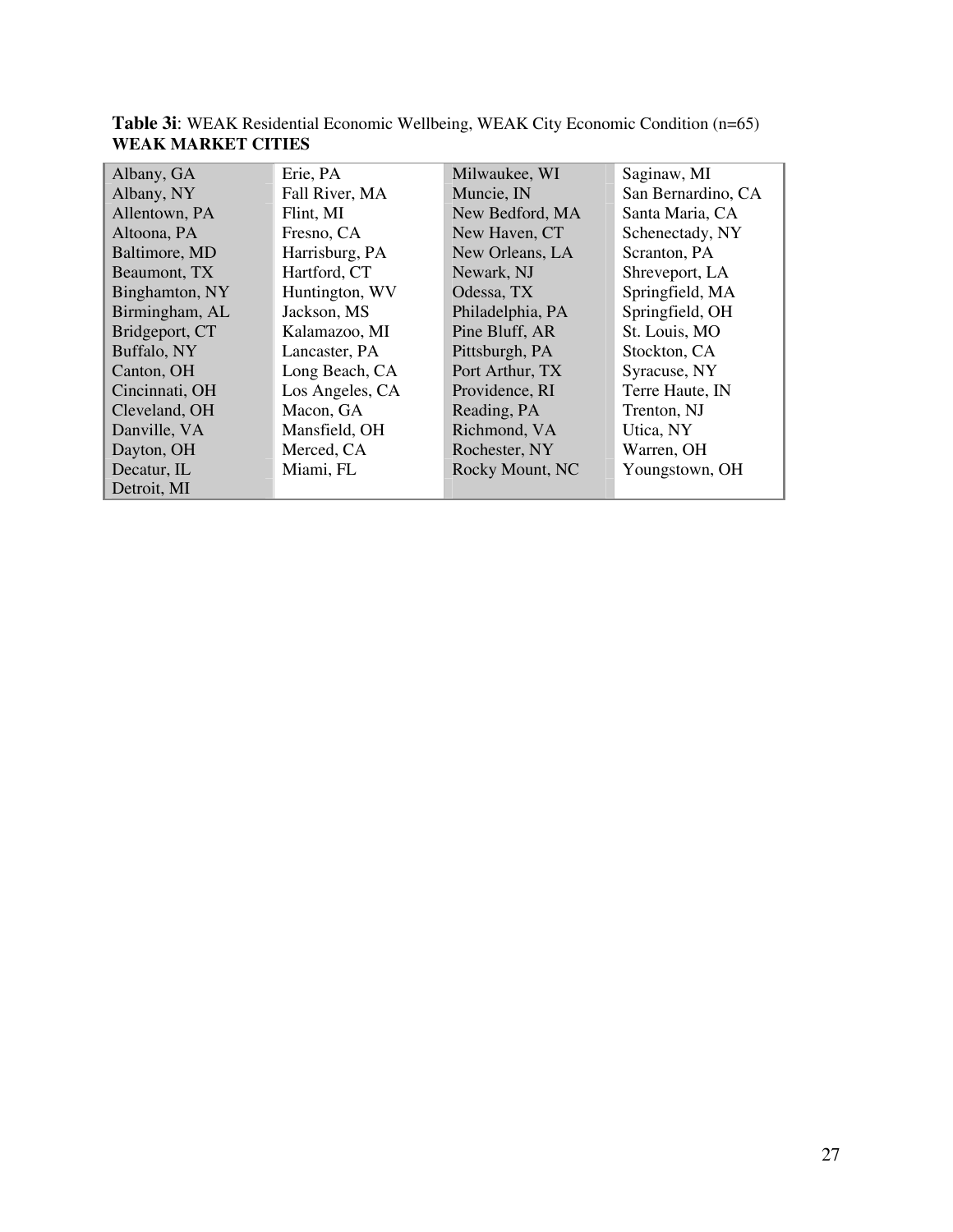**Table 3i**: WEAK Residential Economic Wellbeing, WEAK City Economic Condition (n=65)
**WEAK MARKET CITIES**

| | | | |
|---|---|---|---|
| Albany, GA | Erie, PA | Milwaukee, WI | Saginaw, MI |
| Albany, NY | Fall River, MA | Muncie, IN | San Bernardino, CA |
| Allentown, PA | Flint, MI | New Bedford, MA | Santa Maria, CA |
| Altoona, PA | Fresno, CA | New Haven, CT | Schenectady, NY |
| Baltimore, MD | Harrisburg, PA | New Orleans, LA | Scranton, PA |
| Beaumont, TX | Hartford, CT | Newark, NJ | Shreveport, LA |
| Binghamton, NY | Huntington, WV | Odessa, TX | Springfield, MA |
| Birmingham, AL | Jackson, MS | Philadelphia, PA | Springfield, OH |
| Bridgeport, CT | Kalamazoo, MI | Pine Bluff, AR | St. Louis, MO |
| Buffalo, NY | Lancaster, PA | Pittsburgh, PA | Stockton, CA |
| Canton, OH | Long Beach, CA | Port Arthur, TX | Syracuse, NY |
| Cincinnati, OH | Los Angeles, CA | Providence, RI | Terre Haute, IN |
| Cleveland, OH | Macon, GA | Reading, PA | Trenton, NJ |
| Danville, VA | Mansfield, OH | Richmond, VA | Utica, NY |
| Dayton, OH | Merced, CA | Rochester, NY | Warren, OH |
| Decatur, IL | Miami, FL | Rocky Mount, NC | Youngstown, OH |
| Detroit, MI | | | |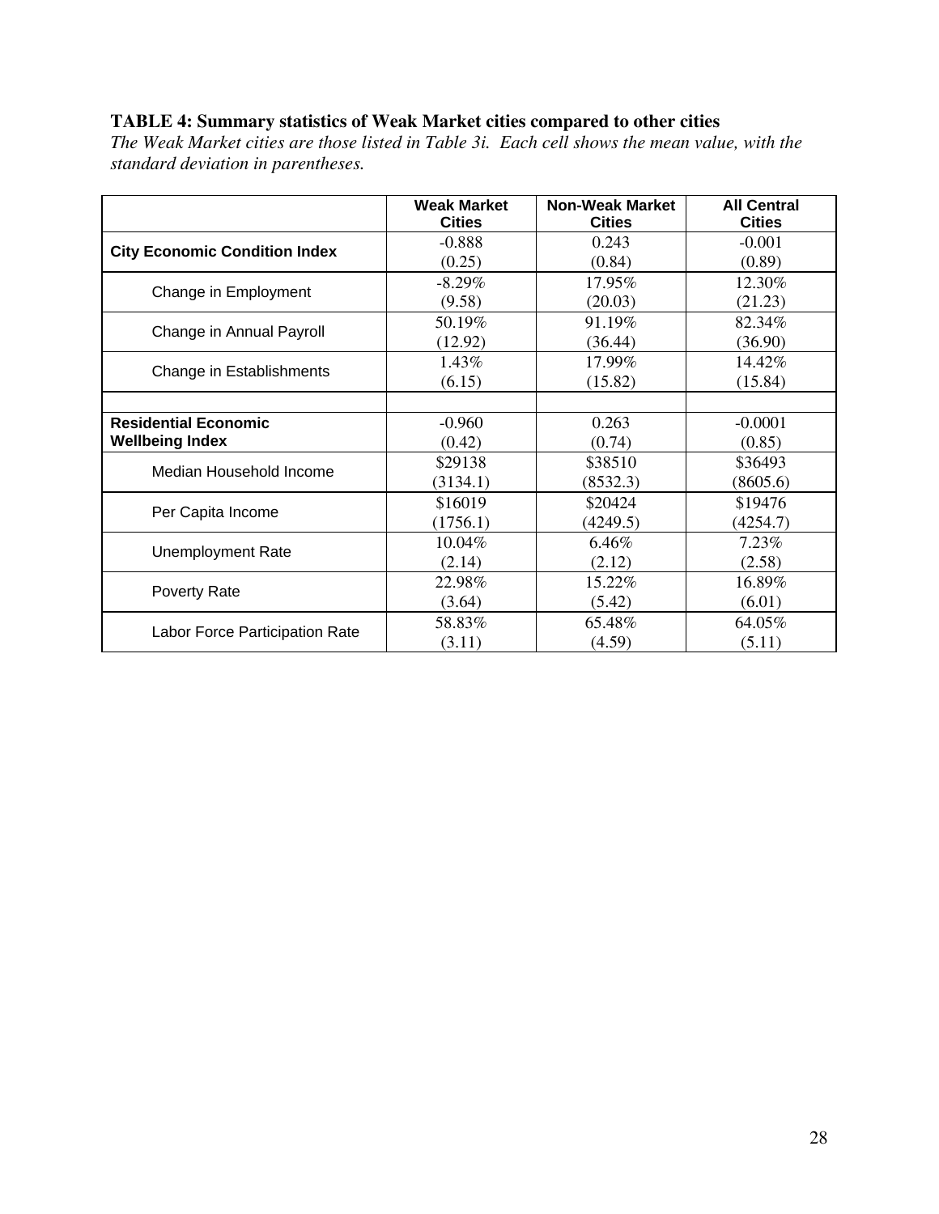**TABLE 4: Summary statistics of Weak Market cities compared to other cities**

*The Weak Market cities are those listed in Table 3i. Each cell shows the mean value, with the standard deviation in parentheses.*

| | Weak Market Cities | Non-Weak Market Cities | All Central Cities |
|---|---|---|---|
| **City Economic Condition Index** | -0.888<br>(0.25) | 0.243<br>(0.84) | -0.001<br>(0.89) |
| Change in Employment | -8.29%<br>(9.58) | 17.95%<br>(20.03) | 12.30%<br>(21.23) |
| Change in Annual Payroll | 50.19%<br>(12.92) | 91.19%<br>(36.44) | 82.34%<br>(36.90) |
| Change in Establishments | 1.43%<br>(6.15) | 17.99%<br>(15.82) | 14.42%<br>(15.84) |
| | | | |
| **Residential Economic Wellbeing Index** | -0.960<br>(0.42) | 0.263<br>(0.74) | -0.0001<br>(0.85) |
| Median Household Income | $29138<br>(3134.1) | $38510<br>(8532.3) | $36493<br>(8605.6) |
| Per Capita Income | $16019<br>(1756.1) | $20424<br>(4249.5) | $19476<br>(4254.7) |
| Unemployment Rate | 10.04%<br>(2.14) | 6.46%<br>(2.12) | 7.23%<br>(2.58) |
| Poverty Rate | 22.98%<br>(3.64) | 15.22%<br>(5.42) | 16.89%<br>(6.01) |
| Labor Force Participation Rate | 58.83%<br>(3.11) | 65.48%<br>(4.59) | 64.05%<br>(5.11) |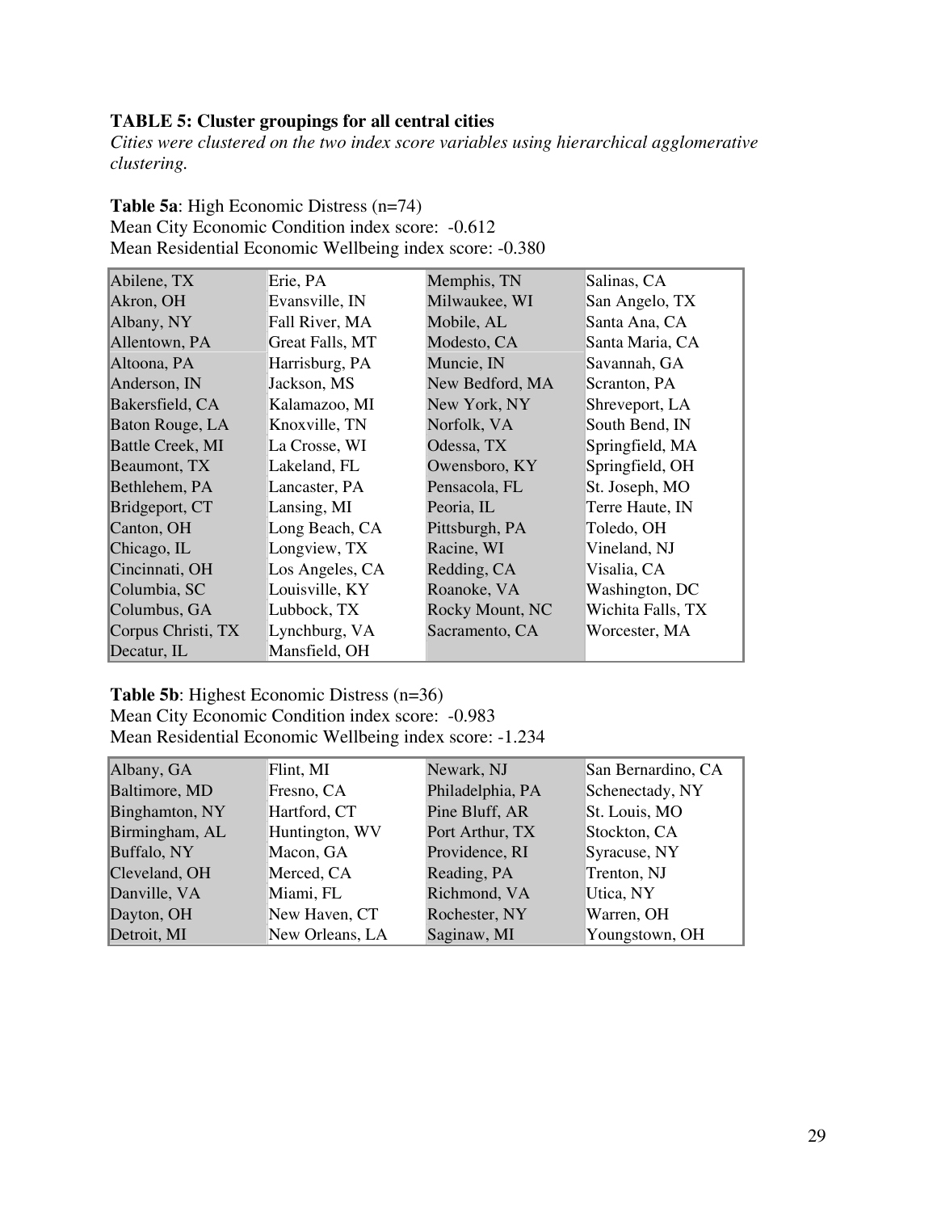**TABLE 5: Cluster groupings for all central cities**

*Cities were clustered on the two index score variables using hierarchical agglomerative clustering.*

**Table 5a**: High Economic Distress (n=74)
Mean City Economic Condition index score: -0.612
Mean Residential Economic Wellbeing index score: -0.380

| | | | |
|---|---|---|---|
| Abilene, TX | Erie, PA | Memphis, TN | Salinas, CA |
| Akron, OH | Evansville, IN | Milwaukee, WI | San Angelo, TX |
| Albany, NY | Fall River, MA | Mobile, AL | Santa Ana, CA |
| Allentown, PA | Great Falls, MT | Modesto, CA | Santa Maria, CA |
| Altoona, PA | Harrisburg, PA | Muncie, IN | Savannah, GA |
| Anderson, IN | Jackson, MS | New Bedford, MA | Scranton, PA |
| Bakersfield, CA | Kalamazoo, MI | New York, NY | Shreveport, LA |
| Baton Rouge, LA | Knoxville, TN | Norfolk, VA | South Bend, IN |
| Battle Creek, MI | La Crosse, WI | Odessa, TX | Springfield, MA |
| Beaumont, TX | Lakeland, FL | Owensboro, KY | Springfield, OH |
| Bethlehem, PA | Lancaster, PA | Pensacola, FL | St. Joseph, MO |
| Bridgeport, CT | Lansing, MI | Peoria, IL | Terre Haute, IN |
| Canton, OH | Long Beach, CA | Pittsburgh, PA | Toledo, OH |
| Chicago, IL | Longview, TX | Racine, WI | Vineland, NJ |
| Cincinnati, OH | Los Angeles, CA | Redding, CA | Visalia, CA |
| Columbia, SC | Louisville, KY | Roanoke, VA | Washington, DC |
| Columbus, GA | Lubbock, TX | Rocky Mount, NC | Wichita Falls, TX |
| Corpus Christi, TX | Lynchburg, VA | Sacramento, CA | Worcester, MA |
| Decatur, IL | Mansfield, OH | | |

**Table 5b**: Highest Economic Distress (n=36)
Mean City Economic Condition index score: -0.983
Mean Residential Economic Wellbeing index score: -1.234

| | | | |
|---|---|---|---|
| Albany, GA | Flint, MI | Newark, NJ | San Bernardino, CA |
| Baltimore, MD | Fresno, CA | Philadelphia, PA | Schenectady, NY |
| Binghamton, NY | Hartford, CT | Pine Bluff, AR | St. Louis, MO |
| Birmingham, AL | Huntington, WV | Port Arthur, TX | Stockton, CA |
| Buffalo, NY | Macon, GA | Providence, RI | Syracuse, NY |
| Cleveland, OH | Merced, CA | Reading, PA | Trenton, NJ |
| Danville, VA | Miami, FL | Richmond, VA | Utica, NY |
| Dayton, OH | New Haven, CT | Rochester, NY | Warren, OH |
| Detroit, MI | New Orleans, LA | Saginaw, MI | Youngstown, OH |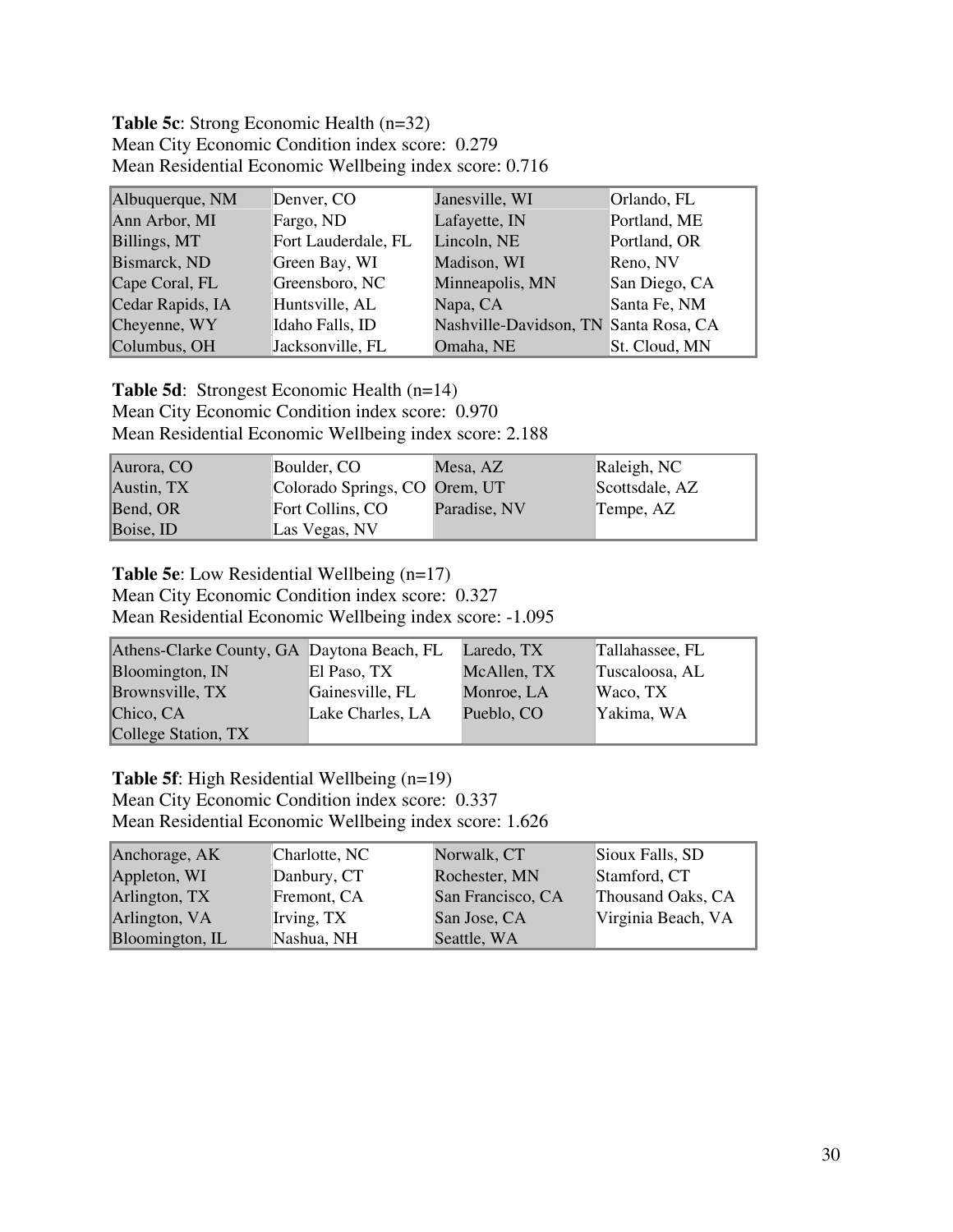**Table 5c**: Strong Economic Health (n=32)
Mean City Economic Condition index score: 0.279
Mean Residential Economic Wellbeing index score: 0.716

| | | | |
|---|---|---|---|
| Albuquerque, NM | Denver, CO | Janesville, WI | Orlando, FL |
| Ann Arbor, MI | Fargo, ND | Lafayette, IN | Portland, ME |
| Billings, MT | Fort Lauderdale, FL | Lincoln, NE | Portland, OR |
| Bismarck, ND | Green Bay, WI | Madison, WI | Reno, NV |
| Cape Coral, FL | Greensboro, NC | Minneapolis, MN | San Diego, CA |
| Cedar Rapids, IA | Huntsville, AL | Napa, CA | Santa Fe, NM |
| Cheyenne, WY | Idaho Falls, ID | Nashville-Davidson, TN | Santa Rosa, CA |
| Columbus, OH | Jacksonville, FL | Omaha, NE | St. Cloud, MN |

**Table 5d**: Strongest Economic Health (n=14)
Mean City Economic Condition index score: 0.970
Mean Residential Economic Wellbeing index score: 2.188

| | | | |
|---|---|---|---|
| Aurora, CO | Boulder, CO | Mesa, AZ | Raleigh, NC |
| Austin, TX | Colorado Springs, CO | Orem, UT | Scottsdale, AZ |
| Bend, OR | Fort Collins, CO | Paradise, NV | Tempe, AZ |
| Boise, ID | Las Vegas, NV | | |

**Table 5e**: Low Residential Wellbeing (n=17)
Mean City Economic Condition index score: 0.327
Mean Residential Economic Wellbeing index score: -1.095

| | | | |
|---|---|---|---|
| Athens-Clarke County, GA | Daytona Beach, FL | Laredo, TX | Tallahassee, FL |
| Bloomington, IN | El Paso, TX | McAllen, TX | Tuscaloosa, AL |
| Brownsville, TX | Gainesville, FL | Monroe, LA | Waco, TX |
| Chico, CA | Lake Charles, LA | Pueblo, CO | Yakima, WA |
| College Station, TX | | | |

**Table 5f**: High Residential Wellbeing (n=19)
Mean City Economic Condition index score: 0.337
Mean Residential Economic Wellbeing index score: 1.626

| | | | |
|---|---|---|---|
| Anchorage, AK | Charlotte, NC | Norwalk, CT | Sioux Falls, SD |
| Appleton, WI | Danbury, CT | Rochester, MN | Stamford, CT |
| Arlington, TX | Fremont, CA | San Francisco, CA | Thousand Oaks, CA |
| Arlington, VA | Irving, TX | San Jose, CA | Virginia Beach, VA |
| Bloomington, IL | Nashua, NH | Seattle, WA | |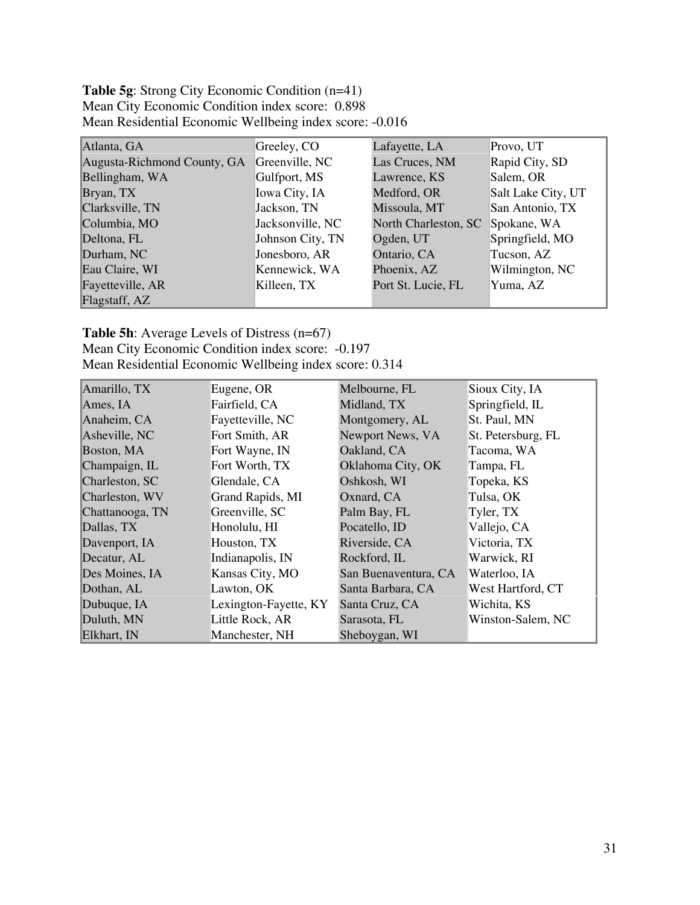**Table 5g**: Strong City Economic Condition (n=41)
Mean City Economic Condition index score: 0.898
Mean Residential Economic Wellbeing index score: -0.016

| | | | |
|---|---|---|---|
| Atlanta, GA | Greeley, CO | Lafayette, LA | Provo, UT |
| Augusta-Richmond County, GA | Greenville, NC | Las Cruces, NM | Rapid City, SD |
| Bellingham, WA | Gulfport, MS | Lawrence, KS | Salem, OR |
| Bryan, TX | Iowa City, IA | Medford, OR | Salt Lake City, UT |
| Clarksville, TN | Jackson, TN | Missoula, MT | San Antonio, TX |
| Columbia, MO | Jacksonville, NC | North Charleston, SC | Spokane, WA |
| Deltona, FL | Johnson City, TN | Ogden, UT | Springfield, MO |
| Durham, NC | Jonesboro, AR | Ontario, CA | Tucson, AZ |
| Eau Claire, WI | Kennewick, WA | Phoenix, AZ | Wilmington, NC |
| Fayetteville, AR | Killeen, TX | Port St. Lucie, FL | Yuma, AZ |
| Flagstaff, AZ | | | |

**Table 5h**: Average Levels of Distress (n=67)
Mean City Economic Condition index score: -0.197
Mean Residential Economic Wellbeing index score: 0.314

| | | | |
|---|---|---|---|
| Amarillo, TX | Eugene, OR | Melbourne, FL | Sioux City, IA |
| Ames, IA | Fairfield, CA | Midland, TX | Springfield, IL |
| Anaheim, CA | Fayetteville, NC | Montgomery, AL | St. Paul, MN |
| Asheville, NC | Fort Smith, AR | Newport News, VA | St. Petersburg, FL |
| Boston, MA | Fort Wayne, IN | Oakland, CA | Tacoma, WA |
| Champaign, IL | Fort Worth, TX | Oklahoma City, OK | Tampa, FL |
| Charleston, SC | Glendale, CA | Oshkosh, WI | Topeka, KS |
| Charleston, WV | Grand Rapids, MI | Oxnard, CA | Tulsa, OK |
| Chattanooga, TN | Greenville, SC | Palm Bay, FL | Tyler, TX |
| Dallas, TX | Honolulu, HI | Pocatello, ID | Vallejo, CA |
| Davenport, IA | Houston, TX | Riverside, CA | Victoria, TX |
| Decatur, AL | Indianapolis, IN | Rockford, IL | Warwick, RI |
| Des Moines, IA | Kansas City, MO | San Buenaventura, CA | Waterloo, IA |
| Dothan, AL | Lawton, OK | Santa Barbara, CA | West Hartford, CT |
| Dubuque, IA | Lexington-Fayette, KY | Santa Cruz, CA | Wichita, KS |
| Duluth, MN | Little Rock, AR | Sarasota, FL | Winston-Salem, NC |
| Elkhart, IN | Manchester, NH | Sheboygan, WI | |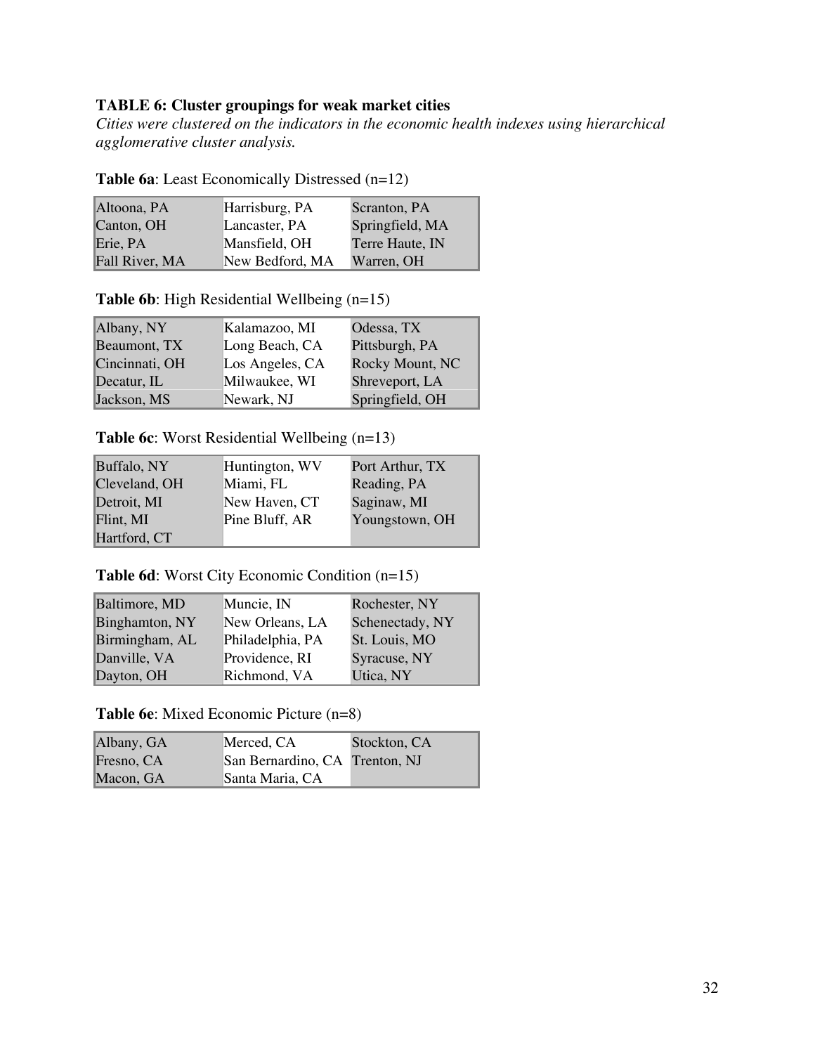**TABLE 6: Cluster groupings for weak market cities**

*Cities were clustered on the indicators in the economic health indexes using hierarchical agglomerative cluster analysis.*

**Table 6a**: Least Economically Distressed (n=12)

| | | |
|---|---|---|
| Altoona, PA | Harrisburg, PA | Scranton, PA |
| Canton, OH | Lancaster, PA | Springfield, MA |
| Erie, PA | Mansfield, OH | Terre Haute, IN |
| Fall River, MA | New Bedford, MA | Warren, OH |

**Table 6b**: High Residential Wellbeing (n=15)

| | | |
|---|---|---|
| Albany, NY | Kalamazoo, MI | Odessa, TX |
| Beaumont, TX | Long Beach, CA | Pittsburgh, PA |
| Cincinnati, OH | Los Angeles, CA | Rocky Mount, NC |
| Decatur, IL | Milwaukee, WI | Shreveport, LA |
| Jackson, MS | Newark, NJ | Springfield, OH |

**Table 6c**: Worst Residential Wellbeing (n=13)

| | | |
|---|---|---|
| Buffalo, NY | Huntington, WV | Port Arthur, TX |
| Cleveland, OH | Miami, FL | Reading, PA |
| Detroit, MI | New Haven, CT | Saginaw, MI |
| Flint, MI | Pine Bluff, AR | Youngstown, OH |
| Hartford, CT | | |

**Table 6d**: Worst City Economic Condition (n=15)

| | | |
|---|---|---|
| Baltimore, MD | Muncie, IN | Rochester, NY |
| Binghamton, NY | New Orleans, LA | Schenectady, NY |
| Birmingham, AL | Philadelphia, PA | St. Louis, MO |
| Danville, VA | Providence, RI | Syracuse, NY |
| Dayton, OH | Richmond, VA | Utica, NY |

**Table 6e**: Mixed Economic Picture (n=8)

| | | |
|---|---|---|
| Albany, GA | Merced, CA | Stockton, CA |
| Fresno, CA | San Bernardino, CA | Trenton, NJ |
| Macon, GA | Santa Maria, CA | |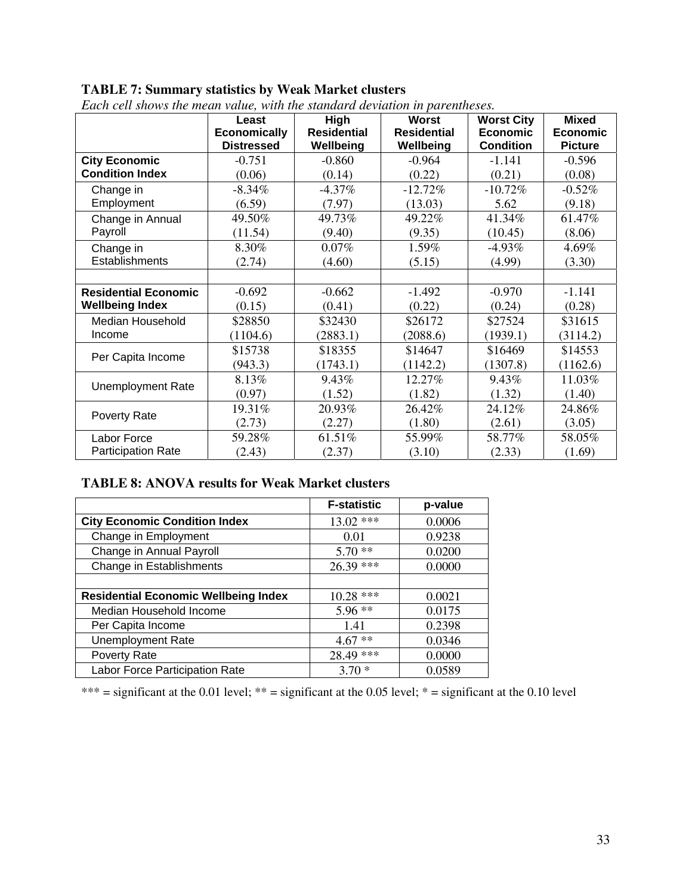**TABLE 7: Summary statistics by Weak Market clusters**

*Each cell shows the mean value, with the standard deviation in parentheses.*

| | Least Economically Distressed | High Residential Wellbeing | Worst Residential Wellbeing | Worst City Economic Condition | Mixed Economic Picture |
|---|---|---|---|---|---|
| **City Economic Condition Index** | -0.751 (0.06) | -0.860 (0.14) | -0.964 (0.22) | -1.141 (0.21) | -0.596 (0.08) |
| Change in Employment | -8.34% (6.59) | -4.37% (7.97) | -12.72% (13.03) | -10.72% 5.62 | -0.52% (9.18) |
| Change in Annual Payroll | 49.50% (11.54) | 49.73% (9.40) | 49.22% (9.35) | 41.34% (10.45) | 61.47% (8.06) |
| Change in Establishments | 8.30% (2.74) | 0.07% (4.60) | 1.59% (5.15) | -4.93% (4.99) | 4.69% (3.30) |
| | | | | | |
| **Residential Economic Wellbeing Index** | -0.692 (0.15) | -0.662 (0.41) | -1.492 (0.22) | -0.970 (0.24) | -1.141 (0.28) |
| Median Household Income | $28850 (1104.6) | $32430 (2883.1) | $26172 (2088.6) | $27524 (1939.1) | $31615 (3114.2) |
| Per Capita Income | $15738 (943.3) | $18355 (1743.1) | $14647 (1142.2) | $16469 (1307.8) | $14553 (1162.6) |
| Unemployment Rate | 8.13% (0.97) | 9.43% (1.52) | 12.27% (1.82) | 9.43% (1.32) | 11.03% (1.40) |
| Poverty Rate | 19.31% (2.73) | 20.93% (2.27) | 26.42% (1.80) | 24.12% (2.61) | 24.86% (3.05) |
| Labor Force Participation Rate | 59.28% (2.43) | 61.51% (2.37) | 55.99% (3.10) | 58.77% (2.33) | 58.05% (1.69) |

**TABLE 8: ANOVA results for Weak Market clusters**

| | F-statistic | p-value |
|---|---|---|
| **City Economic Condition Index** | 13.02 *** | 0.0006 |
| Change in Employment | 0.01 | 0.9238 |
| Change in Annual Payroll | 5.70 ** | 0.0200 |
| Change in Establishments | 26.39 *** | 0.0000 |
| | | |
| **Residential Economic Wellbeing Index** | 10.28 *** | 0.0021 |
| Median Household Income | 5.96 ** | 0.0175 |
| Per Capita Income | 1.41 | 0.2398 |
| Unemployment Rate | 4.67 ** | 0.0346 |
| Poverty Rate | 28.49 *** | 0.0000 |
| Labor Force Participation Rate | 3.70 * | 0.0589 |

*** = significant at the 0.01 level; ** = significant at the 0.05 level; * = significant at the 0.10 level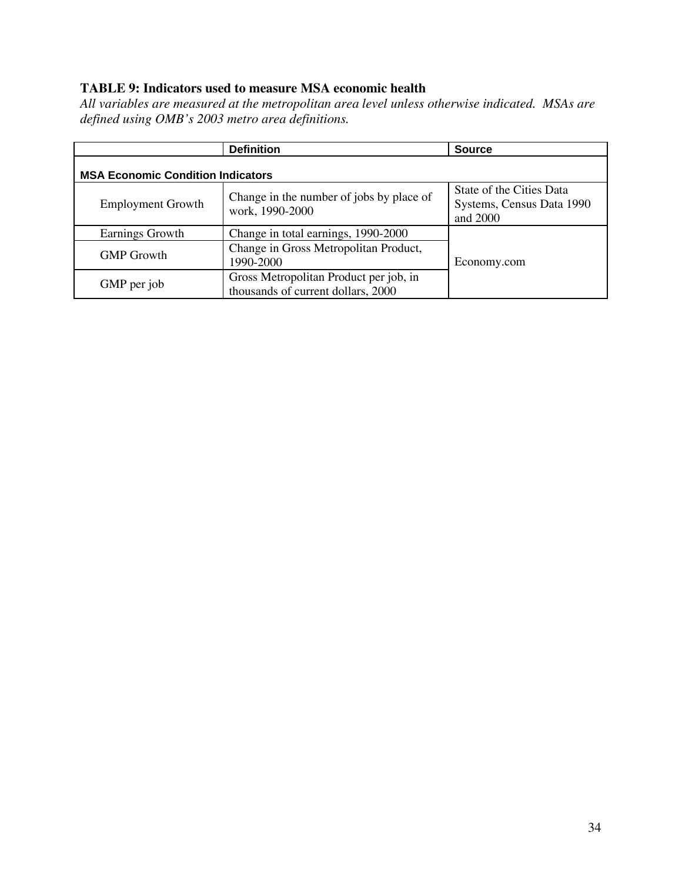**TABLE 9: Indicators used to measure MSA economic health**

*All variables are measured at the metropolitan area level unless otherwise indicated. MSAs are defined using OMB's 2003 metro area definitions.*

| | Definition | Source |
|---|---|---|
| **MSA Economic Condition Indicators** | | |
| Employment Growth | Change in the number of jobs by place of work, 1990-2000 | State of the Cities Data Systems, Census Data 1990 and 2000 |
| Earnings Growth | Change in total earnings, 1990-2000 | Economy.com |
| GMP Growth | Change in Gross Metropolitan Product, 1990-2000 | |
| GMP per job | Gross Metropolitan Product per job, in thousands of current dollars, 2000 | |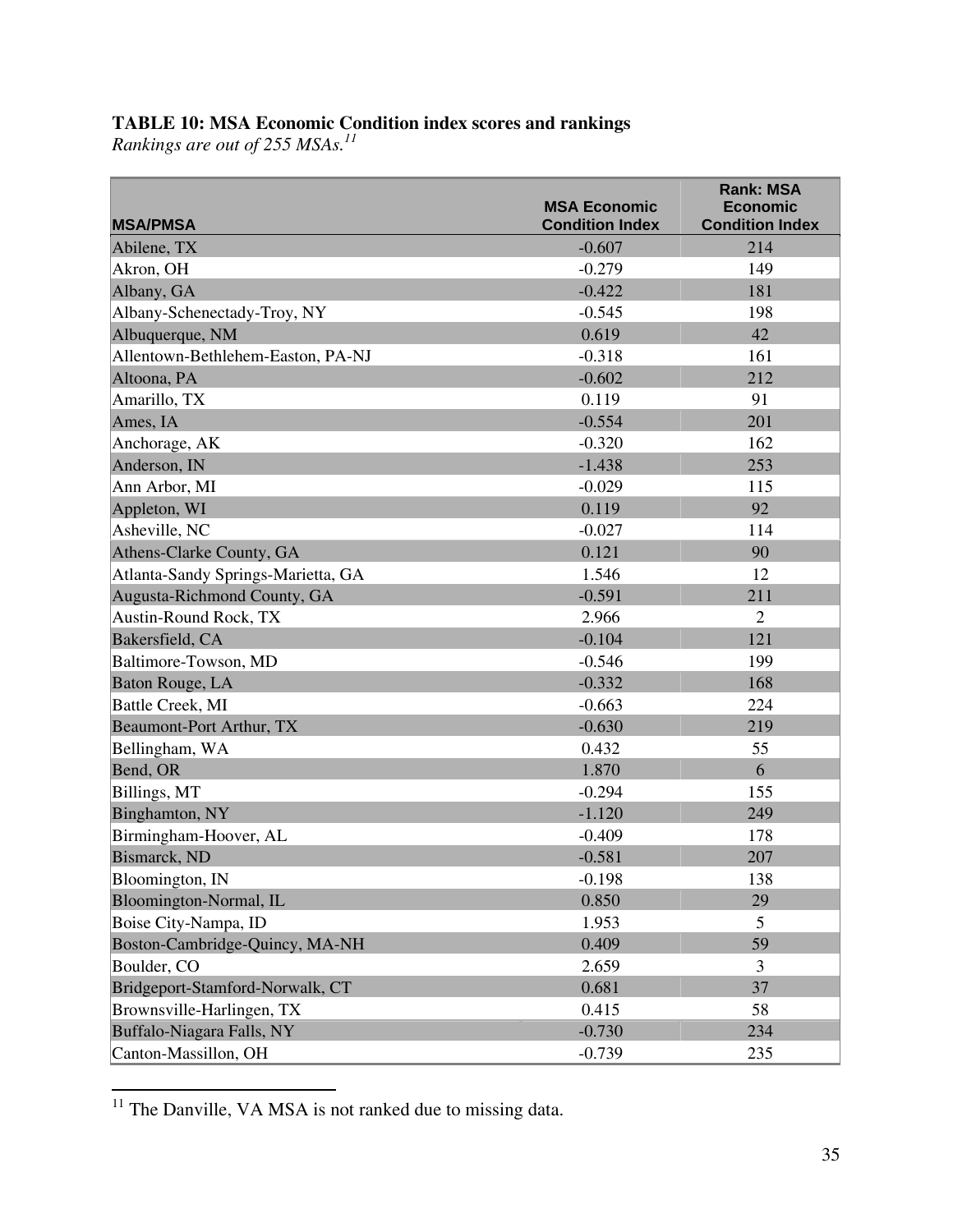**TABLE 10: MSA Economic Condition index scores and rankings**

*Rankings are out of 255 MSAs.*[11]

| MSA/PMSA | MSA Economic Condition Index | Rank: MSA Economic Condition Index |
|---|---|---|
| Abilene, TX | -0.607 | 214 |
| Akron, OH | -0.279 | 149 |
| Albany, GA | -0.422 | 181 |
| Albany-Schenectady-Troy, NY | -0.545 | 198 |
| Albuquerque, NM | 0.619 | 42 |
| Allentown-Bethlehem-Easton, PA-NJ | -0.318 | 161 |
| Altoona, PA | -0.602 | 212 |
| Amarillo, TX | 0.119 | 91 |
| Ames, IA | -0.554 | 201 |
| Anchorage, AK | -0.320 | 162 |
| Anderson, IN | -1.438 | 253 |
| Ann Arbor, MI | -0.029 | 115 |
| Appleton, WI | 0.119 | 92 |
| Asheville, NC | -0.027 | 114 |
| Athens-Clarke County, GA | 0.121 | 90 |
| Atlanta-Sandy Springs-Marietta, GA | 1.546 | 12 |
| Augusta-Richmond County, GA | -0.591 | 211 |
| Austin-Round Rock, TX | 2.966 | 2 |
| Bakersfield, CA | -0.104 | 121 |
| Baltimore-Towson, MD | -0.546 | 199 |
| Baton Rouge, LA | -0.332 | 168 |
| Battle Creek, MI | -0.663 | 224 |
| Beaumont-Port Arthur, TX | -0.630 | 219 |
| Bellingham, WA | 0.432 | 55 |
| Bend, OR | 1.870 | 6 |
| Billings, MT | -0.294 | 155 |
| Binghamton, NY | -1.120 | 249 |
| Birmingham-Hoover, AL | -0.409 | 178 |
| Bismarck, ND | -0.581 | 207 |
| Bloomington, IN | -0.198 | 138 |
| Bloomington-Normal, IL | 0.850 | 29 |
| Boise City-Nampa, ID | 1.953 | 5 |
| Boston-Cambridge-Quincy, MA-NH | 0.409 | 59 |
| Boulder, CO | 2.659 | 3 |
| Bridgeport-Stamford-Norwalk, CT | 0.681 | 37 |
| Brownsville-Harlingen, TX | 0.415 | 58 |
| Buffalo-Niagara Falls, NY | -0.730 | 234 |
| Canton-Massillon, OH | -0.739 | 235 |

[11] The Danville, VA MSA is not ranked due to missing data.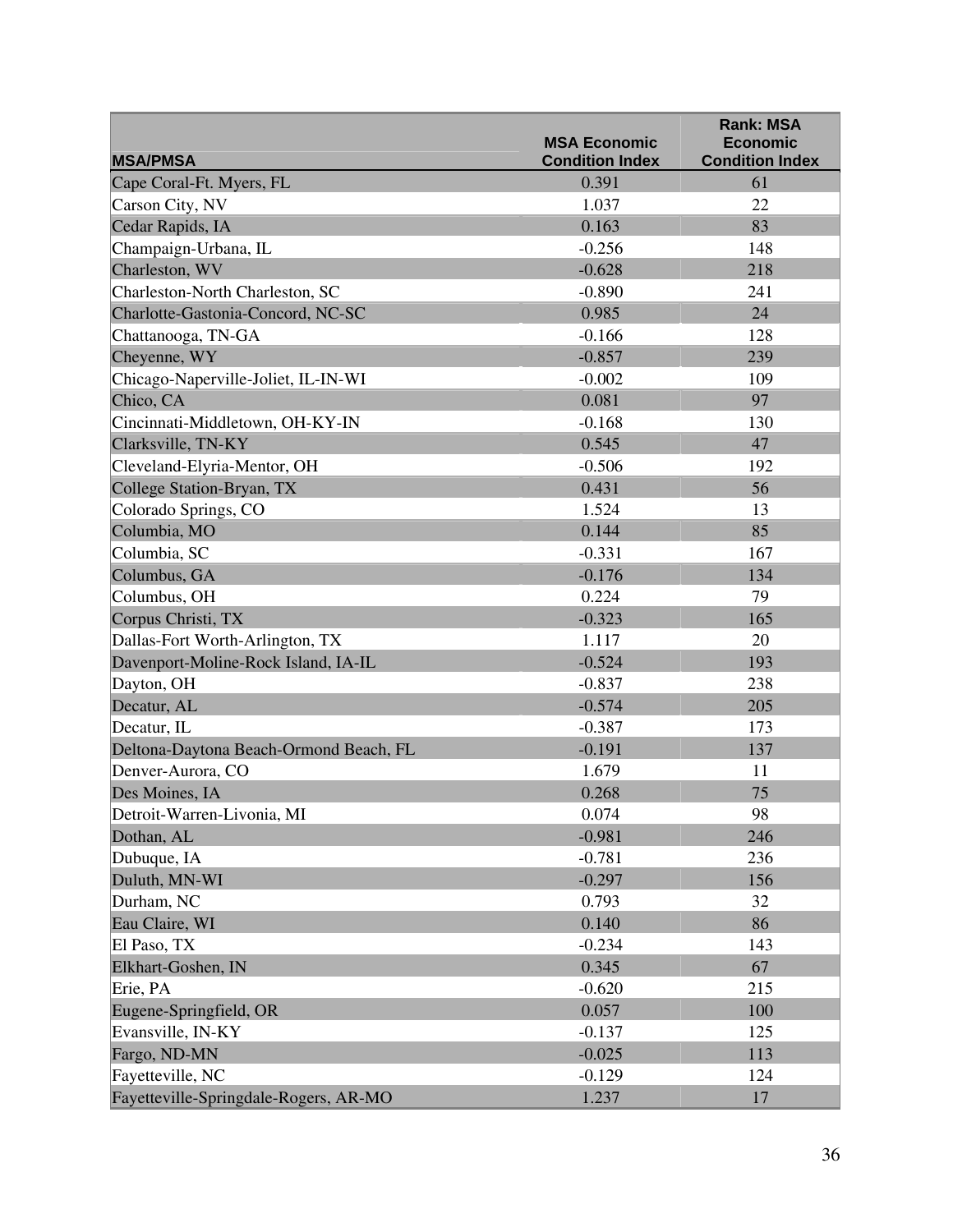| MSA/PMSA | MSA Economic Condition Index | Rank: MSA Economic Condition Index |
|---|---|---|
| Cape Coral-Ft. Myers, FL | 0.391 | 61 |
| Carson City, NV | 1.037 | 22 |
| Cedar Rapids, IA | 0.163 | 83 |
| Champaign-Urbana, IL | -0.256 | 148 |
| Charleston, WV | -0.628 | 218 |
| Charleston-North Charleston, SC | -0.890 | 241 |
| Charlotte-Gastonia-Concord, NC-SC | 0.985 | 24 |
| Chattanooga, TN-GA | -0.166 | 128 |
| Cheyenne, WY | -0.857 | 239 |
| Chicago-Naperville-Joliet, IL-IN-WI | -0.002 | 109 |
| Chico, CA | 0.081 | 97 |
| Cincinnati-Middletown, OH-KY-IN | -0.168 | 130 |
| Clarksville, TN-KY | 0.545 | 47 |
| Cleveland-Elyria-Mentor, OH | -0.506 | 192 |
| College Station-Bryan, TX | 0.431 | 56 |
| Colorado Springs, CO | 1.524 | 13 |
| Columbia, MO | 0.144 | 85 |
| Columbia, SC | -0.331 | 167 |
| Columbus, GA | -0.176 | 134 |
| Columbus, OH | 0.224 | 79 |
| Corpus Christi, TX | -0.323 | 165 |
| Dallas-Fort Worth-Arlington, TX | 1.117 | 20 |
| Davenport-Moline-Rock Island, IA-IL | -0.524 | 193 |
| Dayton, OH | -0.837 | 238 |
| Decatur, AL | -0.574 | 205 |
| Decatur, IL | -0.387 | 173 |
| Deltona-Daytona Beach-Ormond Beach, FL | -0.191 | 137 |
| Denver-Aurora, CO | 1.679 | 11 |
| Des Moines, IA | 0.268 | 75 |
| Detroit-Warren-Livonia, MI | 0.074 | 98 |
| Dothan, AL | -0.981 | 246 |
| Dubuque, IA | -0.781 | 236 |
| Duluth, MN-WI | -0.297 | 156 |
| Durham, NC | 0.793 | 32 |
| Eau Claire, WI | 0.140 | 86 |
| El Paso, TX | -0.234 | 143 |
| Elkhart-Goshen, IN | 0.345 | 67 |
| Erie, PA | -0.620 | 215 |
| Eugene-Springfield, OR | 0.057 | 100 |
| Evansville, IN-KY | -0.137 | 125 |
| Fargo, ND-MN | -0.025 | 113 |
| Fayetteville, NC | -0.129 | 124 |
| Fayetteville-Springdale-Rogers, AR-MO | 1.237 | 17 |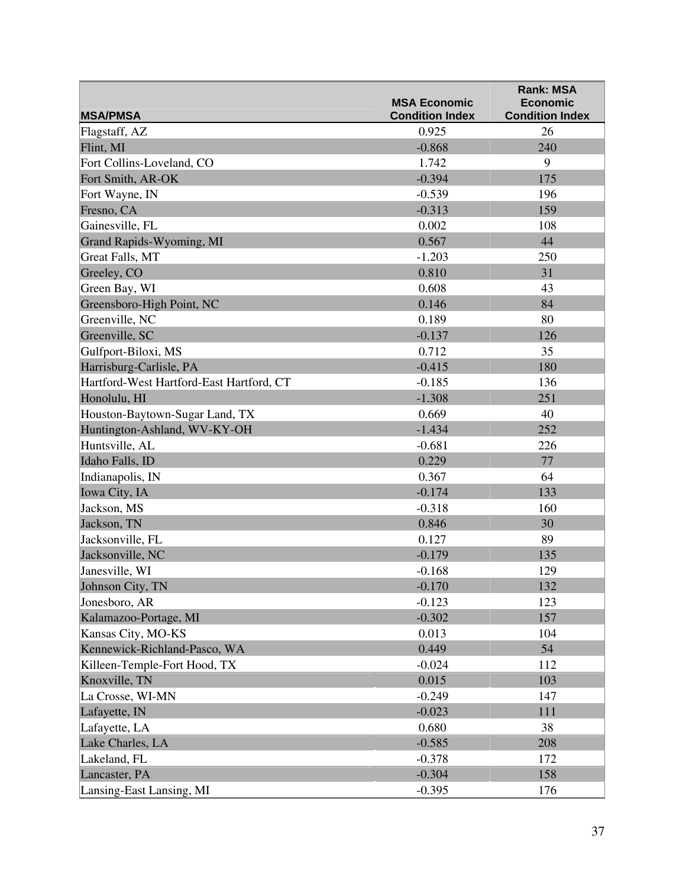| MSA/PMSA | MSA Economic Condition Index | Rank: MSA Economic Condition Index |
|---|---|---|
| Flagstaff, AZ | 0.925 | 26 |
| Flint, MI | -0.868 | 240 |
| Fort Collins-Loveland, CO | 1.742 | 9 |
| Fort Smith, AR-OK | -0.394 | 175 |
| Fort Wayne, IN | -0.539 | 196 |
| Fresno, CA | -0.313 | 159 |
| Gainesville, FL | 0.002 | 108 |
| Grand Rapids-Wyoming, MI | 0.567 | 44 |
| Great Falls, MT | -1.203 | 250 |
| Greeley, CO | 0.810 | 31 |
| Green Bay, WI | 0.608 | 43 |
| Greensboro-High Point, NC | 0.146 | 84 |
| Greenville, NC | 0.189 | 80 |
| Greenville, SC | -0.137 | 126 |
| Gulfport-Biloxi, MS | 0.712 | 35 |
| Harrisburg-Carlisle, PA | -0.415 | 180 |
| Hartford-West Hartford-East Hartford, CT | -0.185 | 136 |
| Honolulu, HI | -1.308 | 251 |
| Houston-Baytown-Sugar Land, TX | 0.669 | 40 |
| Huntington-Ashland, WV-KY-OH | -1.434 | 252 |
| Huntsville, AL | -0.681 | 226 |
| Idaho Falls, ID | 0.229 | 77 |
| Indianapolis, IN | 0.367 | 64 |
| Iowa City, IA | -0.174 | 133 |
| Jackson, MS | -0.318 | 160 |
| Jackson, TN | 0.846 | 30 |
| Jacksonville, FL | 0.127 | 89 |
| Jacksonville, NC | -0.179 | 135 |
| Janesville, WI | -0.168 | 129 |
| Johnson City, TN | -0.170 | 132 |
| Jonesboro, AR | -0.123 | 123 |
| Kalamazoo-Portage, MI | -0.302 | 157 |
| Kansas City, MO-KS | 0.013 | 104 |
| Kennewick-Richland-Pasco, WA | 0.449 | 54 |
| Killeen-Temple-Fort Hood, TX | -0.024 | 112 |
| Knoxville, TN | 0.015 | 103 |
| La Crosse, WI-MN | -0.249 | 147 |
| Lafayette, IN | -0.023 | 111 |
| Lafayette, LA | 0.680 | 38 |
| Lake Charles, LA | -0.585 | 208 |
| Lakeland, FL | -0.378 | 172 |
| Lancaster, PA | -0.304 | 158 |
| Lansing-East Lansing, MI | -0.395 | 176 |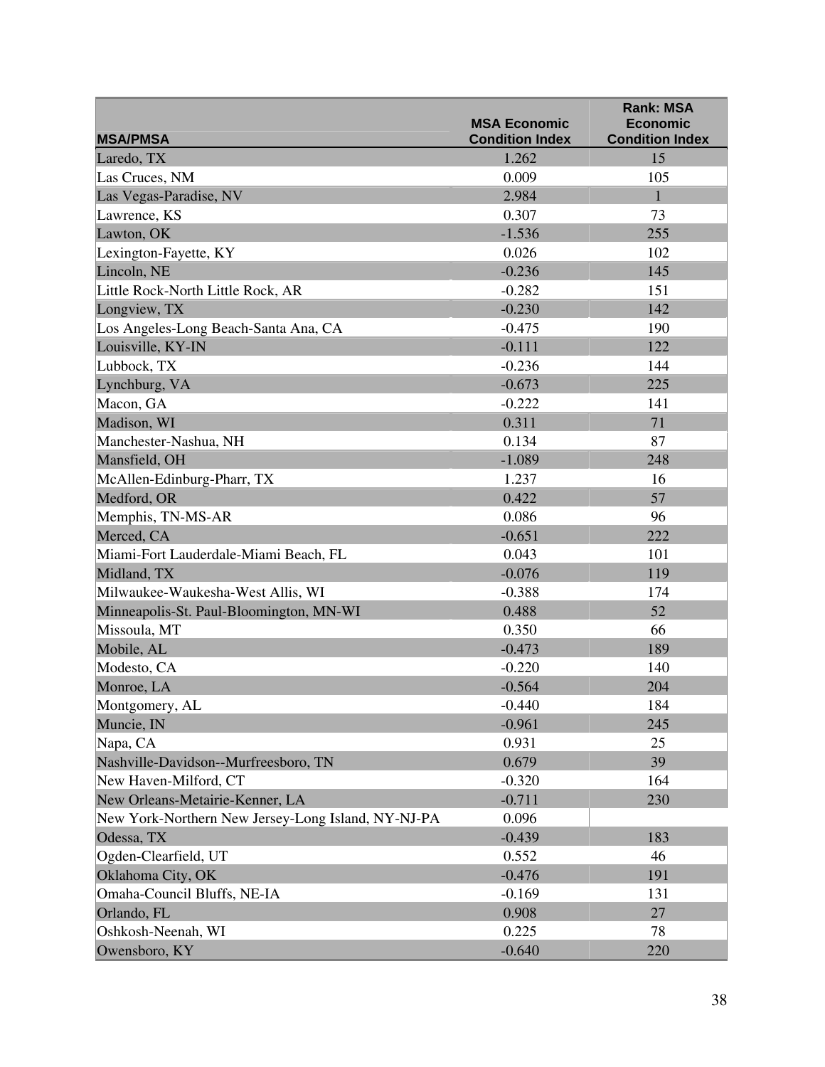| MSA/PMSA | MSA Economic Condition Index | Rank: MSA Economic Condition Index |
|---|---|---|
| Laredo, TX | 1.262 | 15 |
| Las Cruces, NM | 0.009 | 105 |
| Las Vegas-Paradise, NV | 2.984 | 1 |
| Lawrence, KS | 0.307 | 73 |
| Lawton, OK | -1.536 | 255 |
| Lexington-Fayette, KY | 0.026 | 102 |
| Lincoln, NE | -0.236 | 145 |
| Little Rock-North Little Rock, AR | -0.282 | 151 |
| Longview, TX | -0.230 | 142 |
| Los Angeles-Long Beach-Santa Ana, CA | -0.475 | 190 |
| Louisville, KY-IN | -0.111 | 122 |
| Lubbock, TX | -0.236 | 144 |
| Lynchburg, VA | -0.673 | 225 |
| Macon, GA | -0.222 | 141 |
| Madison, WI | 0.311 | 71 |
| Manchester-Nashua, NH | 0.134 | 87 |
| Mansfield, OH | -1.089 | 248 |
| McAllen-Edinburg-Pharr, TX | 1.237 | 16 |
| Medford, OR | 0.422 | 57 |
| Memphis, TN-MS-AR | 0.086 | 96 |
| Merced, CA | -0.651 | 222 |
| Miami-Fort Lauderdale-Miami Beach, FL | 0.043 | 101 |
| Midland, TX | -0.076 | 119 |
| Milwaukee-Waukesha-West Allis, WI | -0.388 | 174 |
| Minneapolis-St. Paul-Bloomington, MN-WI | 0.488 | 52 |
| Missoula, MT | 0.350 | 66 |
| Mobile, AL | -0.473 | 189 |
| Modesto, CA | -0.220 | 140 |
| Monroe, LA | -0.564 | 204 |
| Montgomery, AL | -0.440 | 184 |
| Muncie, IN | -0.961 | 245 |
| Napa, CA | 0.931 | 25 |
| Nashville-Davidson--Murfreesboro, TN | 0.679 | 39 |
| New Haven-Milford, CT | -0.320 | 164 |
| New Orleans-Metairie-Kenner, LA | -0.711 | 230 |
| New York-Northern New Jersey-Long Island, NY-NJ-PA | 0.096 | |
| Odessa, TX | -0.439 | 183 |
| Ogden-Clearfield, UT | 0.552 | 46 |
| Oklahoma City, OK | -0.476 | 191 |
| Omaha-Council Bluffs, NE-IA | -0.169 | 131 |
| Orlando, FL | 0.908 | 27 |
| Oshkosh-Neenah, WI | 0.225 | 78 |
| Owensboro, KY | -0.640 | 220 |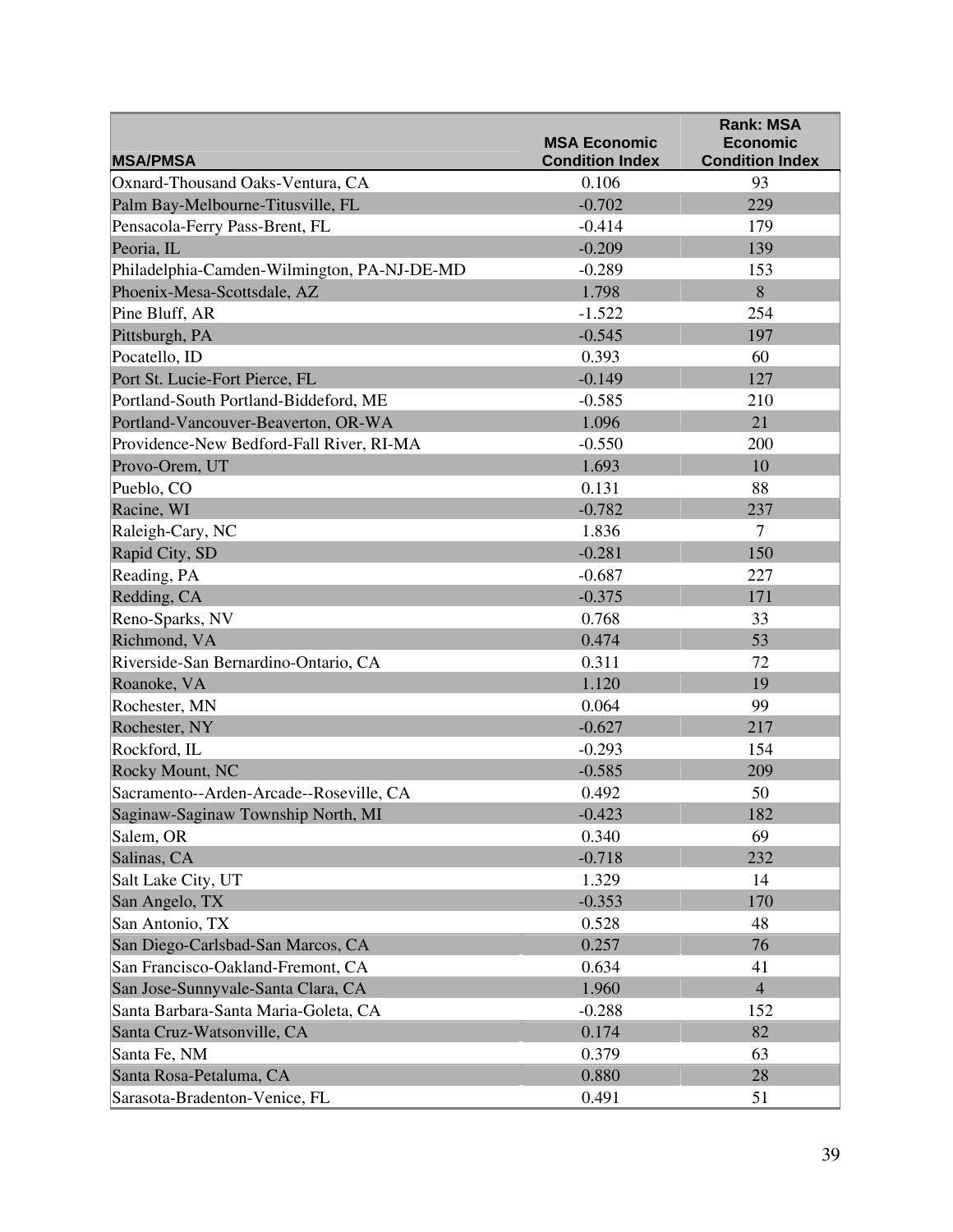| MSA/PMSA | MSA Economic Condition Index | Rank: MSA Economic Condition Index |
|---|---|---|
| Oxnard-Thousand Oaks-Ventura, CA | 0.106 | 93 |
| Palm Bay-Melbourne-Titusville, FL | -0.702 | 229 |
| Pensacola-Ferry Pass-Brent, FL | -0.414 | 179 |
| Peoria, IL | -0.209 | 139 |
| Philadelphia-Camden-Wilmington, PA-NJ-DE-MD | -0.289 | 153 |
| Phoenix-Mesa-Scottsdale, AZ | 1.798 | 8 |
| Pine Bluff, AR | -1.522 | 254 |
| Pittsburgh, PA | -0.545 | 197 |
| Pocatello, ID | 0.393 | 60 |
| Port St. Lucie-Fort Pierce, FL | -0.149 | 127 |
| Portland-South Portland-Biddeford, ME | -0.585 | 210 |
| Portland-Vancouver-Beaverton, OR-WA | 1.096 | 21 |
| Providence-New Bedford-Fall River, RI-MA | -0.550 | 200 |
| Provo-Orem, UT | 1.693 | 10 |
| Pueblo, CO | 0.131 | 88 |
| Racine, WI | -0.782 | 237 |
| Raleigh-Cary, NC | 1.836 | 7 |
| Rapid City, SD | -0.281 | 150 |
| Reading, PA | -0.687 | 227 |
| Redding, CA | -0.375 | 171 |
| Reno-Sparks, NV | 0.768 | 33 |
| Richmond, VA | 0.474 | 53 |
| Riverside-San Bernardino-Ontario, CA | 0.311 | 72 |
| Roanoke, VA | 1.120 | 19 |
| Rochester, MN | 0.064 | 99 |
| Rochester, NY | -0.627 | 217 |
| Rockford, IL | -0.293 | 154 |
| Rocky Mount, NC | -0.585 | 209 |
| Sacramento--Arden-Arcade--Roseville, CA | 0.492 | 50 |
| Saginaw-Saginaw Township North, MI | -0.423 | 182 |
| Salem, OR | 0.340 | 69 |
| Salinas, CA | -0.718 | 232 |
| Salt Lake City, UT | 1.329 | 14 |
| San Angelo, TX | -0.353 | 170 |
| San Antonio, TX | 0.528 | 48 |
| San Diego-Carlsbad-San Marcos, CA | 0.257 | 76 |
| San Francisco-Oakland-Fremont, CA | 0.634 | 41 |
| San Jose-Sunnyvale-Santa Clara, CA | 1.960 | 4 |
| Santa Barbara-Santa Maria-Goleta, CA | -0.288 | 152 |
| Santa Cruz-Watsonville, CA | 0.174 | 82 |
| Santa Fe, NM | 0.379 | 63 |
| Santa Rosa-Petaluma, CA | 0.880 | 28 |
| Sarasota-Bradenton-Venice, FL | 0.491 | 51 |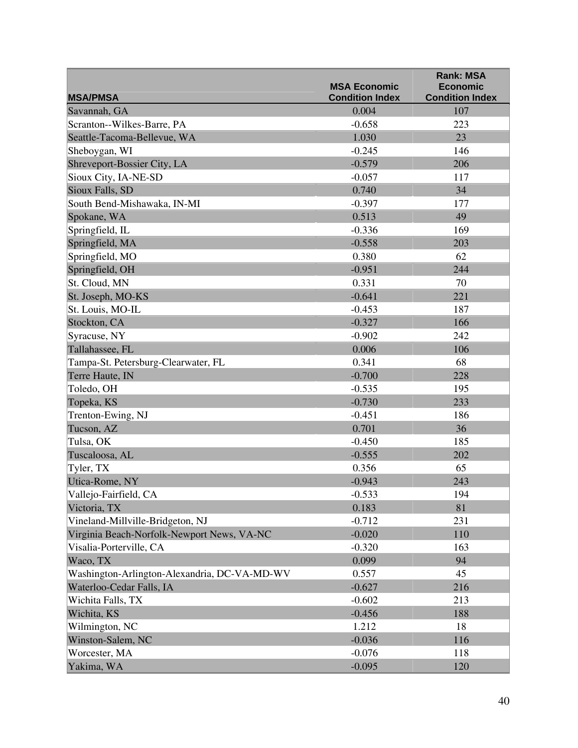| MSA/PMSA | MSA Economic Condition Index | Rank: MSA Economic Condition Index |
|---|---|---|
| Savannah, GA | 0.004 | 107 |
| Scranton--Wilkes-Barre, PA | -0.658 | 223 |
| Seattle-Tacoma-Bellevue, WA | 1.030 | 23 |
| Sheboygan, WI | -0.245 | 146 |
| Shreveport-Bossier City, LA | -0.579 | 206 |
| Sioux City, IA-NE-SD | -0.057 | 117 |
| Sioux Falls, SD | 0.740 | 34 |
| South Bend-Mishawaka, IN-MI | -0.397 | 177 |
| Spokane, WA | 0.513 | 49 |
| Springfield, IL | -0.336 | 169 |
| Springfield, MA | -0.558 | 203 |
| Springfield, MO | 0.380 | 62 |
| Springfield, OH | -0.951 | 244 |
| St. Cloud, MN | 0.331 | 70 |
| St. Joseph, MO-KS | -0.641 | 221 |
| St. Louis, MO-IL | -0.453 | 187 |
| Stockton, CA | -0.327 | 166 |
| Syracuse, NY | -0.902 | 242 |
| Tallahassee, FL | 0.006 | 106 |
| Tampa-St. Petersburg-Clearwater, FL | 0.341 | 68 |
| Terre Haute, IN | -0.700 | 228 |
| Toledo, OH | -0.535 | 195 |
| Topeka, KS | -0.730 | 233 |
| Trenton-Ewing, NJ | -0.451 | 186 |
| Tucson, AZ | 0.701 | 36 |
| Tulsa, OK | -0.450 | 185 |
| Tuscaloosa, AL | -0.555 | 202 |
| Tyler, TX | 0.356 | 65 |
| Utica-Rome, NY | -0.943 | 243 |
| Vallejo-Fairfield, CA | -0.533 | 194 |
| Victoria, TX | 0.183 | 81 |
| Vineland-Millville-Bridgeton, NJ | -0.712 | 231 |
| Virginia Beach-Norfolk-Newport News, VA-NC | -0.020 | 110 |
| Visalia-Porterville, CA | -0.320 | 163 |
| Waco, TX | 0.099 | 94 |
| Washington-Arlington-Alexandria, DC-VA-MD-WV | 0.557 | 45 |
| Waterloo-Cedar Falls, IA | -0.627 | 216 |
| Wichita Falls, TX | -0.602 | 213 |
| Wichita, KS | -0.456 | 188 |
| Wilmington, NC | 1.212 | 18 |
| Winston-Salem, NC | -0.036 | 116 |
| Worcester, MA | -0.076 | 118 |
| Yakima, WA | -0.095 | 120 |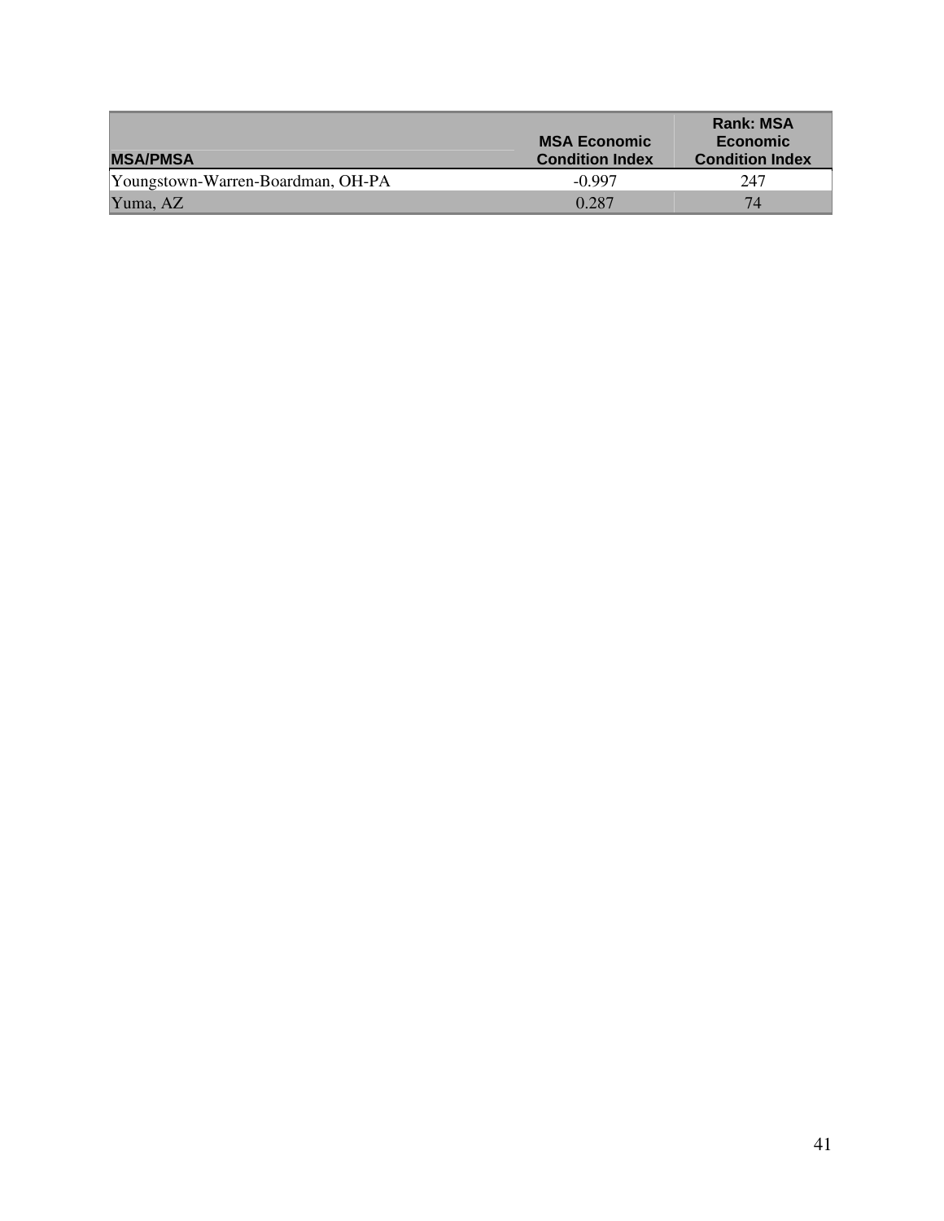| MSA/PMSA | MSA Economic Condition Index | Rank: MSA Economic Condition Index |
|---|---|---|
| Youngstown-Warren-Boardman, OH-PA | -0.997 | 247 |
| Yuma, AZ | 0.287 | 74 |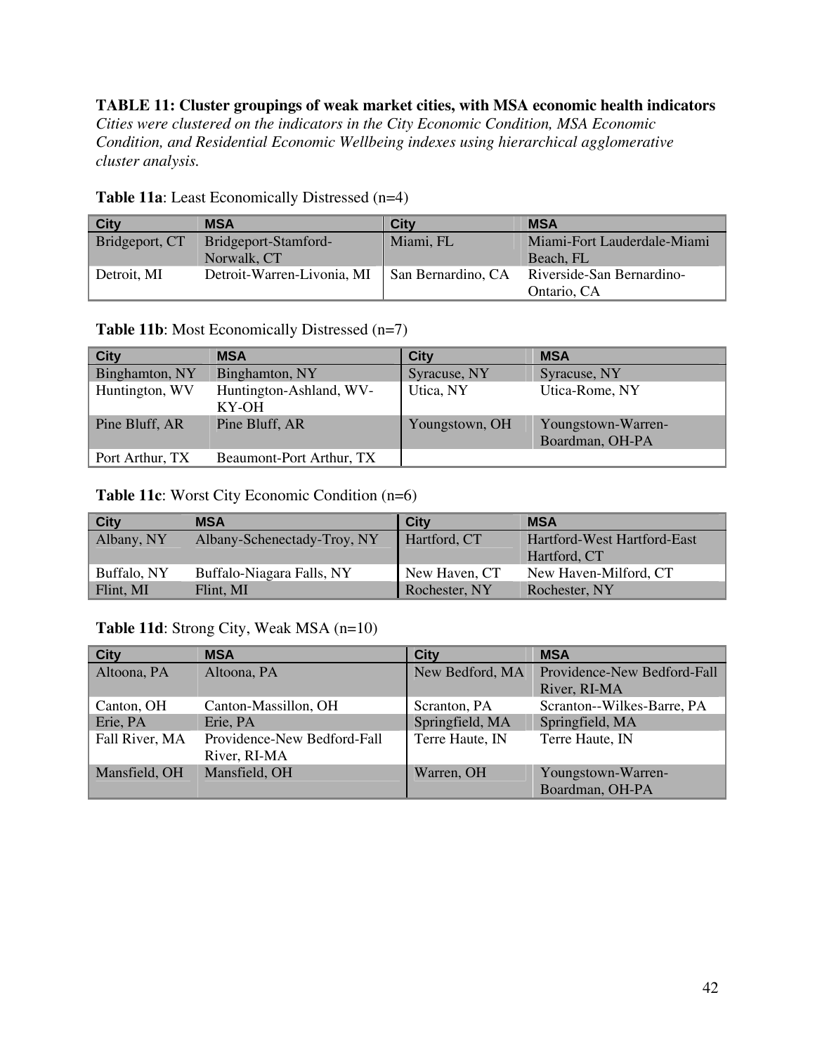**TABLE 11: Cluster groupings of weak market cities, with MSA economic health indicators**

*Cities were clustered on the indicators in the City Economic Condition, MSA Economic Condition, and Residential Economic Wellbeing indexes using hierarchical agglomerative cluster analysis.*

**Table 11a**: Least Economically Distressed (n=4)

| City | MSA | City | MSA |
|---|---|---|---|
| Bridgeport, CT | Bridgeport-Stamford-Norwalk, CT | Miami, FL | Miami-Fort Lauderdale-Miami Beach, FL |
| Detroit, MI | Detroit-Warren-Livonia, MI | San Bernardino, CA | Riverside-San Bernardino-Ontario, CA |

**Table 11b**: Most Economically Distressed (n=7)

| City | MSA | City | MSA |
|---|---|---|---|
| Binghamton, NY | Binghamton, NY | Syracuse, NY | Syracuse, NY |
| Huntington, WV | Huntington-Ashland, WV-KY-OH | Utica, NY | Utica-Rome, NY |
| Pine Bluff, AR | Pine Bluff, AR | Youngstown, OH | Youngstown-Warren-Boardman, OH-PA |
| Port Arthur, TX | Beaumont-Port Arthur, TX | | |

**Table 11c**: Worst City Economic Condition (n=6)

| City | MSA | City | MSA |
|---|---|---|---|
| Albany, NY | Albany-Schenectady-Troy, NY | Hartford, CT | Hartford-West Hartford-East Hartford, CT |
| Buffalo, NY | Buffalo-Niagara Falls, NY | New Haven, CT | New Haven-Milford, CT |
| Flint, MI | Flint, MI | Rochester, NY | Rochester, NY |

**Table 11d**: Strong City, Weak MSA (n=10)

| City | MSA | City | MSA |
|---|---|---|---|
| Altoona, PA | Altoona, PA | New Bedford, MA | Providence-New Bedford-Fall River, RI-MA |
| Canton, OH | Canton-Massillon, OH | Scranton, PA | Scranton--Wilkes-Barre, PA |
| Erie, PA | Erie, PA | Springfield, MA | Springfield, MA |
| Fall River, MA | Providence-New Bedford-Fall River, RI-MA | Terre Haute, IN | Terre Haute, IN |
| Mansfield, OH | Mansfield, OH | Warren, OH | Youngstown-Warren-Boardman, OH-PA |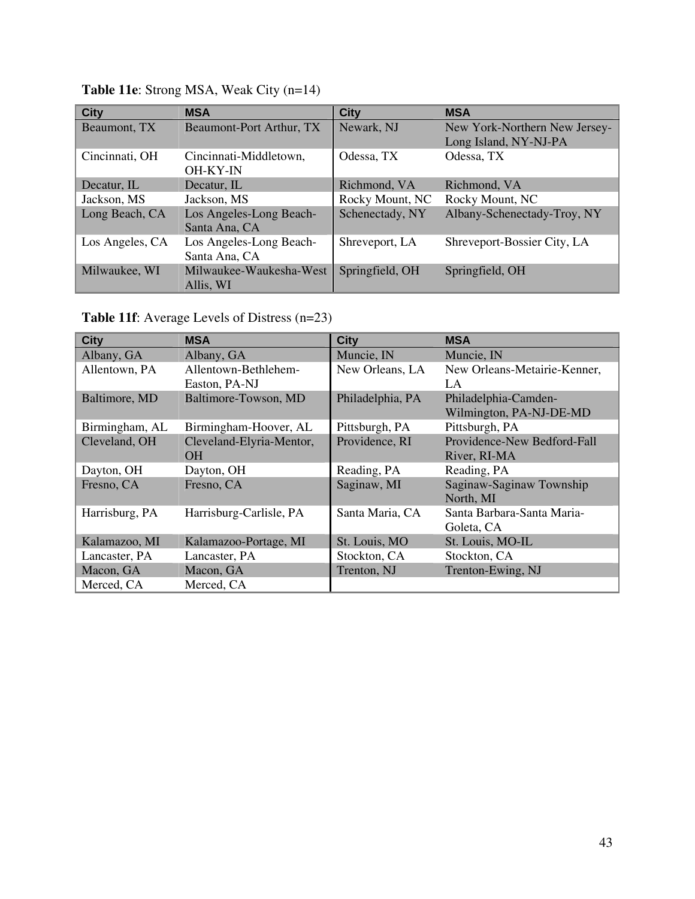**Table 11e**: Strong MSA, Weak City (n=14)

| City | MSA | City | MSA |
|---|---|---|---|
| Beaumont, TX | Beaumont-Port Arthur, TX | Newark, NJ | New York-Northern New Jersey-Long Island, NY-NJ-PA |
| Cincinnati, OH | Cincinnati-Middletown, OH-KY-IN | Odessa, TX | Odessa, TX |
| Decatur, IL | Decatur, IL | Richmond, VA | Richmond, VA |
| Jackson, MS | Jackson, MS | Rocky Mount, NC | Rocky Mount, NC |
| Long Beach, CA | Los Angeles-Long Beach-Santa Ana, CA | Schenectady, NY | Albany-Schenectady-Troy, NY |
| Los Angeles, CA | Los Angeles-Long Beach-Santa Ana, CA | Shreveport, LA | Shreveport-Bossier City, LA |
| Milwaukee, WI | Milwaukee-Waukesha-West Allis, WI | Springfield, OH | Springfield, OH |

**Table 11f**: Average Levels of Distress (n=23)

| City | MSA | City | MSA |
|---|---|---|---|
| Albany, GA | Albany, GA | Muncie, IN | Muncie, IN |
| Allentown, PA | Allentown-Bethlehem-Easton, PA-NJ | New Orleans, LA | New Orleans-Metairie-Kenner, LA |
| Baltimore, MD | Baltimore-Towson, MD | Philadelphia, PA | Philadelphia-Camden-Wilmington, PA-NJ-DE-MD |
| Birmingham, AL | Birmingham-Hoover, AL | Pittsburgh, PA | Pittsburgh, PA |
| Cleveland, OH | Cleveland-Elyria-Mentor, OH | Providence, RI | Providence-New Bedford-Fall River, RI-MA |
| Dayton, OH | Dayton, OH | Reading, PA | Reading, PA |
| Fresno, CA | Fresno, CA | Saginaw, MI | Saginaw-Saginaw Township North, MI |
| Harrisburg, PA | Harrisburg-Carlisle, PA | Santa Maria, CA | Santa Barbara-Santa Maria-Goleta, CA |
| Kalamazoo, MI | Kalamazoo-Portage, MI | St. Louis, MO | St. Louis, MO-IL |
| Lancaster, PA | Lancaster, PA | Stockton, CA | Stockton, CA |
| Macon, GA | Macon, GA | Trenton, NJ | Trenton-Ewing, NJ |
| Merced, CA | Merced, CA | | |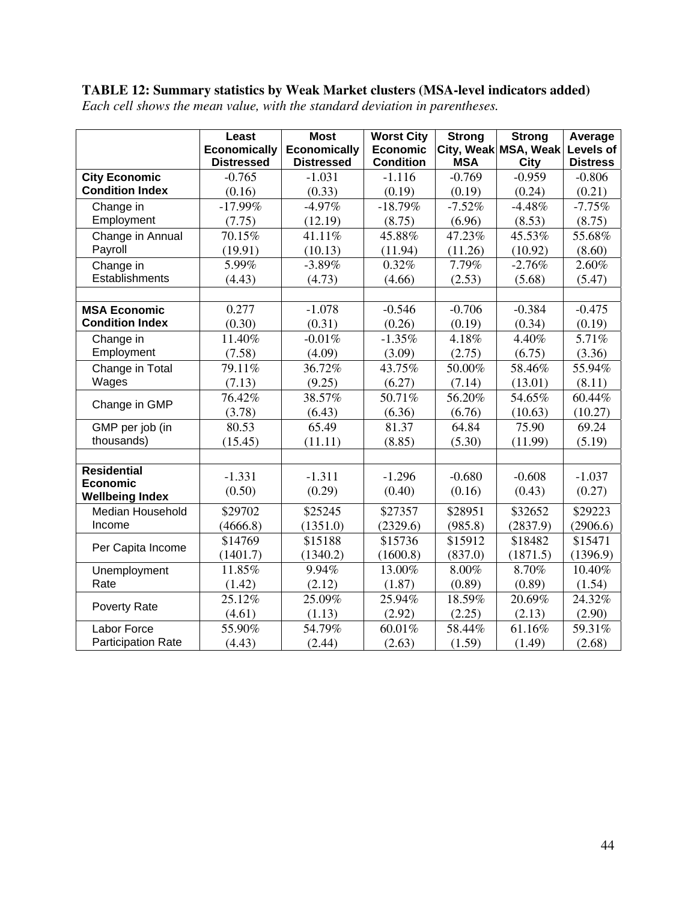**TABLE 12: Summary statistics by Weak Market clusters (MSA-level indicators added)**
*Each cell shows the mean value, with the standard deviation in parentheses.*

| | Least Economically Distressed | Most Economically Distressed | Worst City Economic Condition | Strong City, Weak MSA | Strong MSA, Weak City | Average Levels of Distress |
|---|---|---|---|---|---|---|
| **City Economic Condition Index** | -0.765<br>(0.16) | -1.031<br>(0.33) | -1.116<br>(0.19) | -0.769<br>(0.19) | -0.959<br>(0.24) | -0.806<br>(0.21) |
| Change in Employment | -17.99%<br>(7.75) | -4.97%<br>(12.19) | -18.79%<br>(8.75) | -7.52%<br>(6.96) | -4.48%<br>(8.53) | -7.75%<br>(8.75) |
| Change in Annual Payroll | 70.15%<br>(19.91) | 41.11%<br>(10.13) | 45.88%<br>(11.94) | 47.23%<br>(11.26) | 45.53%<br>(10.92) | 55.68%<br>(8.60) |
| Change in Establishments | 5.99%<br>(4.43) | -3.89%<br>(4.73) | 0.32%<br>(4.66) | 7.79%<br>(2.53) | -2.76%<br>(5.68) | 2.60%<br>(5.47) |
| | | | | | | |
| **MSA Economic Condition Index** | 0.277<br>(0.30) | -1.078<br>(0.31) | -0.546<br>(0.26) | -0.706<br>(0.19) | -0.384<br>(0.34) | -0.475<br>(0.19) |
| Change in Employment | 11.40%<br>(7.58) | -0.01%<br>(4.09) | -1.35%<br>(3.09) | 4.18%<br>(2.75) | 4.40%<br>(6.75) | 5.71%<br>(3.36) |
| Change in Total Wages | 79.11%<br>(7.13) | 36.72%<br>(9.25) | 43.75%<br>(6.27) | 50.00%<br>(7.14) | 58.46%<br>(13.01) | 55.94%<br>(8.11) |
| Change in GMP | 76.42%<br>(3.78) | 38.57%<br>(6.43) | 50.71%<br>(6.36) | 56.20%<br>(6.76) | 54.65%<br>(10.63) | 60.44%<br>(10.27) |
| GMP per job (in thousands) | 80.53<br>(15.45) | 65.49<br>(11.11) | 81.37<br>(8.85) | 64.84<br>(5.30) | 75.90<br>(11.99) | 69.24<br>(5.19) |
| | | | | | | |
| **Residential Economic Wellbeing Index** | -1.331<br>(0.50) | -1.311<br>(0.29) | -1.296<br>(0.40) | -0.680<br>(0.16) | -0.608<br>(0.43) | -1.037<br>(0.27) |
| Median Household Income | $29702<br>(4666.8) | $25245<br>(1351.0) | $27357<br>(2329.6) | $28951<br>(985.8) | $32652<br>(2837.9) | $29223<br>(2906.6) |
| Per Capita Income | $14769<br>(1401.7) | $15188<br>(1340.2) | $15736<br>(1600.8) | $15912<br>(837.0) | $18482<br>(1871.5) | $15471<br>(1396.9) |
| Unemployment Rate | 11.85%<br>(1.42) | 9.94%<br>(2.12) | 13.00%<br>(1.87) | 8.00%<br>(0.89) | 8.70%<br>(0.89) | 10.40%<br>(1.54) |
| Poverty Rate | 25.12%<br>(4.61) | 25.09%<br>(1.13) | 25.94%<br>(2.92) | 18.59%<br>(2.25) | 20.69%<br>(2.13) | 24.32%<br>(2.90) |
| Labor Force Participation Rate | 55.90%<br>(4.43) | 54.79%<br>(2.44) | 60.01%<br>(2.63) | 58.44%<br>(1.59) | 61.16%<br>(1.49) | 59.31%<br>(2.68) |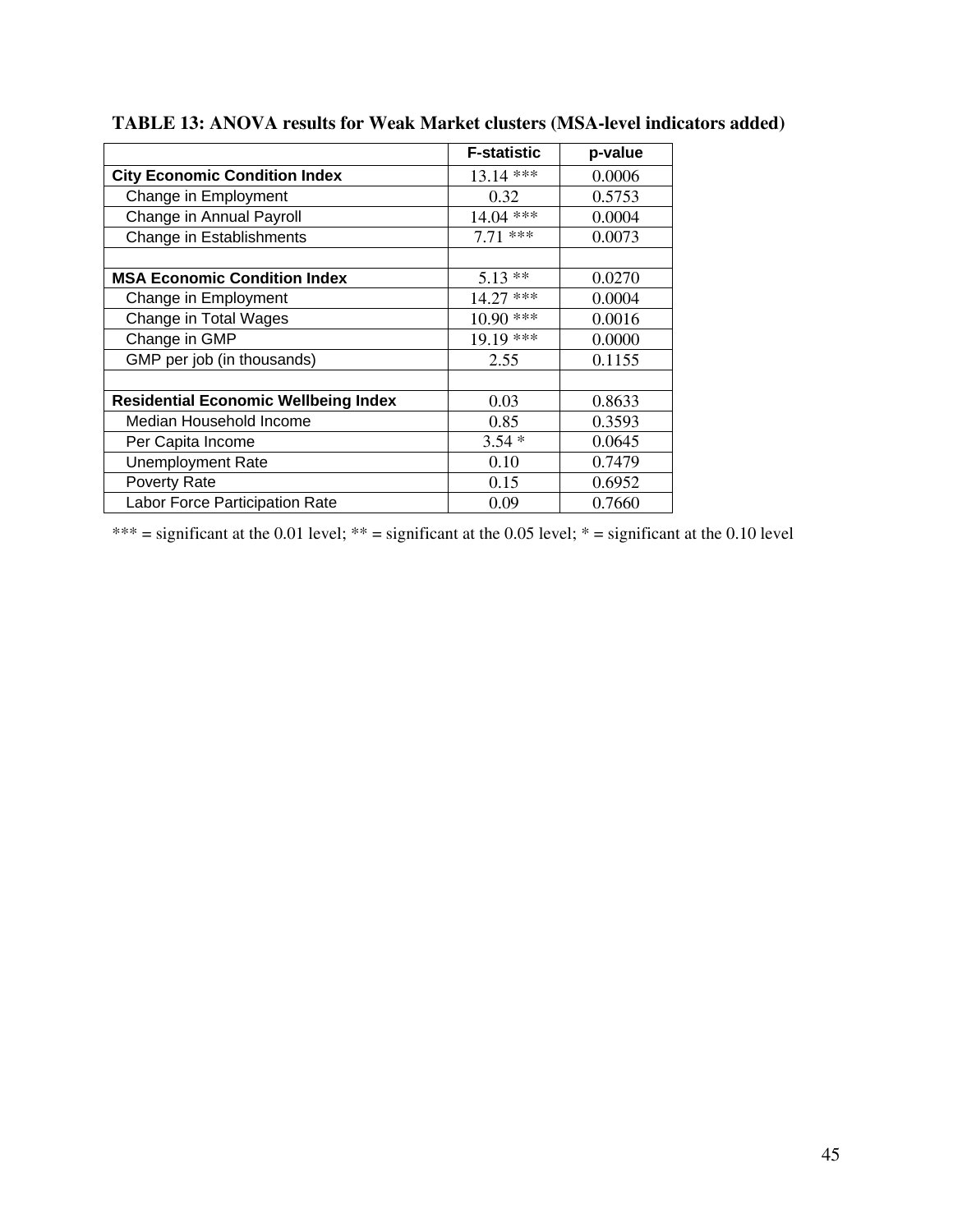**TABLE 13: ANOVA results for Weak Market clusters (MSA-level indicators added)**

| | F-statistic | p-value |
|---|---|---|
| **City Economic Condition Index** | 13.14 *** | 0.0006 |
| Change in Employment | 0.32 | 0.5753 |
| Change in Annual Payroll | 14.04 *** | 0.0004 |
| Change in Establishments | 7.71 *** | 0.0073 |
| | | |
| **MSA Economic Condition Index** | 5.13 ** | 0.0270 |
| Change in Employment | 14.27 *** | 0.0004 |
| Change in Total Wages | 10.90 *** | 0.0016 |
| Change in GMP | 19.19 *** | 0.0000 |
| GMP per job (in thousands) | 2.55 | 0.1155 |
| | | |
| **Residential Economic Wellbeing Index** | 0.03 | 0.8633 |
| Median Household Income | 0.85 | 0.3593 |
| Per Capita Income | 3.54 * | 0.0645 |
| Unemployment Rate | 0.10 | 0.7479 |
| Poverty Rate | 0.15 | 0.6952 |
| Labor Force Participation Rate | 0.09 | 0.7660 |

*** = significant at the 0.01 level; ** = significant at the 0.05 level; * = significant at the 0.10 level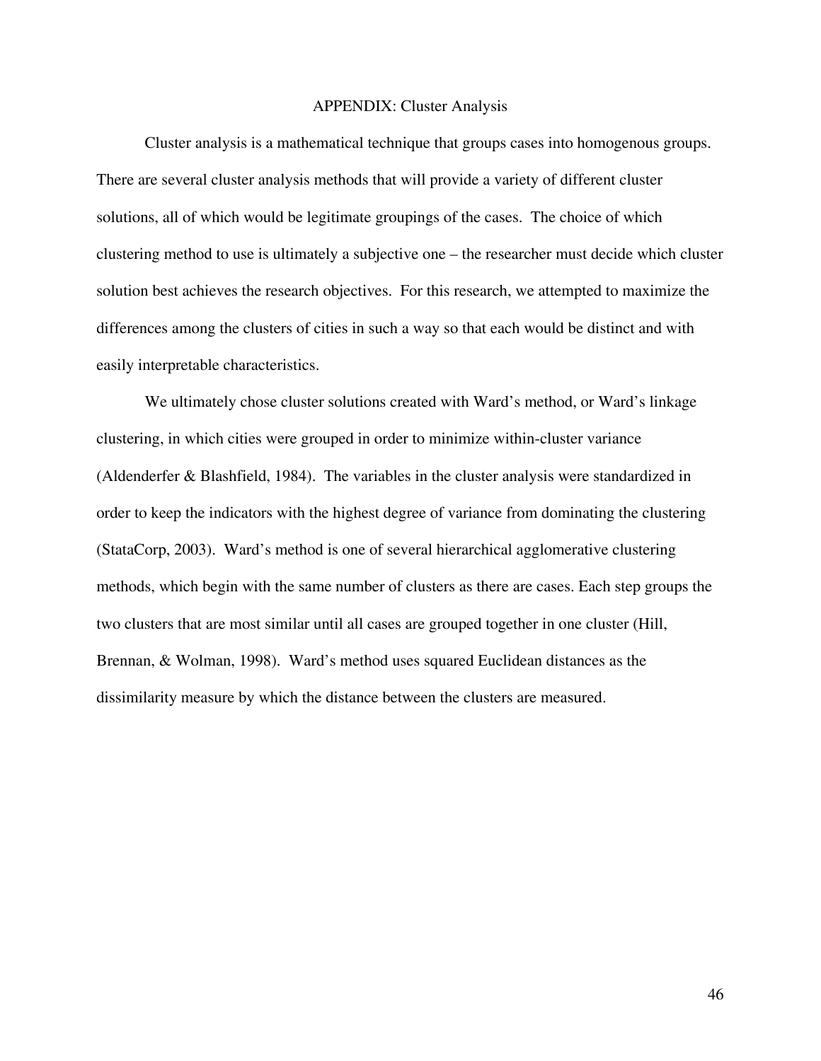# APPENDIX: Cluster Analysis

Cluster analysis is a mathematical technique that groups cases into homogenous groups. There are several cluster analysis methods that will provide a variety of different cluster solutions, all of which would be legitimate groupings of the cases. The choice of which clustering method to use is ultimately a subjective one – the researcher must decide which cluster solution best achieves the research objectives. For this research, we attempted to maximize the differences among the clusters of cities in such a way so that each would be distinct and with easily interpretable characteristics.

We ultimately chose cluster solutions created with Ward's method, or Ward's linkage clustering, in which cities were grouped in order to minimize within-cluster variance (Aldenderfer & Blashfield, 1984). The variables in the cluster analysis were standardized in order to keep the indicators with the highest degree of variance from dominating the clustering (StataCorp, 2003). Ward's method is one of several hierarchical agglomerative clustering methods, which begin with the same number of clusters as there are cases. Each step groups the two clusters that are most similar until all cases are grouped together in one cluster (Hill, Brennan, & Wolman, 1998). Ward's method uses squared Euclidean distances as the dissimilarity measure by which the distance between the clusters are measured.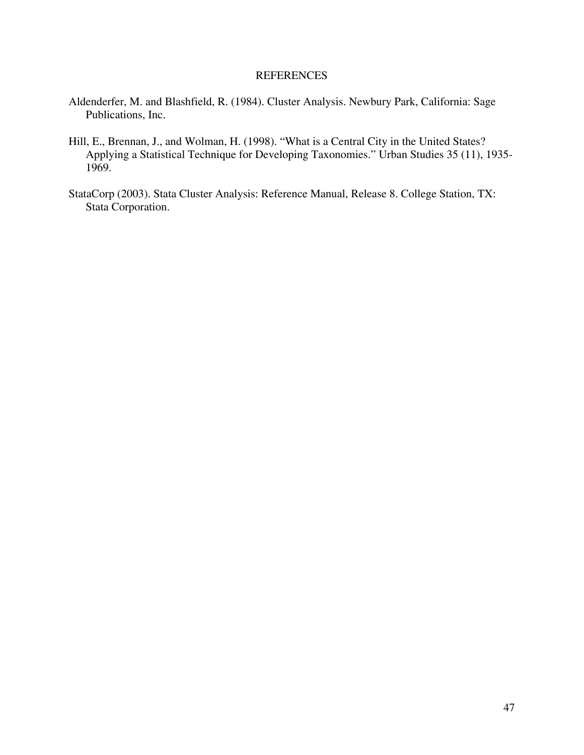# REFERENCES

Aldenderfer, M. and Blashfield, R. (1984). Cluster Analysis. Newbury Park, California: Sage Publications, Inc.

Hill, E., Brennan, J., and Wolman, H. (1998). “What is a Central City in the United States? Applying a Statistical Technique for Developing Taxonomies.” Urban Studies 35 (11), 1935-1969.

StataCorp (2003). Stata Cluster Analysis: Reference Manual, Release 8. College Station, TX: Stata Corporation.